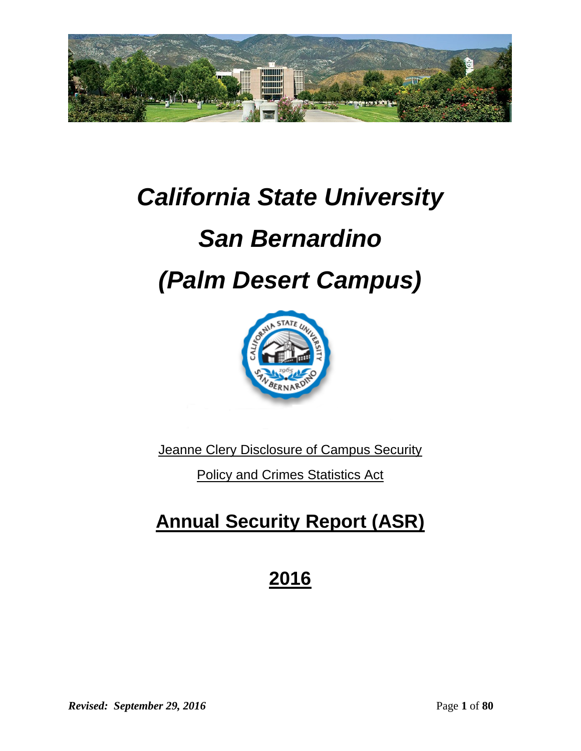# *California State University*

# *San Bernardino*

# *(Palm Desert Campus)*

Jeanne Clery Disclosure of Campus Security

Policy and Crimes Statistics Act

## Annual Security Report (ASR)

## 2016

***Revised: September 29, 2016***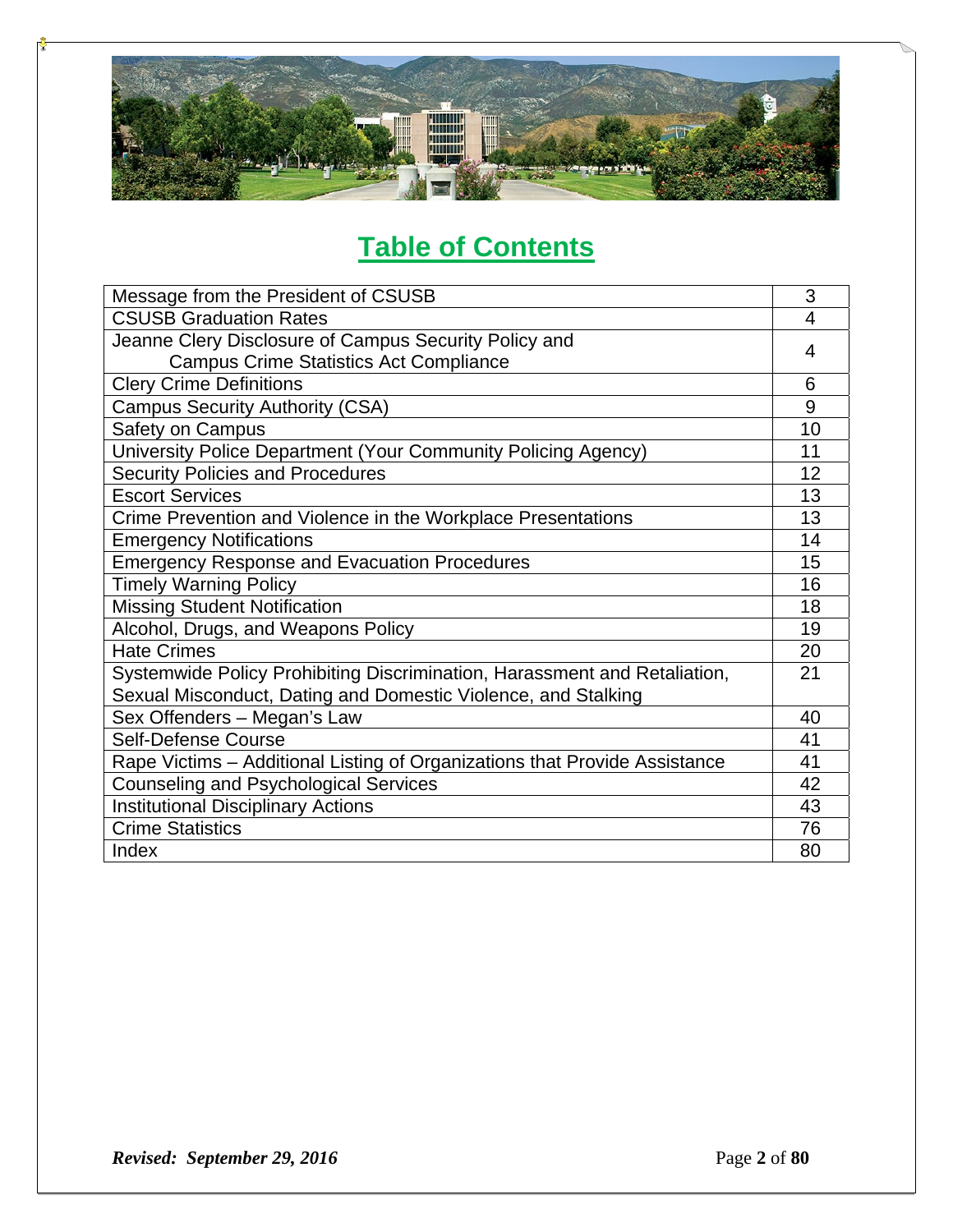# Table of Contents

| | |
|---|---|
| Message from the President of CSUSB | 3 |
| CSUSB Graduation Rates | 4 |
| Jeanne Clery Disclosure of Campus Security Policy and Campus Crime Statistics Act Compliance | 4 |
| Clery Crime Definitions | 6 |
| Campus Security Authority (CSA) | 9 |
| Safety on Campus | 10 |
| University Police Department (Your Community Policing Agency) | 11 |
| Security Policies and Procedures | 12 |
| Escort Services | 13 |
| Crime Prevention and Violence in the Workplace Presentations | 13 |
| Emergency Notifications | 14 |
| Emergency Response and Evacuation Procedures | 15 |
| Timely Warning Policy | 16 |
| Missing Student Notification | 18 |
| Alcohol, Drugs, and Weapons Policy | 19 |
| Hate Crimes | 20 |
| Systemwide Policy Prohibiting Discrimination, Harassment and Retaliation, Sexual Misconduct, Dating and Domestic Violence, and Stalking | 21 |
| Sex Offenders – Megan's Law | 40 |
| Self-Defense Course | 41 |
| Rape Victims – Additional Listing of Organizations that Provide Assistance | 41 |
| Counseling and Psychological Services | 42 |
| Institutional Disciplinary Actions | 43 |
| Crime Statistics | 76 |
| Index | 80 |

***Revised: September 29, 2016***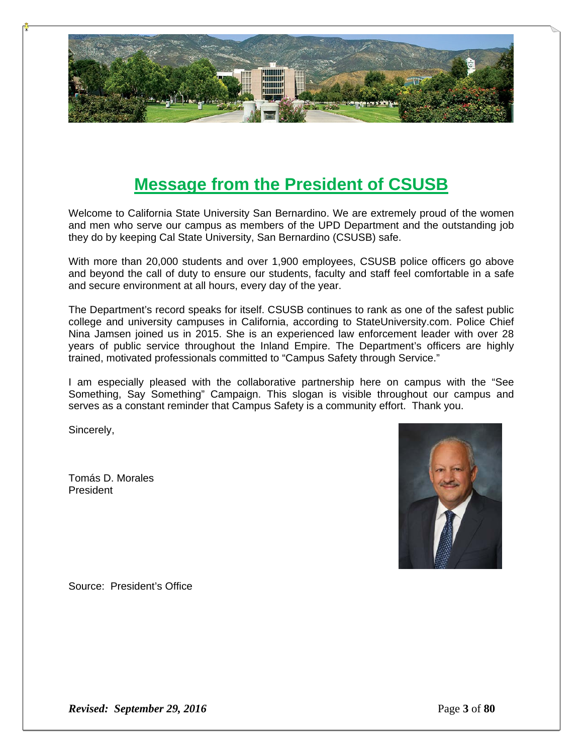# Message from the President of CSUSB

Welcome to California State University San Bernardino. We are extremely proud of the women and men who serve our campus as members of the UPD Department and the outstanding job they do by keeping Cal State University, San Bernardino (CSUSB) safe.

With more than 20,000 students and over 1,900 employees, CSUSB police officers go above and beyond the call of duty to ensure our students, faculty and staff feel comfortable in a safe and secure environment at all hours, every day of the year.

The Department's record speaks for itself. CSUSB continues to rank as one of the safest public college and university campuses in California, according to StateUniversity.com. Police Chief Nina Jamsen joined us in 2015. She is an experienced law enforcement leader with over 28 years of public service throughout the Inland Empire. The Department's officers are highly trained, motivated professionals committed to "Campus Safety through Service."

I am especially pleased with the collaborative partnership here on campus with the "See Something, Say Something" Campaign. This slogan is visible throughout our campus and serves as a constant reminder that Campus Safety is a community effort. Thank you.

Sincerely,

Tomás D. Morales
President

Source: President's Office

***Revised: September 29, 2016***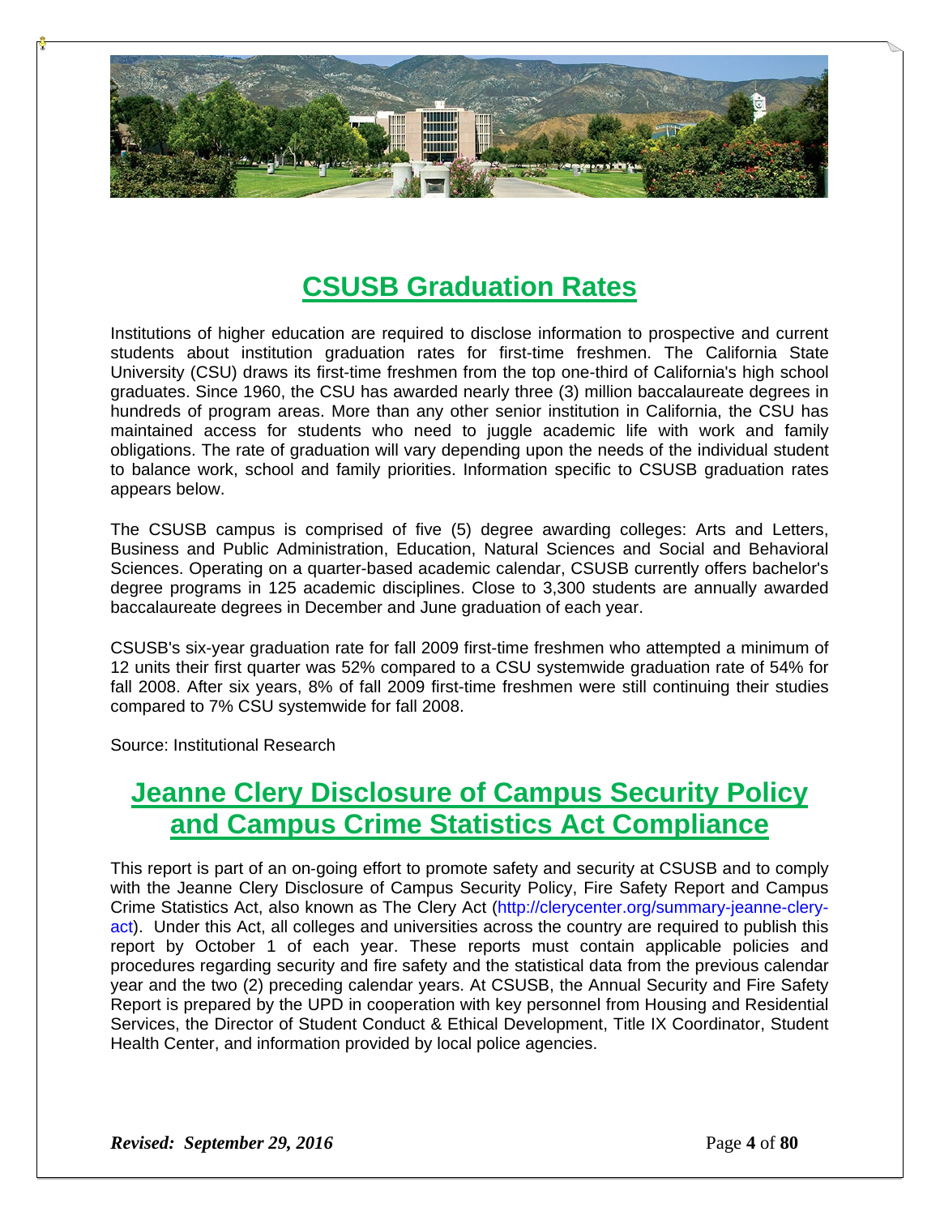# CSUSB Graduation Rates

Institutions of higher education are required to disclose information to prospective and current students about institution graduation rates for first-time freshmen. The California State University (CSU) draws its first-time freshmen from the top one-third of California's high school graduates. Since 1960, the CSU has awarded nearly three (3) million baccalaureate degrees in hundreds of program areas. More than any other senior institution in California, the CSU has maintained access for students who need to juggle academic life with work and family obligations. The rate of graduation will vary depending upon the needs of the individual student to balance work, school and family priorities. Information specific to CSUSB graduation rates appears below.

The CSUSB campus is comprised of five (5) degree awarding colleges: Arts and Letters, Business and Public Administration, Education, Natural Sciences and Social and Behavioral Sciences. Operating on a quarter-based academic calendar, CSUSB currently offers bachelor's degree programs in 125 academic disciplines. Close to 3,300 students are annually awarded baccalaureate degrees in December and June graduation of each year.

CSUSB's six-year graduation rate for fall 2009 first-time freshmen who attempted a minimum of 12 units their first quarter was 52% compared to a CSU systemwide graduation rate of 54% for fall 2008. After six years, 8% of fall 2009 first-time freshmen were still continuing their studies compared to 7% CSU systemwide for fall 2008.

Source: Institutional Research

# Jeanne Clery Disclosure of Campus Security Policy and Campus Crime Statistics Act Compliance

This report is part of an on-going effort to promote safety and security at CSUSB and to comply with the Jeanne Clery Disclosure of Campus Security Policy, Fire Safety Report and Campus Crime Statistics Act, also known as The Clery Act (http://clerycenter.org/summary-jeanne-clery-act). Under this Act, all colleges and universities across the country are required to publish this report by October 1 of each year. These reports must contain applicable policies and procedures regarding security and fire safety and the statistical data from the previous calendar year and the two (2) preceding calendar years. At CSUSB, the Annual Security and Fire Safety Report is prepared by the UPD in cooperation with key personnel from Housing and Residential Services, the Director of Student Conduct & Ethical Development, Title IX Coordinator, Student Health Center, and information provided by local police agencies.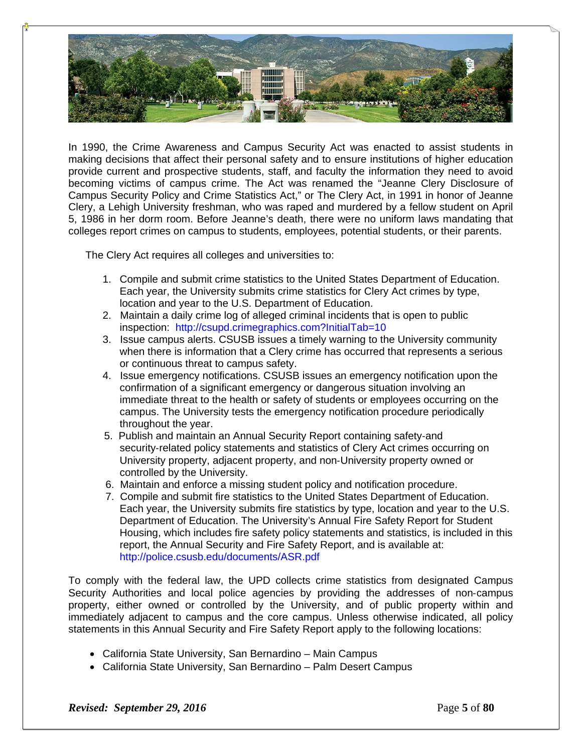In 1990, the Crime Awareness and Campus Security Act was enacted to assist students in making decisions that affect their personal safety and to ensure institutions of higher education provide current and prospective students, staff, and faculty the information they need to avoid becoming victims of campus crime. The Act was renamed the "Jeanne Clery Disclosure of Campus Security Policy and Crime Statistics Act," or The Clery Act, in 1991 in honor of Jeanne Clery, a Lehigh University freshman, who was raped and murdered by a fellow student on April 5, 1986 in her dorm room. Before Jeanne's death, there were no uniform laws mandating that colleges report crimes on campus to students, employees, potential students, or their parents.

The Clery Act requires all colleges and universities to:

1. Compile and submit crime statistics to the United States Department of Education. Each year, the University submits crime statistics for Clery Act crimes by type, location and year to the U.S. Department of Education.
2. Maintain a daily crime log of alleged criminal incidents that is open to public inspection: http://csupd.crimegraphics.com?InitialTab=10
3. Issue campus alerts. CSUSB issues a timely warning to the University community when there is information that a Clery crime has occurred that represents a serious or continuous threat to campus safety.
4. Issue emergency notifications. CSUSB issues an emergency notification upon the confirmation of a significant emergency or dangerous situation involving an immediate threat to the health or safety of students or employees occurring on the campus. The University tests the emergency notification procedure periodically throughout the year.
5. Publish and maintain an Annual Security Report containing safety-and security-related policy statements and statistics of Clery Act crimes occurring on University property, adjacent property, and non-University property owned or controlled by the University.
6. Maintain and enforce a missing student policy and notification procedure.
7. Compile and submit fire statistics to the United States Department of Education. Each year, the University submits fire statistics by type, location and year to the U.S. Department of Education. The University's Annual Fire Safety Report for Student Housing, which includes fire safety policy statements and statistics, is included in this report, the Annual Security and Fire Safety Report, and is available at: http://police.csusb.edu/documents/ASR.pdf

To comply with the federal law, the UPD collects crime statistics from designated Campus Security Authorities and local police agencies by providing the addresses of non-campus property, either owned or controlled by the University, and of public property within and immediately adjacent to campus and the core campus. Unless otherwise indicated, all policy statements in this Annual Security and Fire Safety Report apply to the following locations:

- California State University, San Bernardino – Main Campus
- California State University, San Bernardino – Palm Desert Campus

*Revised: September 29, 2016*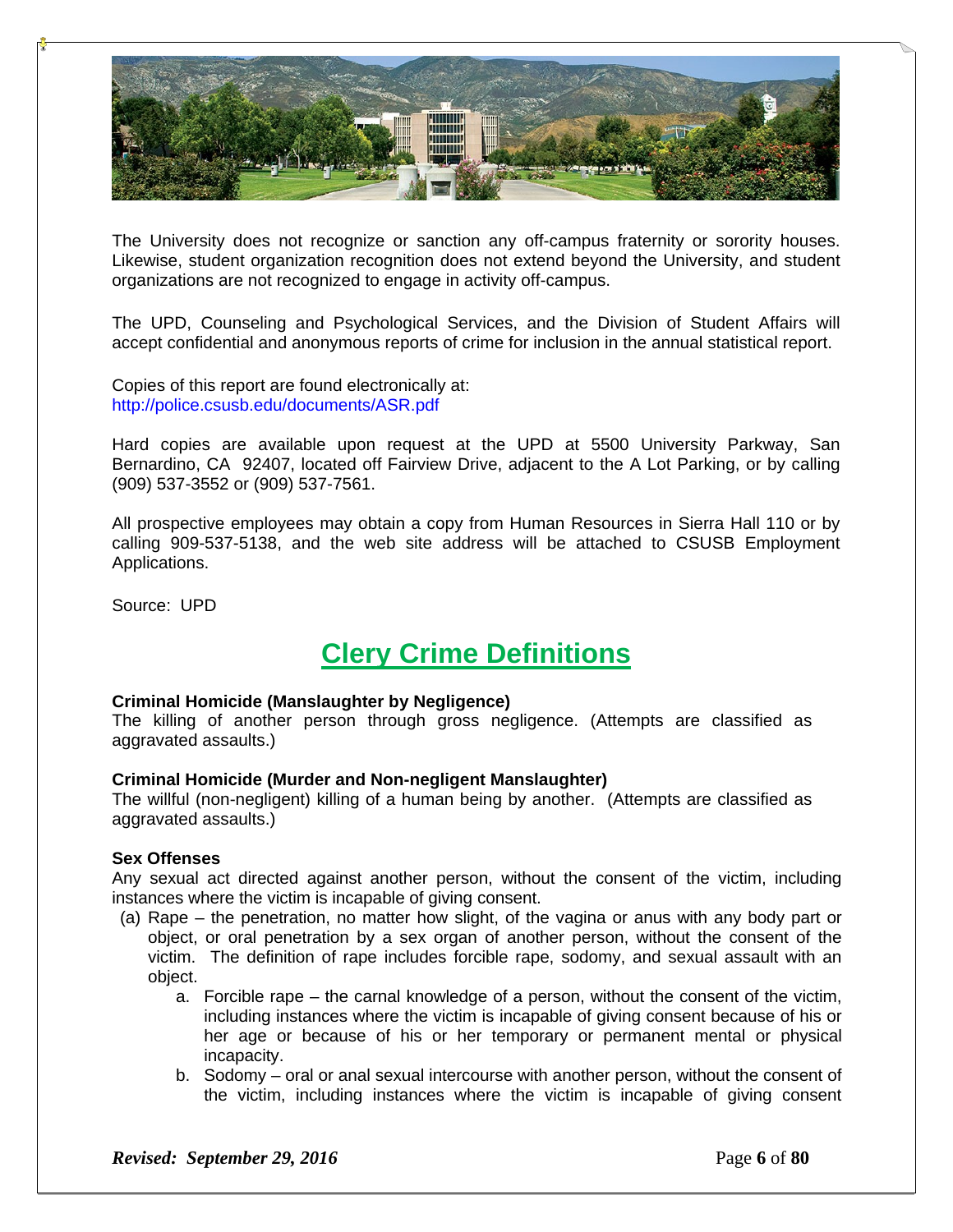The University does not recognize or sanction any off-campus fraternity or sorority houses. Likewise, student organization recognition does not extend beyond the University, and student organizations are not recognized to engage in activity off-campus.

The UPD, Counseling and Psychological Services, and the Division of Student Affairs will accept confidential and anonymous reports of crime for inclusion in the annual statistical report.

Copies of this report are found electronically at:
http://police.csusb.edu/documents/ASR.pdf

Hard copies are available upon request at the UPD at 5500 University Parkway, San Bernardino, CA 92407, located off Fairview Drive, adjacent to the A Lot Parking, or by calling (909) 537-3552 or (909) 537-7561.

All prospective employees may obtain a copy from Human Resources in Sierra Hall 110 or by calling 909-537-5138, and the web site address will be attached to CSUSB Employment Applications.

Source: UPD

## Clery Crime Definitions

**Criminal Homicide (Manslaughter by Negligence)**
The killing of another person through gross negligence. (Attempts are classified as aggravated assaults.)

**Criminal Homicide (Murder and Non-negligent Manslaughter)**
The willful (non-negligent) killing of a human being by another. (Attempts are classified as aggravated assaults.)

**Sex Offenses**
Any sexual act directed against another person, without the consent of the victim, including instances where the victim is incapable of giving consent.

(a) Rape – the penetration, no matter how slight, of the vagina or anus with any body part or object, or oral penetration by a sex organ of another person, without the consent of the victim. The definition of rape includes forcible rape, sodomy, and sexual assault with an object.

   a. Forcible rape – the carnal knowledge of a person, without the consent of the victim, including instances where the victim is incapable of giving consent because of his or her age or because of his or her temporary or permanent mental or physical incapacity.
   b. Sodomy – oral or anal sexual intercourse with another person, without the consent of the victim, including instances where the victim is incapable of giving consent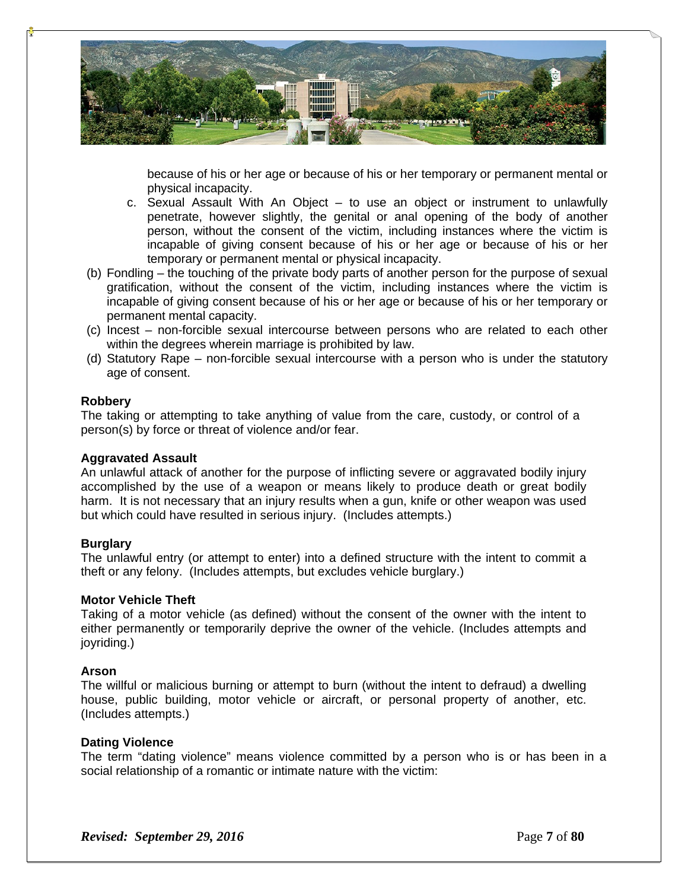because of his or her age or because of his or her temporary or permanent mental or physical incapacity.

   c. Sexual Assault With An Object – to use an object or instrument to unlawfully penetrate, however slightly, the genital or anal opening of the body of another person, without the consent of the victim, including instances where the victim is incapable of giving consent because of his or her age or because of his or her temporary or permanent mental or physical incapacity.

(b) Fondling – the touching of the private body parts of another person for the purpose of sexual gratification, without the consent of the victim, including instances where the victim is incapable of giving consent because of his or her age or because of his or her temporary or permanent mental capacity.

(c) Incest – non-forcible sexual intercourse between persons who are related to each other within the degrees wherein marriage is prohibited by law.

(d) Statutory Rape – non-forcible sexual intercourse with a person who is under the statutory age of consent.

**Robbery**

The taking or attempting to take anything of value from the care, custody, or control of a person(s) by force or threat of violence and/or fear.

**Aggravated Assault**

An unlawful attack of another for the purpose of inflicting severe or aggravated bodily injury accomplished by the use of a weapon or means likely to produce death or great bodily harm. It is not necessary that an injury results when a gun, knife or other weapon was used but which could have resulted in serious injury. (Includes attempts.)

**Burglary**

The unlawful entry (or attempt to enter) into a defined structure with the intent to commit a theft or any felony. (Includes attempts, but excludes vehicle burglary.)

**Motor Vehicle Theft**

Taking of a motor vehicle (as defined) without the consent of the owner with the intent to either permanently or temporarily deprive the owner of the vehicle. (Includes attempts and joyriding.)

**Arson**

The willful or malicious burning or attempt to burn (without the intent to defraud) a dwelling house, public building, motor vehicle or aircraft, or personal property of another, etc. (Includes attempts.)

**Dating Violence**

The term “dating violence” means violence committed by a person who is or has been in a social relationship of a romantic or intimate nature with the victim: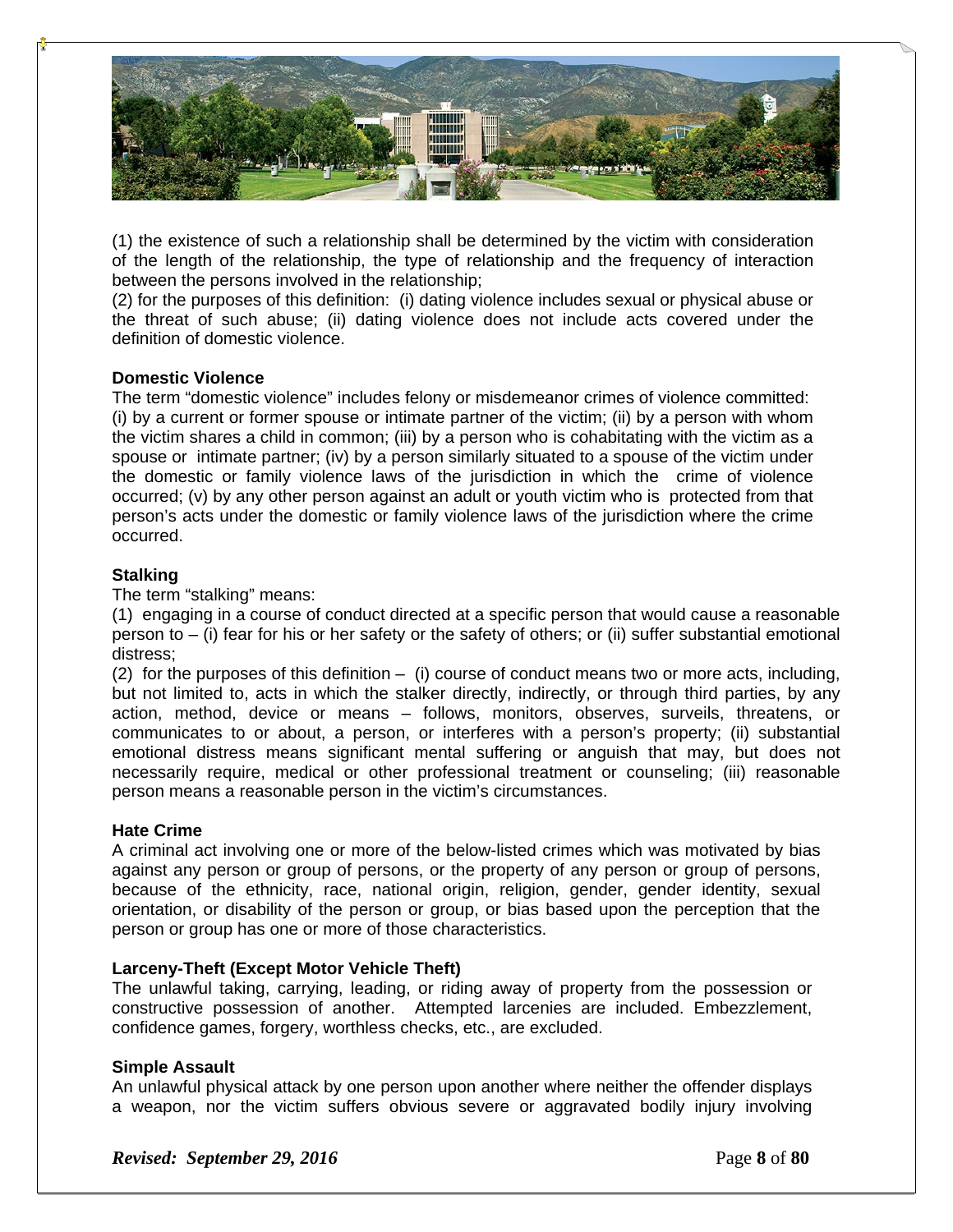(1) the existence of such a relationship shall be determined by the victim with consideration of the length of the relationship, the type of relationship and the frequency of interaction between the persons involved in the relationship;
(2) for the purposes of this definition: (i) dating violence includes sexual or physical abuse or the threat of such abuse; (ii) dating violence does not include acts covered under the definition of domestic violence.

**Domestic Violence**
The term "domestic violence" includes felony or misdemeanor crimes of violence committed: (i) by a current or former spouse or intimate partner of the victim; (ii) by a person with whom the victim shares a child in common; (iii) by a person who is cohabitating with the victim as a spouse or intimate partner; (iv) by a person similarly situated to a spouse of the victim under the domestic or family violence laws of the jurisdiction in which the crime of violence occurred; (v) by any other person against an adult or youth victim who is protected from that person's acts under the domestic or family violence laws of the jurisdiction where the crime occurred.

**Stalking**
The term "stalking" means:
(1) engaging in a course of conduct directed at a specific person that would cause a reasonable person to – (i) fear for his or her safety or the safety of others; or (ii) suffer substantial emotional distress;
(2) for the purposes of this definition – (i) course of conduct means two or more acts, including, but not limited to, acts in which the stalker directly, indirectly, or through third parties, by any action, method, device or means – follows, monitors, observes, surveils, threatens, or communicates to or about, a person, or interferes with a person's property; (ii) substantial emotional distress means significant mental suffering or anguish that may, but does not necessarily require, medical or other professional treatment or counseling; (iii) reasonable person means a reasonable person in the victim's circumstances.

**Hate Crime**
A criminal act involving one or more of the below-listed crimes which was motivated by bias against any person or group of persons, or the property of any person or group of persons, because of the ethnicity, race, national origin, religion, gender, gender identity, sexual orientation, or disability of the person or group, or bias based upon the perception that the person or group has one or more of those characteristics.

**Larceny-Theft (Except Motor Vehicle Theft)**
The unlawful taking, carrying, leading, or riding away of property from the possession or constructive possession of another. Attempted larcenies are included. Embezzlement, confidence games, forgery, worthless checks, etc., are excluded.

**Simple Assault**
An unlawful physical attack by one person upon another where neither the offender displays a weapon, nor the victim suffers obvious severe or aggravated bodily injury involving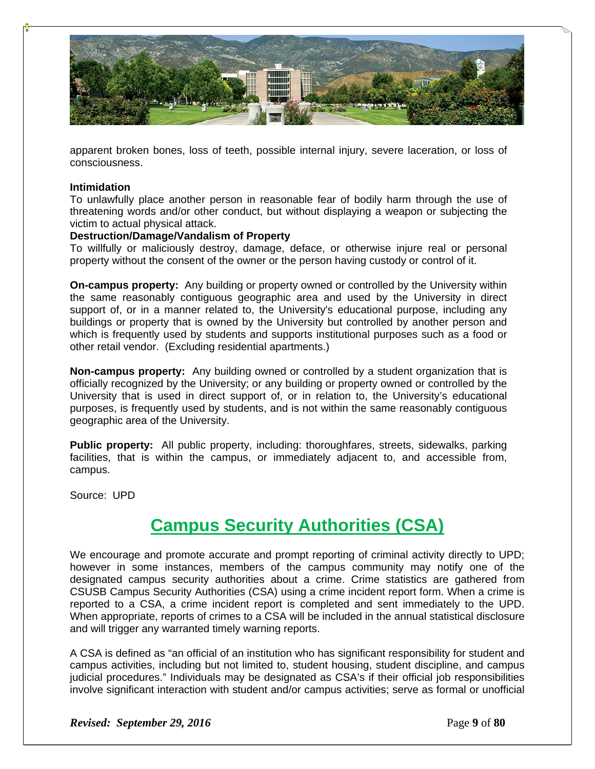apparent broken bones, loss of teeth, possible internal injury, severe laceration, or loss of consciousness.

**Intimidation**
To unlawfully place another person in reasonable fear of bodily harm through the use of threatening words and/or other conduct, but without displaying a weapon or subjecting the victim to actual physical attack.

**Destruction/Damage/Vandalism of Property**
To willfully or maliciously destroy, damage, deface, or otherwise injure real or personal property without the consent of the owner or the person having custody or control of it.

**On-campus property:** Any building or property owned or controlled by the University within the same reasonably contiguous geographic area and used by the University in direct support of, or in a manner related to, the University's educational purpose, including any buildings or property that is owned by the University but controlled by another person and which is frequently used by students and supports institutional purposes such as a food or other retail vendor. (Excluding residential apartments.)

**Non-campus property:** Any building owned or controlled by a student organization that is officially recognized by the University; or any building or property owned or controlled by the University that is used in direct support of, or in relation to, the University's educational purposes, is frequently used by students, and is not within the same reasonably contiguous geographic area of the University.

**Public property:** All public property, including: thoroughfares, streets, sidewalks, parking facilities, that is within the campus, or immediately adjacent to, and accessible from, campus.

Source: UPD

## Campus Security Authorities (CSA)

We encourage and promote accurate and prompt reporting of criminal activity directly to UPD; however in some instances, members of the campus community may notify one of the designated campus security authorities about a crime. Crime statistics are gathered from CSUSB Campus Security Authorities (CSA) using a crime incident report form. When a crime is reported to a CSA, a crime incident report is completed and sent immediately to the UPD. When appropriate, reports of crimes to a CSA will be included in the annual statistical disclosure and will trigger any warranted timely warning reports.

A CSA is defined as "an official of an institution who has significant responsibility for student and campus activities, including but not limited to, student housing, student discipline, and campus judicial procedures." Individuals may be designated as CSA's if their official job responsibilities involve significant interaction with student and/or campus activities; serve as formal or unofficial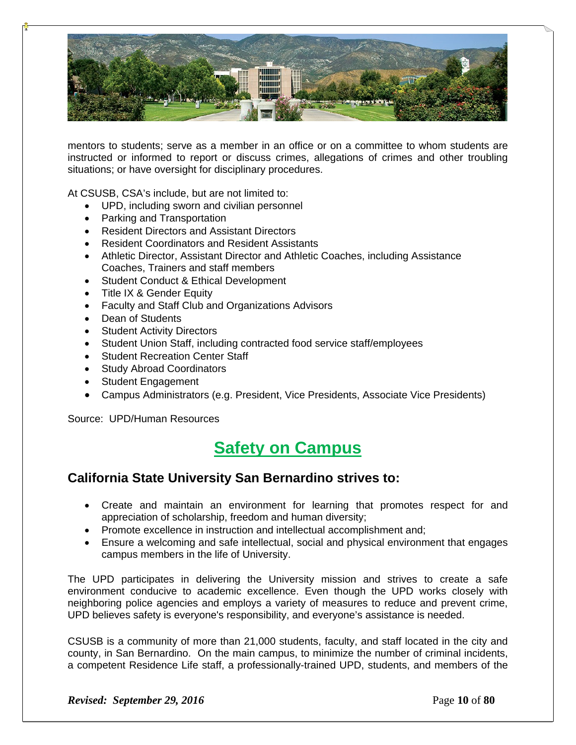mentors to students; serve as a member in an office or on a committee to whom students are instructed or informed to report or discuss crimes, allegations of crimes and other troubling situations; or have oversight for disciplinary procedures.

At CSUSB, CSA's include, but are not limited to:

- UPD, including sworn and civilian personnel
- Parking and Transportation
- Resident Directors and Assistant Directors
- Resident Coordinators and Resident Assistants
- Athletic Director, Assistant Director and Athletic Coaches, including Assistance Coaches, Trainers and staff members
- Student Conduct & Ethical Development
- Title IX & Gender Equity
- Faculty and Staff Club and Organizations Advisors
- Dean of Students
- Student Activity Directors
- Student Union Staff, including contracted food service staff/employees
- Student Recreation Center Staff
- Study Abroad Coordinators
- Student Engagement
- Campus Administrators (e.g. President, Vice Presidents, Associate Vice Presidents)

Source: UPD/Human Resources

# Safety on Campus

## California State University San Bernardino strives to:

- Create and maintain an environment for learning that promotes respect for and appreciation of scholarship, freedom and human diversity;
- Promote excellence in instruction and intellectual accomplishment and;
- Ensure a welcoming and safe intellectual, social and physical environment that engages campus members in the life of University.

The UPD participates in delivering the University mission and strives to create a safe environment conducive to academic excellence. Even though the UPD works closely with neighboring police agencies and employs a variety of measures to reduce and prevent crime, UPD believes safety is everyone's responsibility, and everyone's assistance is needed.

CSUSB is a community of more than 21,000 students, faculty, and staff located in the city and county, in San Bernardino. On the main campus, to minimize the number of criminal incidents, a competent Residence Life staff, a professionally-trained UPD, students, and members of the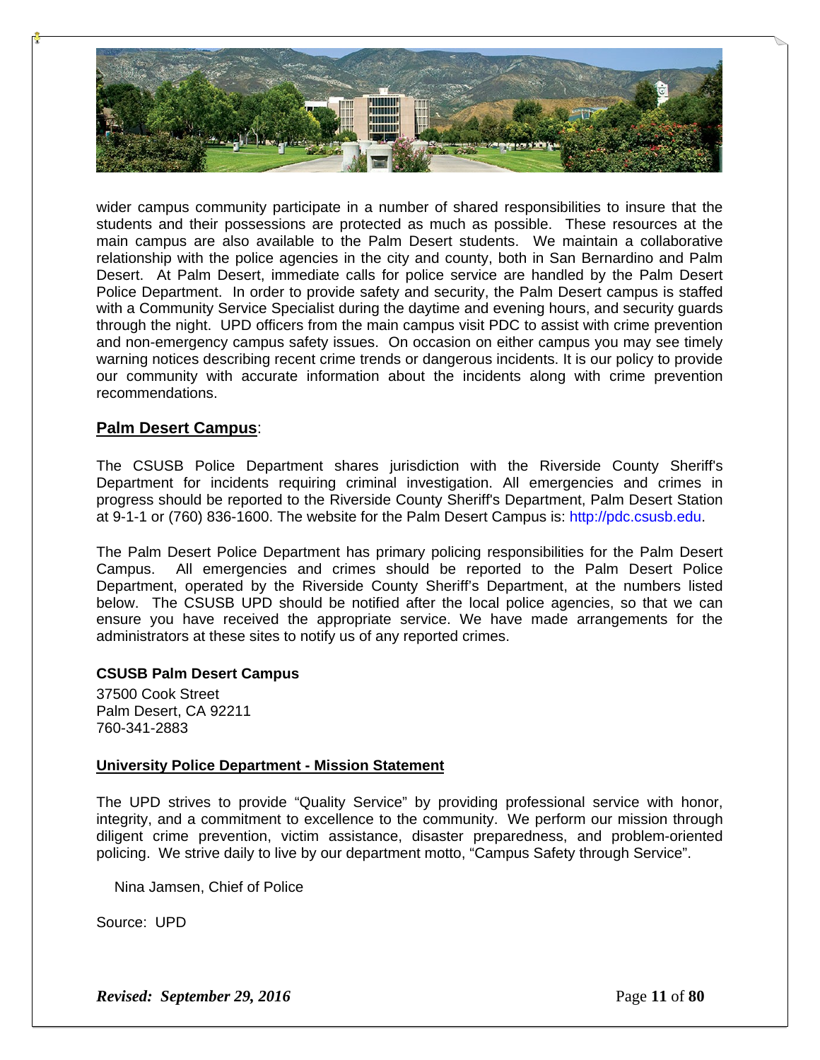wider campus community participate in a number of shared responsibilities to insure that the students and their possessions are protected as much as possible. These resources at the main campus are also available to the Palm Desert students. We maintain a collaborative relationship with the police agencies in the city and county, both in San Bernardino and Palm Desert. At Palm Desert, immediate calls for police service are handled by the Palm Desert Police Department. In order to provide safety and security, the Palm Desert campus is staffed with a Community Service Specialist during the daytime and evening hours, and security guards through the night. UPD officers from the main campus visit PDC to assist with crime prevention and non-emergency campus safety issues. On occasion on either campus you may see timely warning notices describing recent crime trends or dangerous incidents. It is our policy to provide our community with accurate information about the incidents along with crime prevention recommendations.

## Palm Desert Campus:

The CSUSB Police Department shares jurisdiction with the Riverside County Sheriff's Department for incidents requiring criminal investigation. All emergencies and crimes in progress should be reported to the Riverside County Sheriff's Department, Palm Desert Station at 9-1-1 or (760) 836-1600. The website for the Palm Desert Campus is: http://pdc.csusb.edu.

The Palm Desert Police Department has primary policing responsibilities for the Palm Desert Campus. All emergencies and crimes should be reported to the Palm Desert Police Department, operated by the Riverside County Sheriff's Department, at the numbers listed below. The CSUSB UPD should be notified after the local police agencies, so that we can ensure you have received the appropriate service. We have made arrangements for the administrators at these sites to notify us of any reported crimes.

**CSUSB Palm Desert Campus**
37500 Cook Street
Palm Desert, CA 92211
760-341-2883

### University Police Department - Mission Statement

The UPD strives to provide "Quality Service" by providing professional service with honor, integrity, and a commitment to excellence to the community. We perform our mission through diligent crime prevention, victim assistance, disaster preparedness, and problem-oriented policing. We strive daily to live by our department motto, "Campus Safety through Service".

Nina Jamsen, Chief of Police

Source: UPD

*Revised: September 29, 2016*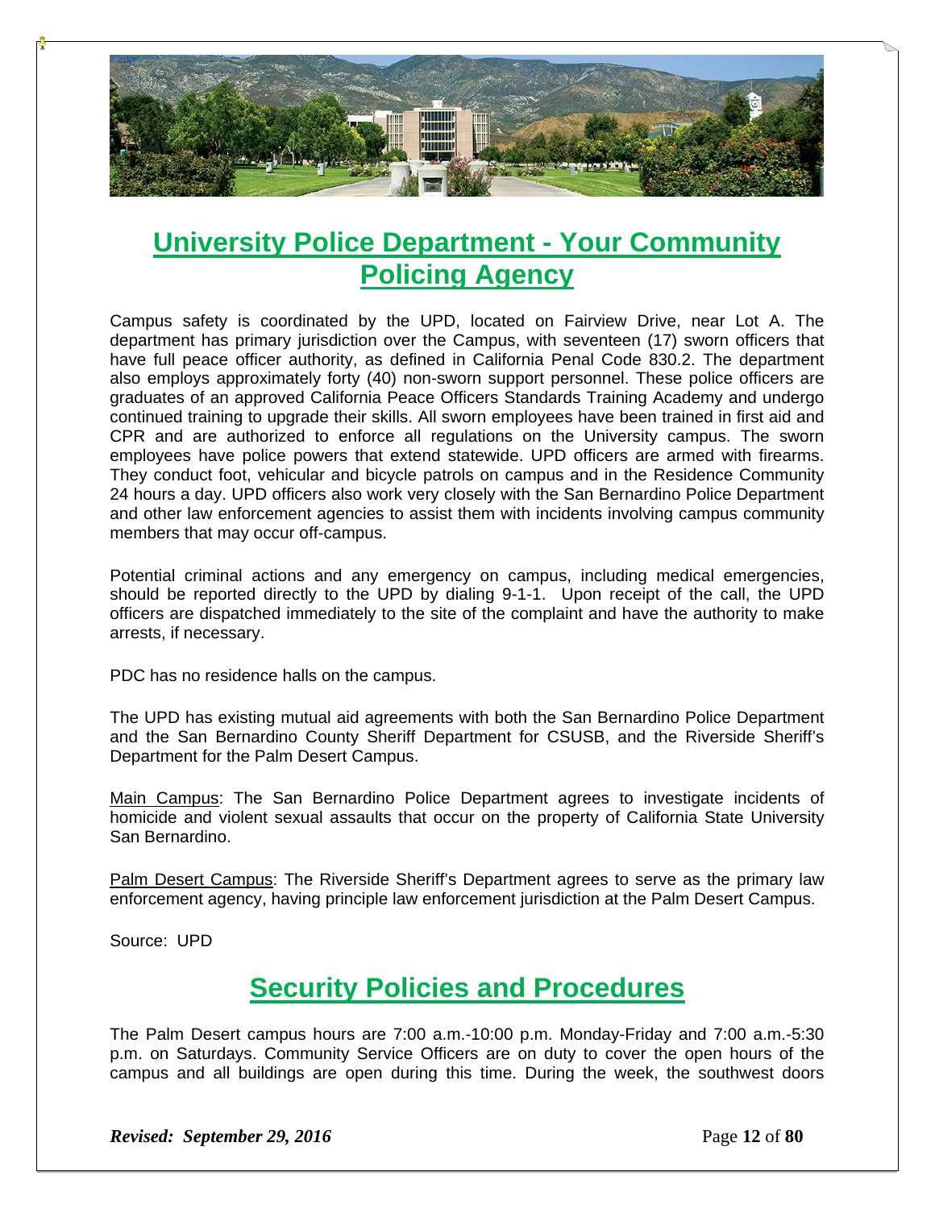## University Police Department - Your Community Policing Agency

Campus safety is coordinated by the UPD, located on Fairview Drive, near Lot A. The department has primary jurisdiction over the Campus, with seventeen (17) sworn officers that have full peace officer authority, as defined in California Penal Code 830.2. The department also employs approximately forty (40) non-sworn support personnel. These police officers are graduates of an approved California Peace Officers Standards Training Academy and undergo continued training to upgrade their skills. All sworn employees have been trained in first aid and CPR and are authorized to enforce all regulations on the University campus. The sworn employees have police powers that extend statewide. UPD officers are armed with firearms. They conduct foot, vehicular and bicycle patrols on campus and in the Residence Community 24 hours a day. UPD officers also work very closely with the San Bernardino Police Department and other law enforcement agencies to assist them with incidents involving campus community members that may occur off-campus.

Potential criminal actions and any emergency on campus, including medical emergencies, should be reported directly to the UPD by dialing 9-1-1. Upon receipt of the call, the UPD officers are dispatched immediately to the site of the complaint and have the authority to make arrests, if necessary.

PDC has no residence halls on the campus.

The UPD has existing mutual aid agreements with both the San Bernardino Police Department and the San Bernardino County Sheriff Department for CSUSB, and the Riverside Sheriff's Department for the Palm Desert Campus.

Main Campus: The San Bernardino Police Department agrees to investigate incidents of homicide and violent sexual assaults that occur on the property of California State University San Bernardino.

Palm Desert Campus: The Riverside Sheriff's Department agrees to serve as the primary law enforcement agency, having principle law enforcement jurisdiction at the Palm Desert Campus.

Source: UPD

## Security Policies and Procedures

The Palm Desert campus hours are 7:00 a.m.-10:00 p.m. Monday-Friday and 7:00 a.m.-5:30 p.m. on Saturdays. Community Service Officers are on duty to cover the open hours of the campus and all buildings are open during this time. During the week, the southwest doors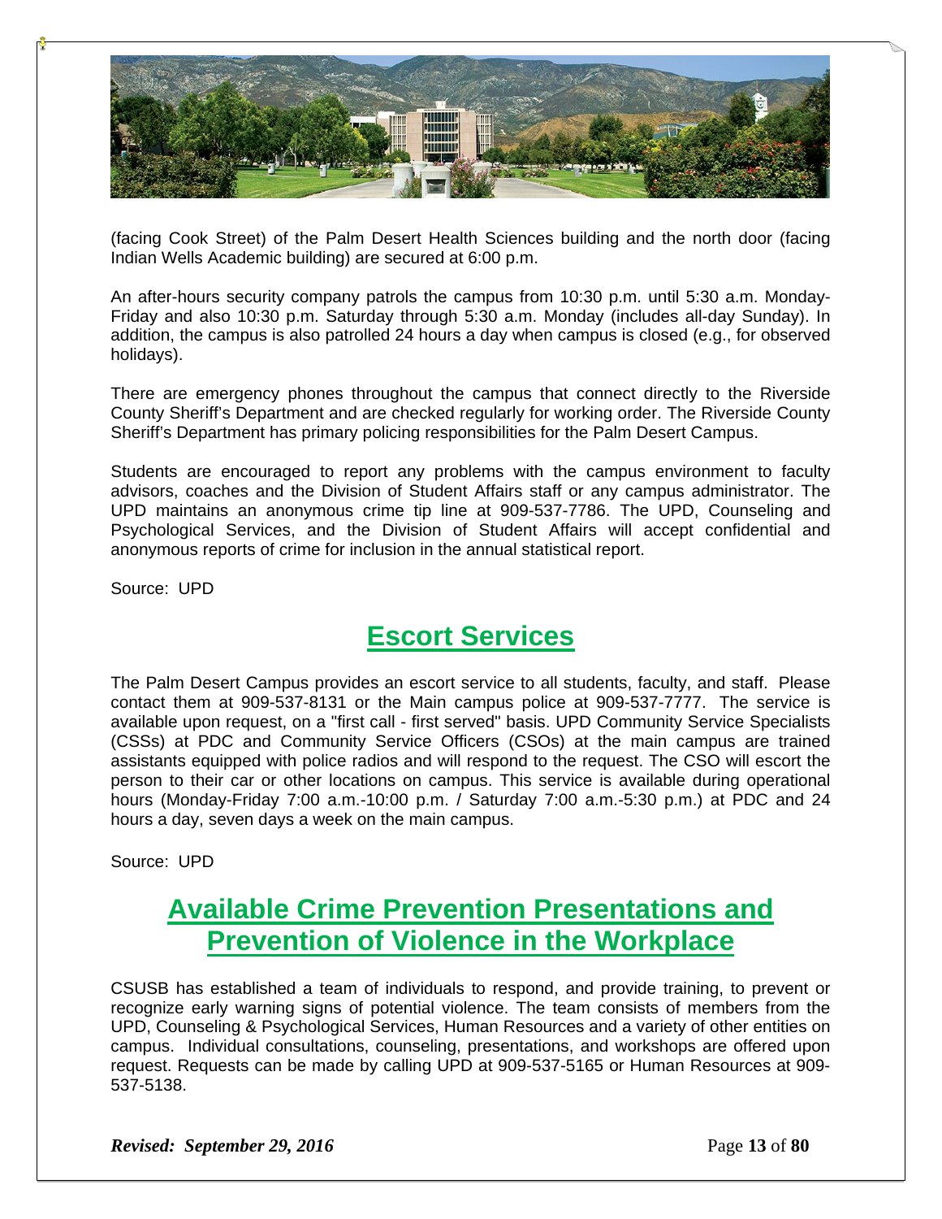(facing Cook Street) of the Palm Desert Health Sciences building and the north door (facing Indian Wells Academic building) are secured at 6:00 p.m.

An after-hours security company patrols the campus from 10:30 p.m. until 5:30 a.m. Monday-Friday and also 10:30 p.m. Saturday through 5:30 a.m. Monday (includes all-day Sunday). In addition, the campus is also patrolled 24 hours a day when campus is closed (e.g., for observed holidays).

There are emergency phones throughout the campus that connect directly to the Riverside County Sheriff's Department and are checked regularly for working order. The Riverside County Sheriff's Department has primary policing responsibilities for the Palm Desert Campus.

Students are encouraged to report any problems with the campus environment to faculty advisors, coaches and the Division of Student Affairs staff or any campus administrator. The UPD maintains an anonymous crime tip line at 909-537-7786. The UPD, Counseling and Psychological Services, and the Division of Student Affairs will accept confidential and anonymous reports of crime for inclusion in the annual statistical report.

Source: UPD

## Escort Services

The Palm Desert Campus provides an escort service to all students, faculty, and staff. Please contact them at 909-537-8131 or the Main campus police at 909-537-7777. The service is available upon request, on a "first call - first served" basis. UPD Community Service Specialists (CSSs) at PDC and Community Service Officers (CSOs) at the main campus are trained assistants equipped with police radios and will respond to the request. The CSO will escort the person to their car or other locations on campus. This service is available during operational hours (Monday-Friday 7:00 a.m.-10:00 p.m. / Saturday 7:00 a.m.-5:30 p.m.) at PDC and 24 hours a day, seven days a week on the main campus.

Source: UPD

## Available Crime Prevention Presentations and Prevention of Violence in the Workplace

CSUSB has established a team of individuals to respond, and provide training, to prevent or recognize early warning signs of potential violence. The team consists of members from the UPD, Counseling & Psychological Services, Human Resources and a variety of other entities on campus. Individual consultations, counseling, presentations, and workshops are offered upon request. Requests can be made by calling UPD at 909-537-5165 or Human Resources at 909-537-5138.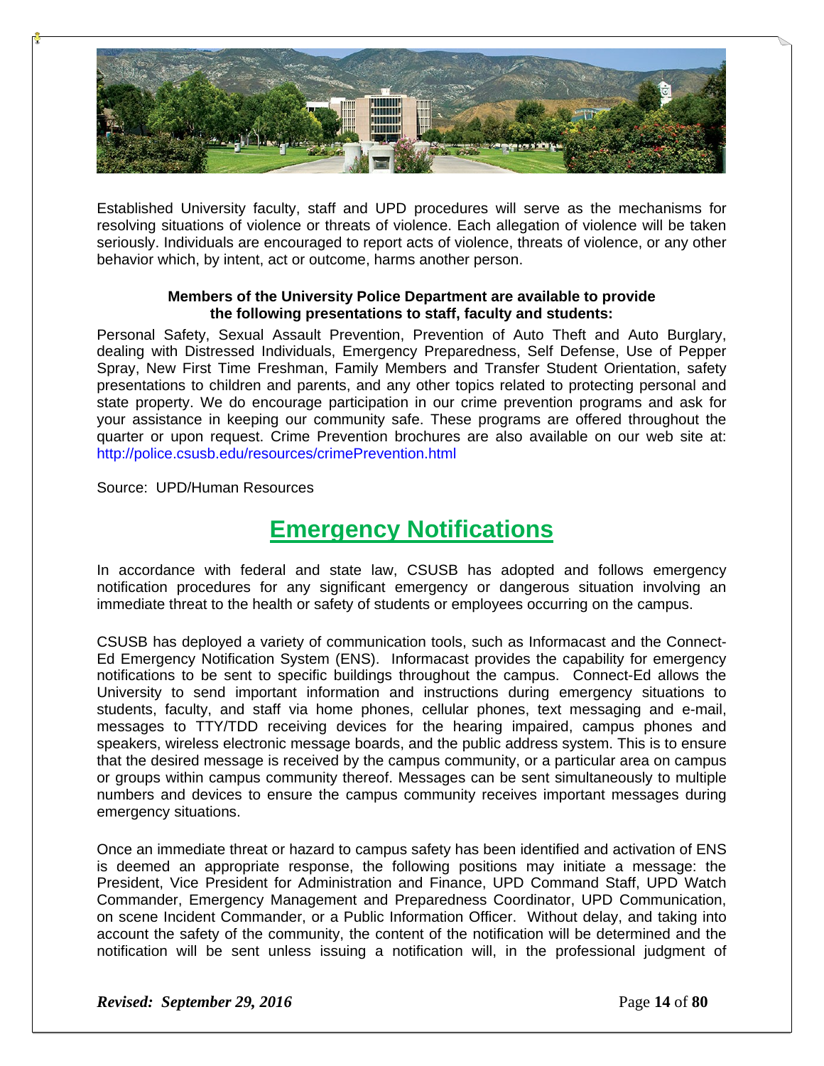Established University faculty, staff and UPD procedures will serve as the mechanisms for resolving situations of violence or threats of violence. Each allegation of violence will be taken seriously. Individuals are encouraged to report acts of violence, threats of violence, or any other behavior which, by intent, act or outcome, harms another person.

**Members of the University Police Department are available to provide the following presentations to staff, faculty and students:**

Personal Safety, Sexual Assault Prevention, Prevention of Auto Theft and Auto Burglary, dealing with Distressed Individuals, Emergency Preparedness, Self Defense, Use of Pepper Spray, New First Time Freshman, Family Members and Transfer Student Orientation, safety presentations to children and parents, and any other topics related to protecting personal and state property. We do encourage participation in our crime prevention programs and ask for your assistance in keeping our community safe. These programs are offered throughout the quarter or upon request. Crime Prevention brochures are also available on our web site at: http://police.csusb.edu/resources/crimePrevention.html

Source: UPD/Human Resources

# Emergency Notifications

In accordance with federal and state law, CSUSB has adopted and follows emergency notification procedures for any significant emergency or dangerous situation involving an immediate threat to the health or safety of students or employees occurring on the campus.

CSUSB has deployed a variety of communication tools, such as Informacast and the Connect-Ed Emergency Notification System (ENS). Informacast provides the capability for emergency notifications to be sent to specific buildings throughout the campus. Connect-Ed allows the University to send important information and instructions during emergency situations to students, faculty, and staff via home phones, cellular phones, text messaging and e-mail, messages to TTY/TDD receiving devices for the hearing impaired, campus phones and speakers, wireless electronic message boards, and the public address system. This is to ensure that the desired message is received by the campus community, or a particular area on campus or groups within campus community thereof. Messages can be sent simultaneously to multiple numbers and devices to ensure the campus community receives important messages during emergency situations.

Once an immediate threat or hazard to campus safety has been identified and activation of ENS is deemed an appropriate response, the following positions may initiate a message: the President, Vice President for Administration and Finance, UPD Command Staff, UPD Watch Commander, Emergency Management and Preparedness Coordinator, UPD Communication, on scene Incident Commander, or a Public Information Officer. Without delay, and taking into account the safety of the community, the content of the notification will be determined and the notification will be sent unless issuing a notification will, in the professional judgment of

*Revised: September 29, 2016*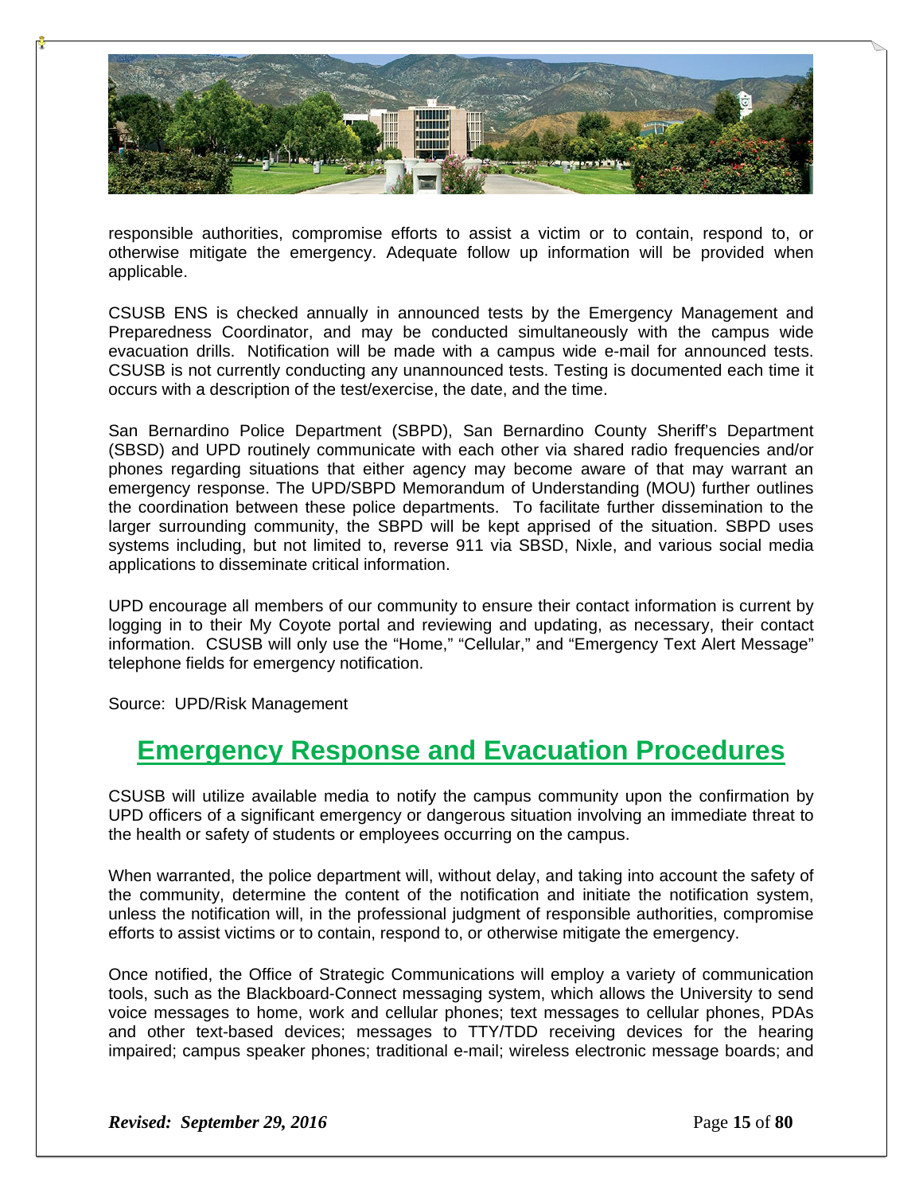responsible authorities, compromise efforts to assist a victim or to contain, respond to, or otherwise mitigate the emergency. Adequate follow up information will be provided when applicable.

CSUSB ENS is checked annually in announced tests by the Emergency Management and Preparedness Coordinator, and may be conducted simultaneously with the campus wide evacuation drills. Notification will be made with a campus wide e-mail for announced tests. CSUSB is not currently conducting any unannounced tests. Testing is documented each time it occurs with a description of the test/exercise, the date, and the time.

San Bernardino Police Department (SBPD), San Bernardino County Sheriff's Department (SBSD) and UPD routinely communicate with each other via shared radio frequencies and/or phones regarding situations that either agency may become aware of that may warrant an emergency response. The UPD/SBPD Memorandum of Understanding (MOU) further outlines the coordination between these police departments. To facilitate further dissemination to the larger surrounding community, the SBPD will be kept apprised of the situation. SBPD uses systems including, but not limited to, reverse 911 via SBSD, Nixle, and various social media applications to disseminate critical information.

UPD encourage all members of our community to ensure their contact information is current by logging in to their My Coyote portal and reviewing and updating, as necessary, their contact information. CSUSB will only use the "Home," "Cellular," and "Emergency Text Alert Message" telephone fields for emergency notification.

Source: UPD/Risk Management

## Emergency Response and Evacuation Procedures

CSUSB will utilize available media to notify the campus community upon the confirmation by UPD officers of a significant emergency or dangerous situation involving an immediate threat to the health or safety of students or employees occurring on the campus.

When warranted, the police department will, without delay, and taking into account the safety of the community, determine the content of the notification and initiate the notification system, unless the notification will, in the professional judgment of responsible authorities, compromise efforts to assist victims or to contain, respond to, or otherwise mitigate the emergency.

Once notified, the Office of Strategic Communications will employ a variety of communication tools, such as the Blackboard-Connect messaging system, which allows the University to send voice messages to home, work and cellular phones; text messages to cellular phones, PDAs and other text-based devices; messages to TTY/TDD receiving devices for the hearing impaired; campus speaker phones; traditional e-mail; wireless electronic message boards; and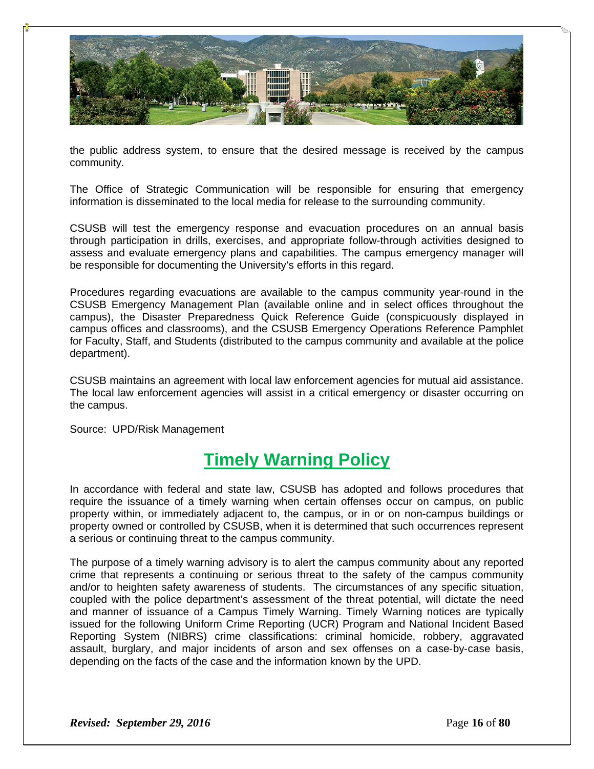the public address system, to ensure that the desired message is received by the campus community.

The Office of Strategic Communication will be responsible for ensuring that emergency information is disseminated to the local media for release to the surrounding community.

CSUSB will test the emergency response and evacuation procedures on an annual basis through participation in drills, exercises, and appropriate follow-through activities designed to assess and evaluate emergency plans and capabilities. The campus emergency manager will be responsible for documenting the University's efforts in this regard.

Procedures regarding evacuations are available to the campus community year-round in the CSUSB Emergency Management Plan (available online and in select offices throughout the campus), the Disaster Preparedness Quick Reference Guide (conspicuously displayed in campus offices and classrooms), and the CSUSB Emergency Operations Reference Pamphlet for Faculty, Staff, and Students (distributed to the campus community and available at the police department).

CSUSB maintains an agreement with local law enforcement agencies for mutual aid assistance. The local law enforcement agencies will assist in a critical emergency or disaster occurring on the campus.

Source: UPD/Risk Management

# Timely Warning Policy

In accordance with federal and state law, CSUSB has adopted and follows procedures that require the issuance of a timely warning when certain offenses occur on campus, on public property within, or immediately adjacent to, the campus, or in or on non-campus buildings or property owned or controlled by CSUSB, when it is determined that such occurrences represent a serious or continuing threat to the campus community.

The purpose of a timely warning advisory is to alert the campus community about any reported crime that represents a continuing or serious threat to the safety of the campus community and/or to heighten safety awareness of students. The circumstances of any specific situation, coupled with the police department's assessment of the threat potential, will dictate the need and manner of issuance of a Campus Timely Warning. Timely Warning notices are typically issued for the following Uniform Crime Reporting (UCR) Program and National Incident Based Reporting System (NIBRS) crime classifications: criminal homicide, robbery, aggravated assault, burglary, and major incidents of arson and sex offenses on a case-by-case basis, depending on the facts of the case and the information known by the UPD.

***Revised: September 29, 2016***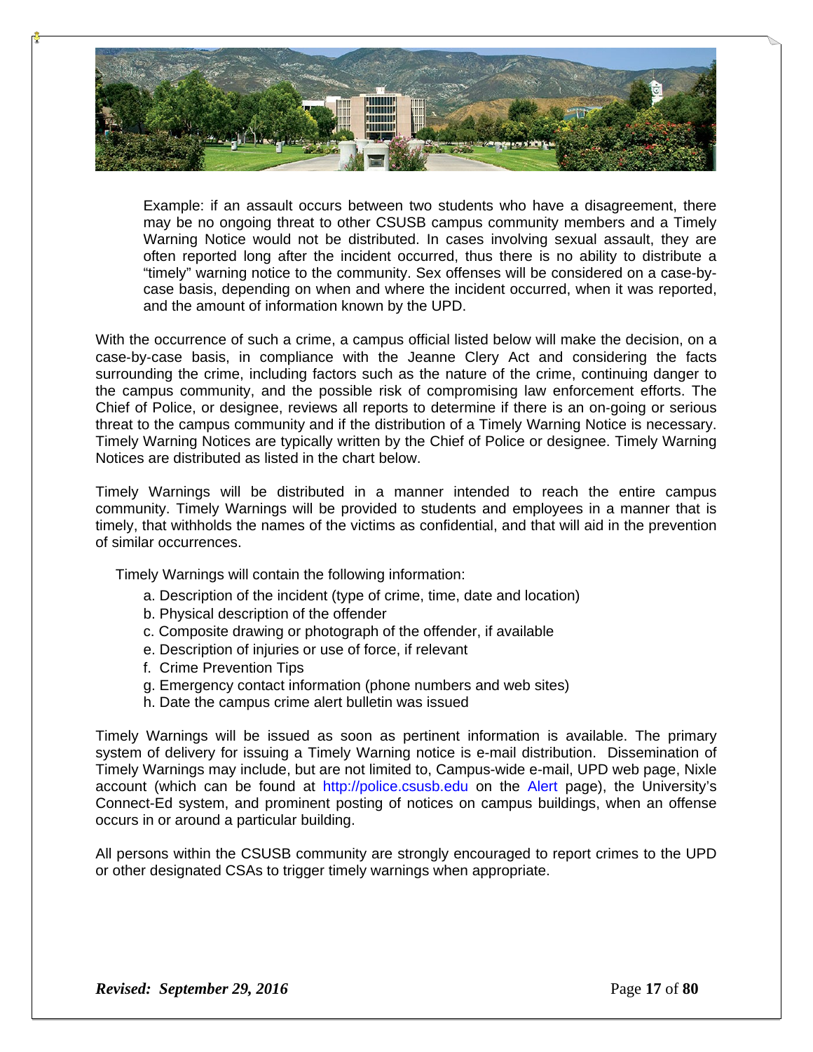Example: if an assault occurs between two students who have a disagreement, there may be no ongoing threat to other CSUSB campus community members and a Timely Warning Notice would not be distributed. In cases involving sexual assault, they are often reported long after the incident occurred, thus there is no ability to distribute a "timely" warning notice to the community. Sex offenses will be considered on a case-by-case basis, depending on when and where the incident occurred, when it was reported, and the amount of information known by the UPD.

With the occurrence of such a crime, a campus official listed below will make the decision, on a case-by-case basis, in compliance with the Jeanne Clery Act and considering the facts surrounding the crime, including factors such as the nature of the crime, continuing danger to the campus community, and the possible risk of compromising law enforcement efforts. The Chief of Police, or designee, reviews all reports to determine if there is an on-going or serious threat to the campus community and if the distribution of a Timely Warning Notice is necessary. Timely Warning Notices are typically written by the Chief of Police or designee. Timely Warning Notices are distributed as listed in the chart below.

Timely Warnings will be distributed in a manner intended to reach the entire campus community. Timely Warnings will be provided to students and employees in a manner that is timely, that withholds the names of the victims as confidential, and that will aid in the prevention of similar occurrences.

Timely Warnings will contain the following information:

a. Description of the incident (type of crime, time, date and location)
b. Physical description of the offender
c. Composite drawing or photograph of the offender, if available
e. Description of injuries or use of force, if relevant
f. Crime Prevention Tips
g. Emergency contact information (phone numbers and web sites)
h. Date the campus crime alert bulletin was issued

Timely Warnings will be issued as soon as pertinent information is available. The primary system of delivery for issuing a Timely Warning notice is e-mail distribution. Dissemination of Timely Warnings may include, but are not limited to, Campus-wide e-mail, UPD web page, Nixle account (which can be found at http://police.csusb.edu on the Alert page), the University's Connect-Ed system, and prominent posting of notices on campus buildings, when an offense occurs in or around a particular building.

All persons within the CSUSB community are strongly encouraged to report crimes to the UPD or other designated CSAs to trigger timely warnings when appropriate.

*Revised: September 29, 2016*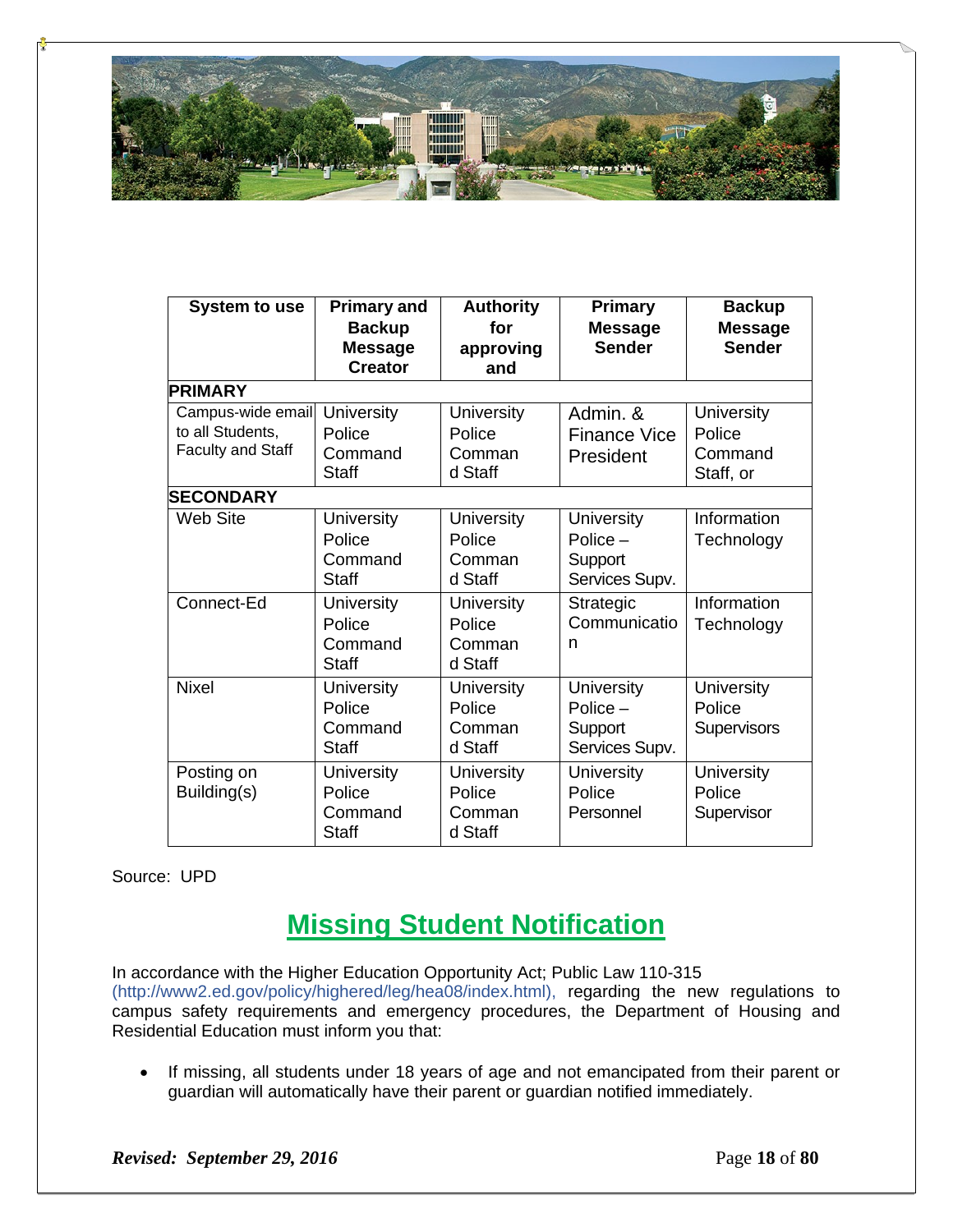| System to use | Primary and Backup Message Creator | Authority for approving and | Primary Message Sender | Backup Message Sender |
|---|---|---|---|---|
| **PRIMARY** | | | | |
| Campus-wide email to all Students, Faculty and Staff | University Police Command Staff | University Police Command Staff | Admin. & Finance Vice President | University Police Command Staff, or |
| **SECONDARY** | | | | |
| Web Site | University Police Command Staff | University Police Command Staff | University Police – Support Services Supv. | Information Technology |
| Connect-Ed | University Police Command Staff | University Police Command Staff | Strategic Communication | Information Technology |
| Nixel | University Police Command Staff | University Police Command Staff | University Police – Support Services Supv. | University Police Supervisors |
| Posting on Building(s) | University Police Command Staff | University Police Command Staff | University Police Personnel | University Police Supervisor |

Source: UPD

## Missing Student Notification

In accordance with the Higher Education Opportunity Act; Public Law 110-315 (http://www2.ed.gov/policy/highered/leg/hea08/index.html), regarding the new regulations to campus safety requirements and emergency procedures, the Department of Housing and Residential Education must inform you that:

- If missing, all students under 18 years of age and not emancipated from their parent or guardian will automatically have their parent or guardian notified immediately.

***Revised: September 29, 2016***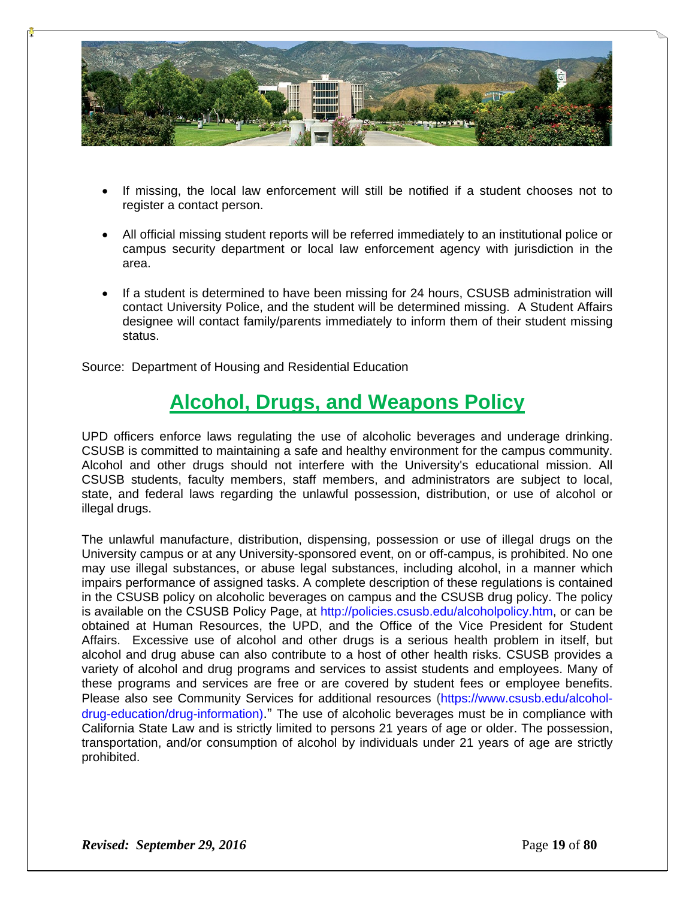- If missing, the local law enforcement will still be notified if a student chooses not to register a contact person.
- All official missing student reports will be referred immediately to an institutional police or campus security department or local law enforcement agency with jurisdiction in the area.
- If a student is determined to have been missing for 24 hours, CSUSB administration will contact University Police, and the student will be determined missing. A Student Affairs designee will contact family/parents immediately to inform them of their student missing status.

Source: Department of Housing and Residential Education

## Alcohol, Drugs, and Weapons Policy

UPD officers enforce laws regulating the use of alcoholic beverages and underage drinking. CSUSB is committed to maintaining a safe and healthy environment for the campus community. Alcohol and other drugs should not interfere with the University's educational mission. All CSUSB students, faculty members, staff members, and administrators are subject to local, state, and federal laws regarding the unlawful possession, distribution, or use of alcohol or illegal drugs.

The unlawful manufacture, distribution, dispensing, possession or use of illegal drugs on the University campus or at any University-sponsored event, on or off-campus, is prohibited. No one may use illegal substances, or abuse legal substances, including alcohol, in a manner which impairs performance of assigned tasks. A complete description of these regulations is contained in the CSUSB policy on alcoholic beverages on campus and the CSUSB drug policy. The policy is available on the CSUSB Policy Page, at http://policies.csusb.edu/alcoholpolicy.htm, or can be obtained at Human Resources, the UPD, and the Office of the Vice President for Student Affairs. Excessive use of alcohol and other drugs is a serious health problem in itself, but alcohol and drug abuse can also contribute to a host of other health risks. CSUSB provides a variety of alcohol and drug programs and services to assist students and employees. Many of these programs and services are free or are covered by student fees or employee benefits. Please also see Community Services for additional resources (https://www.csusb.edu/alcohol-drug-education/drug-information)." The use of alcoholic beverages must be in compliance with California State Law and is strictly limited to persons 21 years of age or older. The possession, transportation, and/or consumption of alcohol by individuals under 21 years of age are strictly prohibited.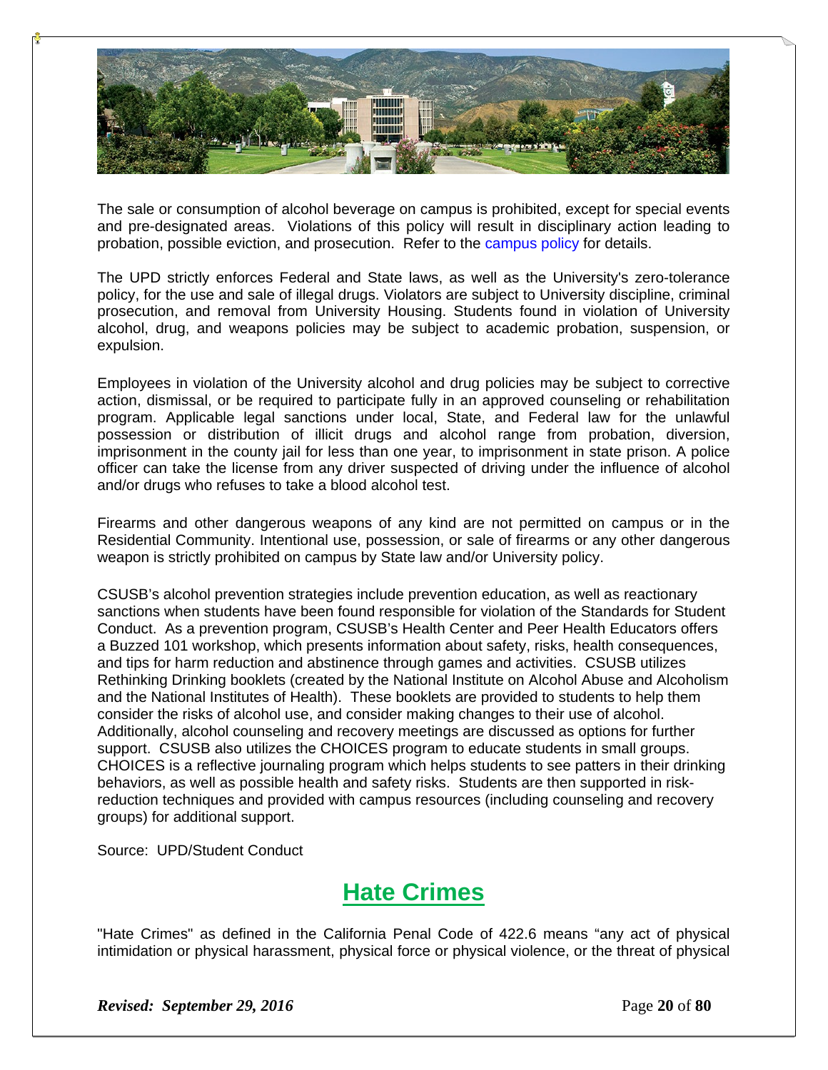The sale or consumption of alcohol beverage on campus is prohibited, except for special events and pre-designated areas. Violations of this policy will result in disciplinary action leading to probation, possible eviction, and prosecution. Refer to the campus policy for details.

The UPD strictly enforces Federal and State laws, as well as the University's zero-tolerance policy, for the use and sale of illegal drugs. Violators are subject to University discipline, criminal prosecution, and removal from University Housing. Students found in violation of University alcohol, drug, and weapons policies may be subject to academic probation, suspension, or expulsion.

Employees in violation of the University alcohol and drug policies may be subject to corrective action, dismissal, or be required to participate fully in an approved counseling or rehabilitation program. Applicable legal sanctions under local, State, and Federal law for the unlawful possession or distribution of illicit drugs and alcohol range from probation, diversion, imprisonment in the county jail for less than one year, to imprisonment in state prison. A police officer can take the license from any driver suspected of driving under the influence of alcohol and/or drugs who refuses to take a blood alcohol test.

Firearms and other dangerous weapons of any kind are not permitted on campus or in the Residential Community. Intentional use, possession, or sale of firearms or any other dangerous weapon is strictly prohibited on campus by State law and/or University policy.

CSUSB's alcohol prevention strategies include prevention education, as well as reactionary sanctions when students have been found responsible for violation of the Standards for Student Conduct. As a prevention program, CSUSB's Health Center and Peer Health Educators offers a Buzzed 101 workshop, which presents information about safety, risks, health consequences, and tips for harm reduction and abstinence through games and activities. CSUSB utilizes Rethinking Drinking booklets (created by the National Institute on Alcohol Abuse and Alcoholism and the National Institutes of Health). These booklets are provided to students to help them consider the risks of alcohol use, and consider making changes to their use of alcohol. Additionally, alcohol counseling and recovery meetings are discussed as options for further support. CSUSB also utilizes the CHOICES program to educate students in small groups. CHOICES is a reflective journaling program which helps students to see patters in their drinking behaviors, as well as possible health and safety risks. Students are then supported in risk-reduction techniques and provided with campus resources (including counseling and recovery groups) for additional support.

Source: UPD/Student Conduct

## Hate Crimes

"Hate Crimes" as defined in the California Penal Code of 422.6 means "any act of physical intimidation or physical harassment, physical force or physical violence, or the threat of physical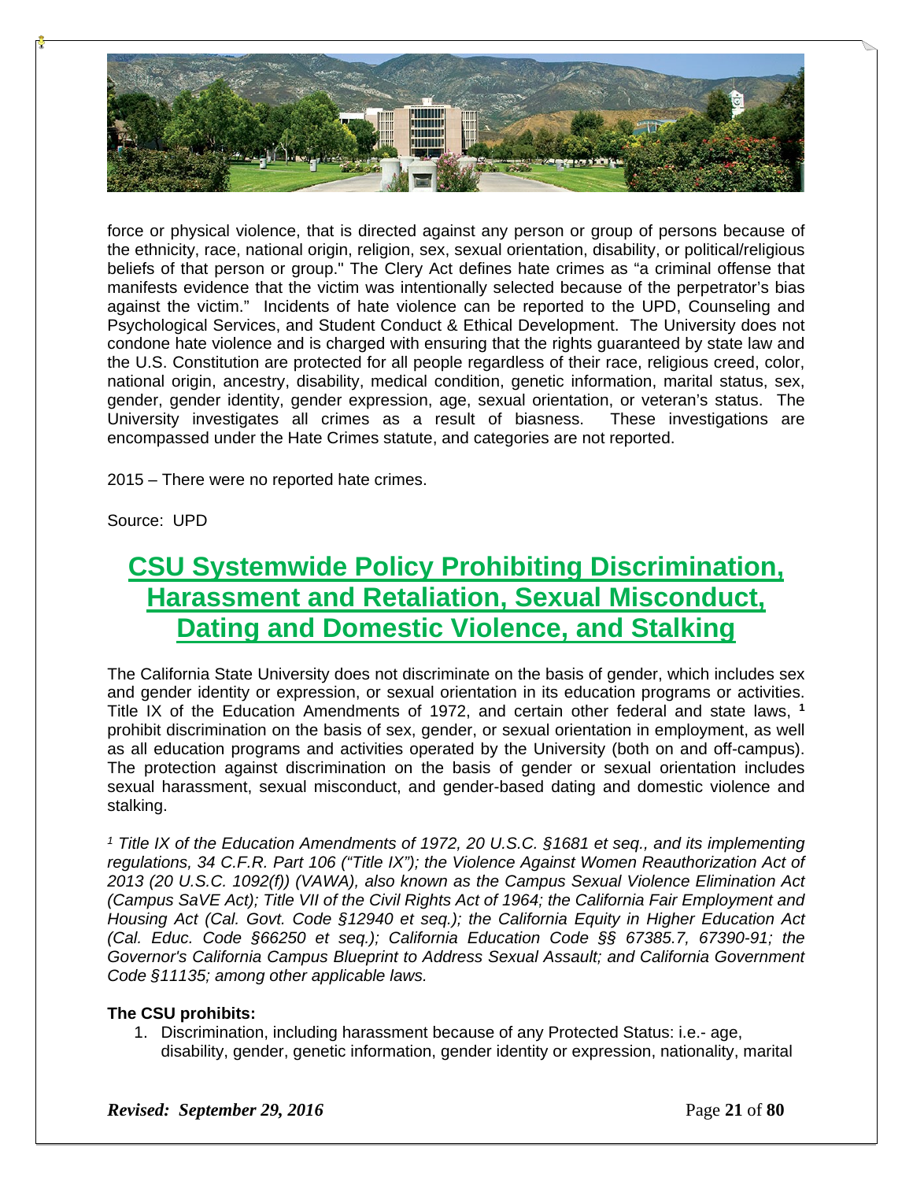force or physical violence, that is directed against any person or group of persons because of the ethnicity, race, national origin, religion, sex, sexual orientation, disability, or political/religious beliefs of that person or group." The Clery Act defines hate crimes as "a criminal offense that manifests evidence that the victim was intentionally selected because of the perpetrator's bias against the victim." Incidents of hate violence can be reported to the UPD, Counseling and Psychological Services, and Student Conduct & Ethical Development. The University does not condone hate violence and is charged with ensuring that the rights guaranteed by state law and the U.S. Constitution are protected for all people regardless of their race, religious creed, color, national origin, ancestry, disability, medical condition, genetic information, marital status, sex, gender, gender identity, gender expression, age, sexual orientation, or veteran's status. The University investigates all crimes as a result of biasness. These investigations are encompassed under the Hate Crimes statute, and categories are not reported.

2015 – There were no reported hate crimes.

Source: UPD

# CSU Systemwide Policy Prohibiting Discrimination, Harassment and Retaliation, Sexual Misconduct, Dating and Domestic Violence, and Stalking

The California State University does not discriminate on the basis of gender, which includes sex and gender identity or expression, or sexual orientation in its education programs or activities. Title IX of the Education Amendments of 1972, and certain other federal and state laws, [1] prohibit discrimination on the basis of sex, gender, or sexual orientation in employment, as well as all education programs and activities operated by the University (both on and off-campus). The protection against discrimination on the basis of gender or sexual orientation includes sexual harassment, sexual misconduct, and gender-based dating and domestic violence and stalking.

*[1] Title IX of the Education Amendments of 1972, 20 U.S.C. §1681 et seq., and its implementing regulations, 34 C.F.R. Part 106 ("Title IX"); the Violence Against Women Reauthorization Act of 2013 (20 U.S.C. 1092(f)) (VAWA), also known as the Campus Sexual Violence Elimination Act (Campus SaVE Act); Title VII of the Civil Rights Act of 1964; the California Fair Employment and Housing Act (Cal. Govt. Code §12940 et seq.); the California Equity in Higher Education Act (Cal. Educ. Code §66250 et seq.); California Education Code §§ 67385.7, 67390-91; the Governor's California Campus Blueprint to Address Sexual Assault; and California Government Code §11135; among other applicable laws.*

**The CSU prohibits:**

1. Discrimination, including harassment because of any Protected Status: i.e.- age, disability, gender, genetic information, gender identity or expression, nationality, marital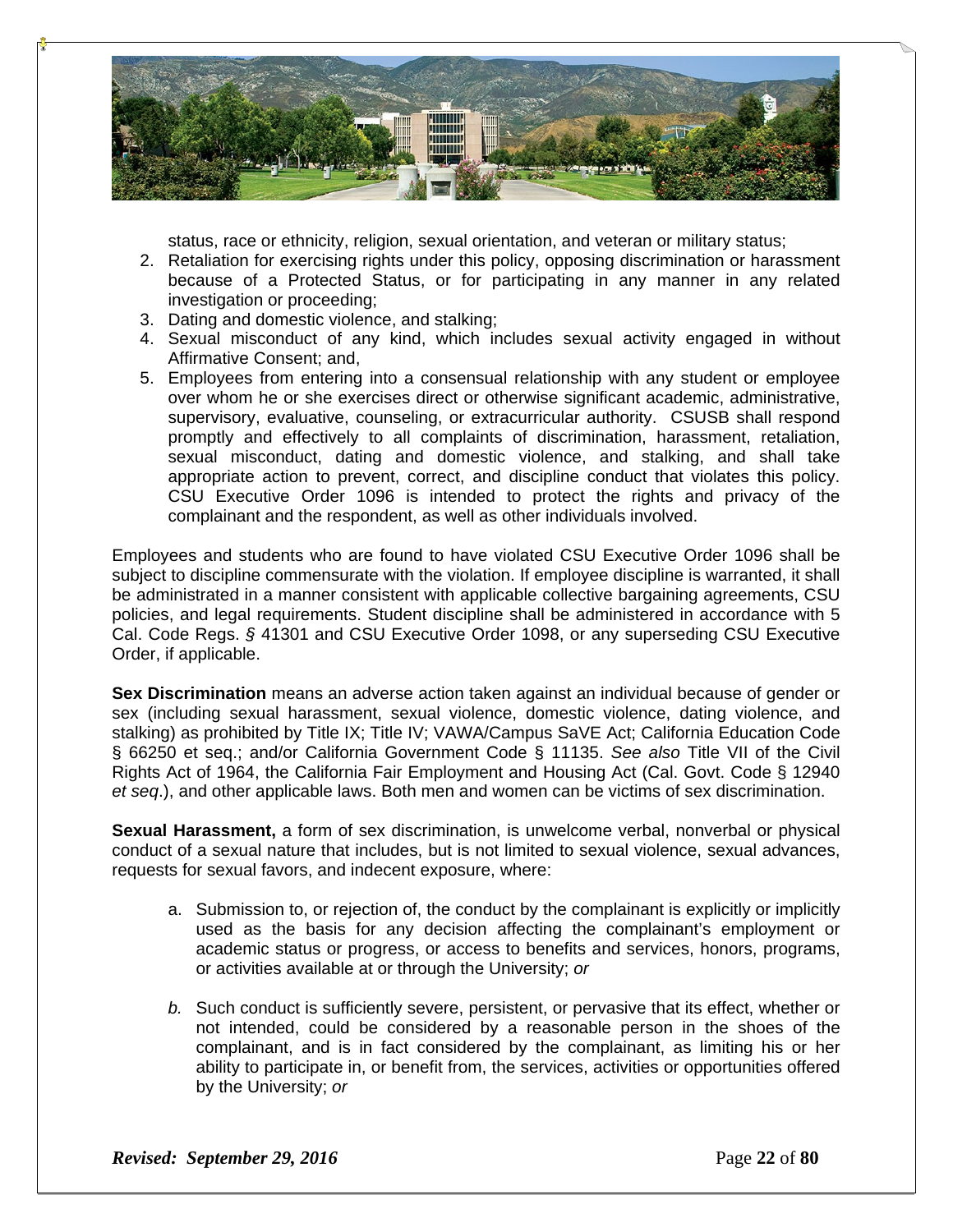status, race or ethnicity, religion, sexual orientation, and veteran or military status;
2. Retaliation for exercising rights under this policy, opposing discrimination or harassment because of a Protected Status, or for participating in any manner in any related investigation or proceeding;
3. Dating and domestic violence, and stalking;
4. Sexual misconduct of any kind, which includes sexual activity engaged in without Affirmative Consent; and,
5. Employees from entering into a consensual relationship with any student or employee over whom he or she exercises direct or otherwise significant academic, administrative, supervisory, evaluative, counseling, or extracurricular authority. CSUSB shall respond promptly and effectively to all complaints of discrimination, harassment, retaliation, sexual misconduct, dating and domestic violence, and stalking, and shall take appropriate action to prevent, correct, and discipline conduct that violates this policy. CSU Executive Order 1096 is intended to protect the rights and privacy of the complainant and the respondent, as well as other individuals involved.

Employees and students who are found to have violated CSU Executive Order 1096 shall be subject to discipline commensurate with the violation. If employee discipline is warranted, it shall be administrated in a manner consistent with applicable collective bargaining agreements, CSU policies, and legal requirements. Student discipline shall be administered in accordance with 5 Cal. Code Regs. *§* 41301 and CSU Executive Order 1098, or any superseding CSU Executive Order, if applicable.

**Sex Discrimination** means an adverse action taken against an individual because of gender or sex (including sexual harassment, sexual violence, domestic violence, dating violence, and stalking) as prohibited by Title IX; Title IV; VAWA/Campus SaVE Act; California Education Code § 66250 et seq.; and/or California Government Code § 11135. *See also* Title VII of the Civil Rights Act of 1964, the California Fair Employment and Housing Act (Cal. Govt. Code § 12940 *et seq*.), and other applicable laws. Both men and women can be victims of sex discrimination.

**Sexual Harassment,** a form of sex discrimination, is unwelcome verbal, nonverbal or physical conduct of a sexual nature that includes, but is not limited to sexual violence, sexual advances, requests for sexual favors, and indecent exposure, where:

a. Submission to, or rejection of, the conduct by the complainant is explicitly or implicitly used as the basis for any decision affecting the complainant's employment or academic status or progress, or access to benefits and services, honors, programs, or activities available at or through the University; *or*

*b.* Such conduct is sufficiently severe, persistent, or pervasive that its effect, whether or not intended, could be considered by a reasonable person in the shoes of the complainant, and is in fact considered by the complainant, as limiting his or her ability to participate in, or benefit from, the services, activities or opportunities offered by the University; *or*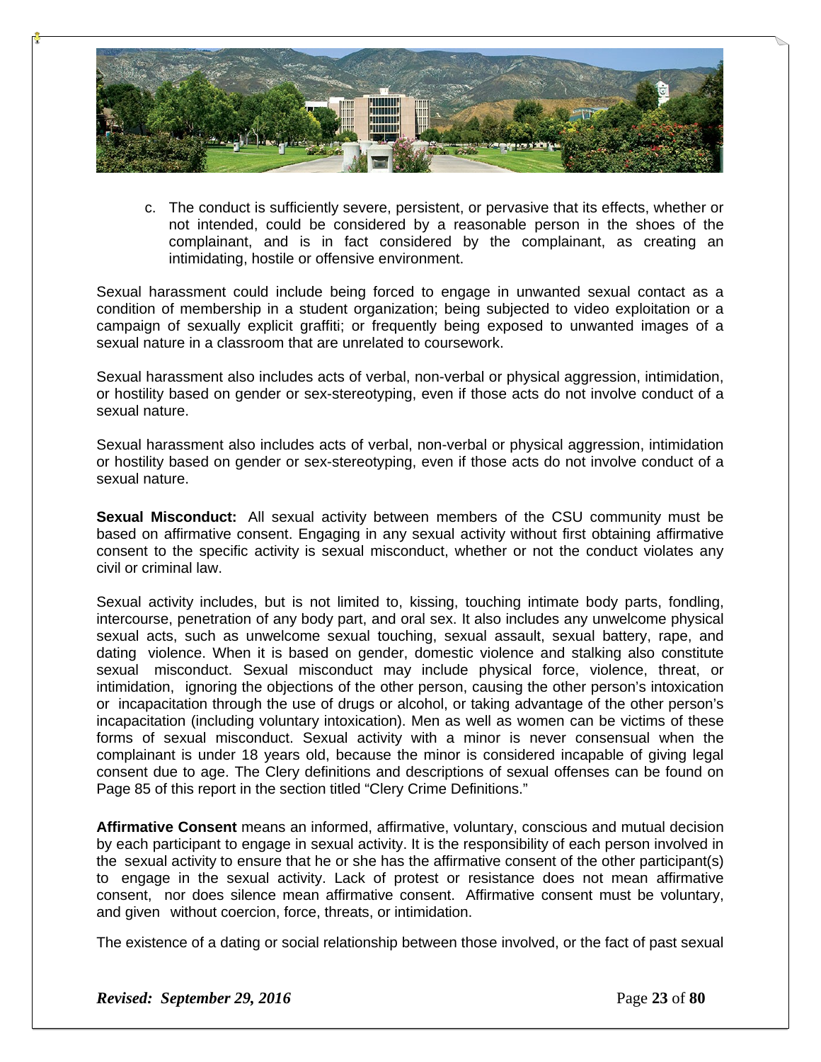c. The conduct is sufficiently severe, persistent, or pervasive that its effects, whether or not intended, could be considered by a reasonable person in the shoes of the complainant, and is in fact considered by the complainant, as creating an intimidating, hostile or offensive environment.

Sexual harassment could include being forced to engage in unwanted sexual contact as a condition of membership in a student organization; being subjected to video exploitation or a campaign of sexually explicit graffiti; or frequently being exposed to unwanted images of a sexual nature in a classroom that are unrelated to coursework.

Sexual harassment also includes acts of verbal, non-verbal or physical aggression, intimidation, or hostility based on gender or sex-stereotyping, even if those acts do not involve conduct of a sexual nature.

Sexual harassment also includes acts of verbal, non-verbal or physical aggression, intimidation or hostility based on gender or sex-stereotyping, even if those acts do not involve conduct of a sexual nature.

**Sexual Misconduct:** All sexual activity between members of the CSU community must be based on affirmative consent. Engaging in any sexual activity without first obtaining affirmative consent to the specific activity is sexual misconduct, whether or not the conduct violates any civil or criminal law.

Sexual activity includes, but is not limited to, kissing, touching intimate body parts, fondling, intercourse, penetration of any body part, and oral sex. It also includes any unwelcome physical sexual acts, such as unwelcome sexual touching, sexual assault, sexual battery, rape, and dating violence. When it is based on gender, domestic violence and stalking also constitute sexual misconduct. Sexual misconduct may include physical force, violence, threat, or intimidation, ignoring the objections of the other person, causing the other person's intoxication or incapacitation through the use of drugs or alcohol, or taking advantage of the other person's incapacitation (including voluntary intoxication). Men as well as women can be victims of these forms of sexual misconduct. Sexual activity with a minor is never consensual when the complainant is under 18 years old, because the minor is considered incapable of giving legal consent due to age. The Clery definitions and descriptions of sexual offenses can be found on Page 85 of this report in the section titled "Clery Crime Definitions."

**Affirmative Consent** means an informed, affirmative, voluntary, conscious and mutual decision by each participant to engage in sexual activity. It is the responsibility of each person involved in the sexual activity to ensure that he or she has the affirmative consent of the other participant(s) to engage in the sexual activity. Lack of protest or resistance does not mean affirmative consent, nor does silence mean affirmative consent. Affirmative consent must be voluntary, and given without coercion, force, threats, or intimidation.

The existence of a dating or social relationship between those involved, or the fact of past sexual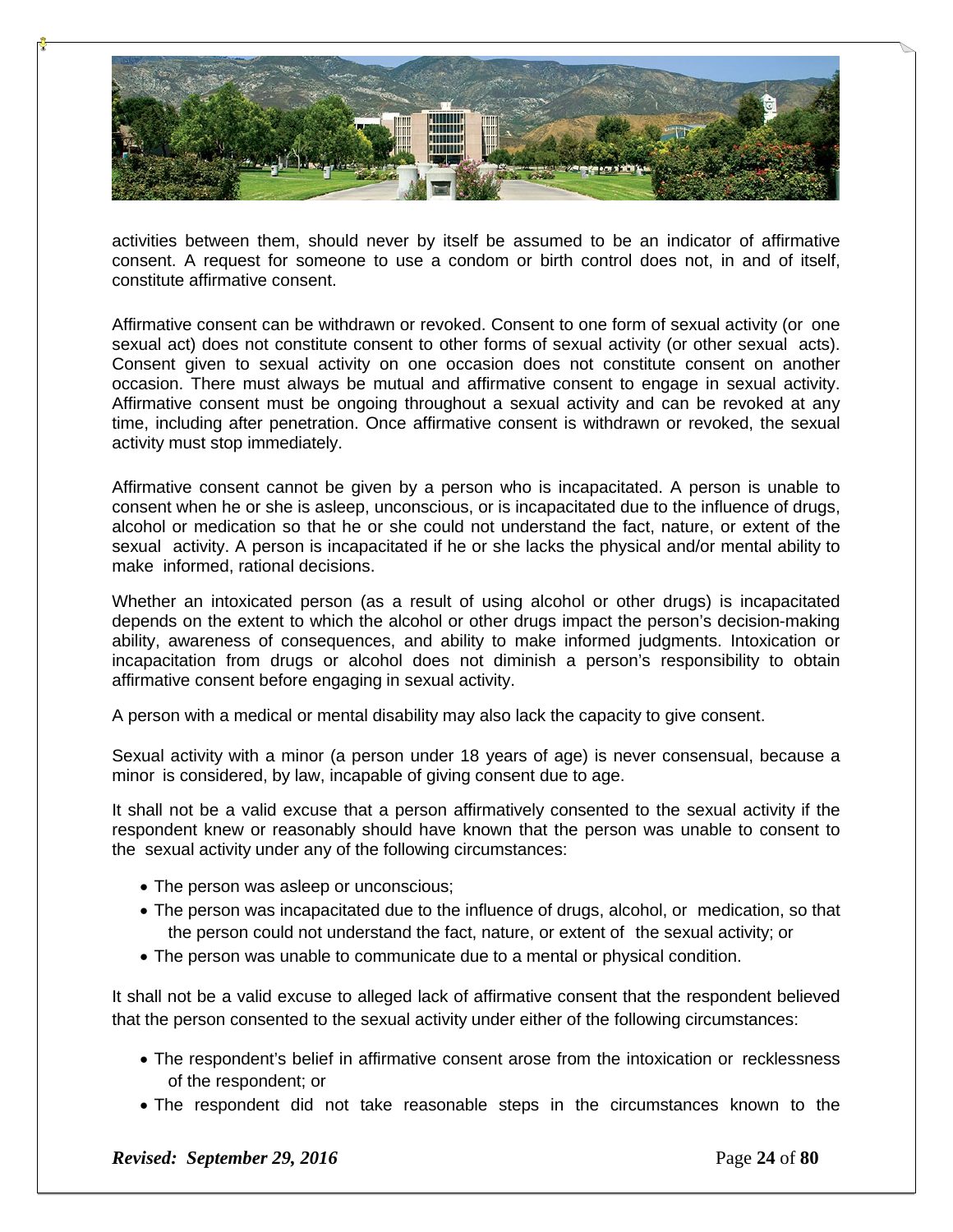activities between them, should never by itself be assumed to be an indicator of affirmative consent. A request for someone to use a condom or birth control does not, in and of itself, constitute affirmative consent.

Affirmative consent can be withdrawn or revoked. Consent to one form of sexual activity (or one sexual act) does not constitute consent to other forms of sexual activity (or other sexual acts). Consent given to sexual activity on one occasion does not constitute consent on another occasion. There must always be mutual and affirmative consent to engage in sexual activity. Affirmative consent must be ongoing throughout a sexual activity and can be revoked at any time, including after penetration. Once affirmative consent is withdrawn or revoked, the sexual activity must stop immediately.

Affirmative consent cannot be given by a person who is incapacitated. A person is unable to consent when he or she is asleep, unconscious, or is incapacitated due to the influence of drugs, alcohol or medication so that he or she could not understand the fact, nature, or extent of the sexual activity. A person is incapacitated if he or she lacks the physical and/or mental ability to make informed, rational decisions.

Whether an intoxicated person (as a result of using alcohol or other drugs) is incapacitated depends on the extent to which the alcohol or other drugs impact the person's decision-making ability, awareness of consequences, and ability to make informed judgments. Intoxication or incapacitation from drugs or alcohol does not diminish a person's responsibility to obtain affirmative consent before engaging in sexual activity.

A person with a medical or mental disability may also lack the capacity to give consent.

Sexual activity with a minor (a person under 18 years of age) is never consensual, because a minor is considered, by law, incapable of giving consent due to age.

It shall not be a valid excuse that a person affirmatively consented to the sexual activity if the respondent knew or reasonably should have known that the person was unable to consent to the sexual activity under any of the following circumstances:

- The person was asleep or unconscious;
- The person was incapacitated due to the influence of drugs, alcohol, or medication, so that the person could not understand the fact, nature, or extent of the sexual activity; or
- The person was unable to communicate due to a mental or physical condition.

It shall not be a valid excuse to alleged lack of affirmative consent that the respondent believed that the person consented to the sexual activity under either of the following circumstances:

- The respondent's belief in affirmative consent arose from the intoxication or recklessness of the respondent; or
- The respondent did not take reasonable steps in the circumstances known to the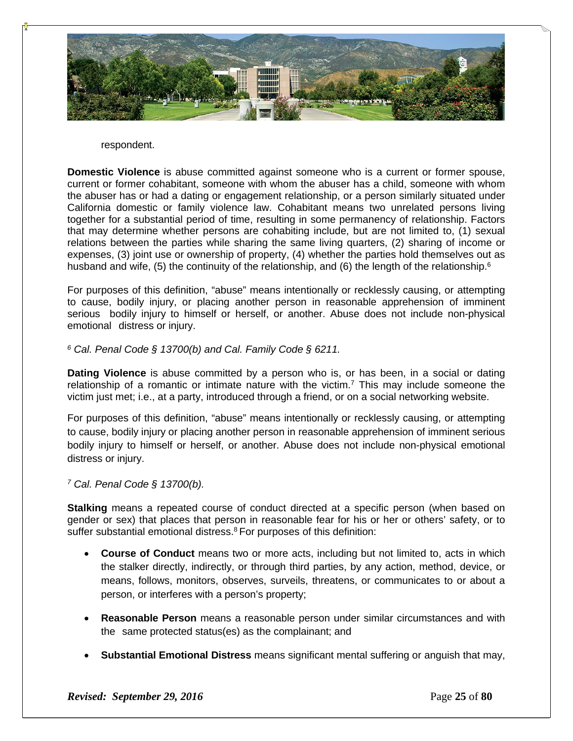respondent.

**Domestic Violence** is abuse committed against someone who is a current or former spouse, current or former cohabitant, someone with whom the abuser has a child, someone with whom the abuser has or had a dating or engagement relationship, or a person similarly situated under California domestic or family violence law. Cohabitant means two unrelated persons living together for a substantial period of time, resulting in some permanency of relationship. Factors that may determine whether persons are cohabiting include, but are not limited to, (1) sexual relations between the parties while sharing the same living quarters, (2) sharing of income or expenses, (3) joint use or ownership of property, (4) whether the parties hold themselves out as husband and wife, (5) the continuity of the relationship, and (6) the length of the relationship.[6]

For purposes of this definition, "abuse" means intentionally or recklessly causing, or attempting to cause, bodily injury, or placing another person in reasonable apprehension of imminent serious bodily injury to himself or herself, or another. Abuse does not include non-physical emotional distress or injury.

*[6] Cal. Penal Code § 13700(b) and Cal. Family Code § 6211.*

**Dating Violence** is abuse committed by a person who is, or has been, in a social or dating relationship of a romantic or intimate nature with the victim.[7] This may include someone the victim just met; i.e., at a party, introduced through a friend, or on a social networking website.

For purposes of this definition, "abuse" means intentionally or recklessly causing, or attempting to cause, bodily injury or placing another person in reasonable apprehension of imminent serious bodily injury to himself or herself, or another. Abuse does not include non-physical emotional distress or injury.

*[7] Cal. Penal Code § 13700(b).*

**Stalking** means a repeated course of conduct directed at a specific person (when based on gender or sex) that places that person in reasonable fear for his or her or others' safety, or to suffer substantial emotional distress.[8] For purposes of this definition:

- **Course of Conduct** means two or more acts, including but not limited to, acts in which the stalker directly, indirectly, or through third parties, by any action, method, device, or means, follows, monitors, observes, surveils, threatens, or communicates to or about a person, or interferes with a person's property;
- **Reasonable Person** means a reasonable person under similar circumstances and with the same protected status(es) as the complainant; and
- **Substantial Emotional Distress** means significant mental suffering or anguish that may,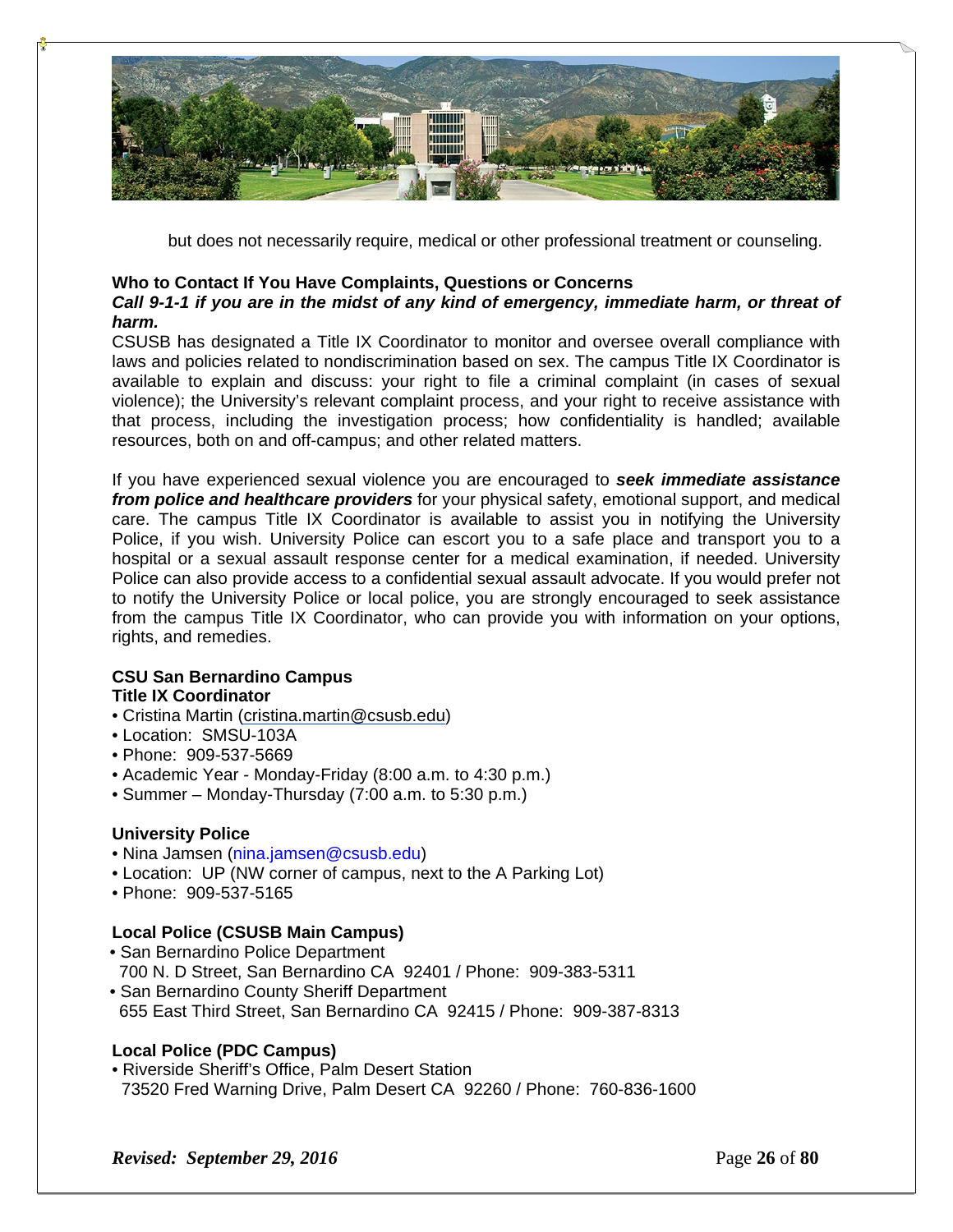but does not necessarily require, medical or other professional treatment or counseling.

**Who to Contact If You Have Complaints, Questions or Concerns**

***Call 9-1-1 if you are in the midst of any kind of emergency, immediate harm, or threat of harm.***

CSUSB has designated a Title IX Coordinator to monitor and oversee overall compliance with laws and policies related to nondiscrimination based on sex. The campus Title IX Coordinator is available to explain and discuss: your right to file a criminal complaint (in cases of sexual violence); the University's relevant complaint process, and your right to receive assistance with that process, including the investigation process; how confidentiality is handled; available resources, both on and off-campus; and other related matters.

If you have experienced sexual violence you are encouraged to ***seek immediate assistance from police and healthcare providers*** for your physical safety, emotional support, and medical care. The campus Title IX Coordinator is available to assist you in notifying the University Police, if you wish. University Police can escort you to a safe place and transport you to a hospital or a sexual assault response center for a medical examination, if needed. University Police can also provide access to a confidential sexual assault advocate. If you would prefer not to notify the University Police or local police, you are strongly encouraged to seek assistance from the campus Title IX Coordinator, who can provide you with information on your options, rights, and remedies.

**CSU San Bernardino Campus**
**Title IX Coordinator**

- Cristina Martin (cristina.martin@csusb.edu)
- Location: SMSU-103A
- Phone: 909-537-5669
- Academic Year - Monday-Friday (8:00 a.m. to 4:30 p.m.)
- Summer – Monday-Thursday (7:00 a.m. to 5:30 p.m.)

**University Police**

- Nina Jamsen (nina.jamsen@csusb.edu)
- Location: UP (NW corner of campus, next to the A Parking Lot)
- Phone: 909-537-5165

**Local Police (CSUSB Main Campus)**

- San Bernardino Police Department
  700 N. D Street, San Bernardino CA 92401 / Phone: 909-383-5311
- San Bernardino County Sheriff Department
  655 East Third Street, San Bernardino CA 92415 / Phone: 909-387-8313

**Local Police (PDC Campus)**

- Riverside Sheriff's Office, Palm Desert Station
  73520 Fred Warning Drive, Palm Desert CA 92260 / Phone: 760-836-1600

***Revised: September 29, 2016***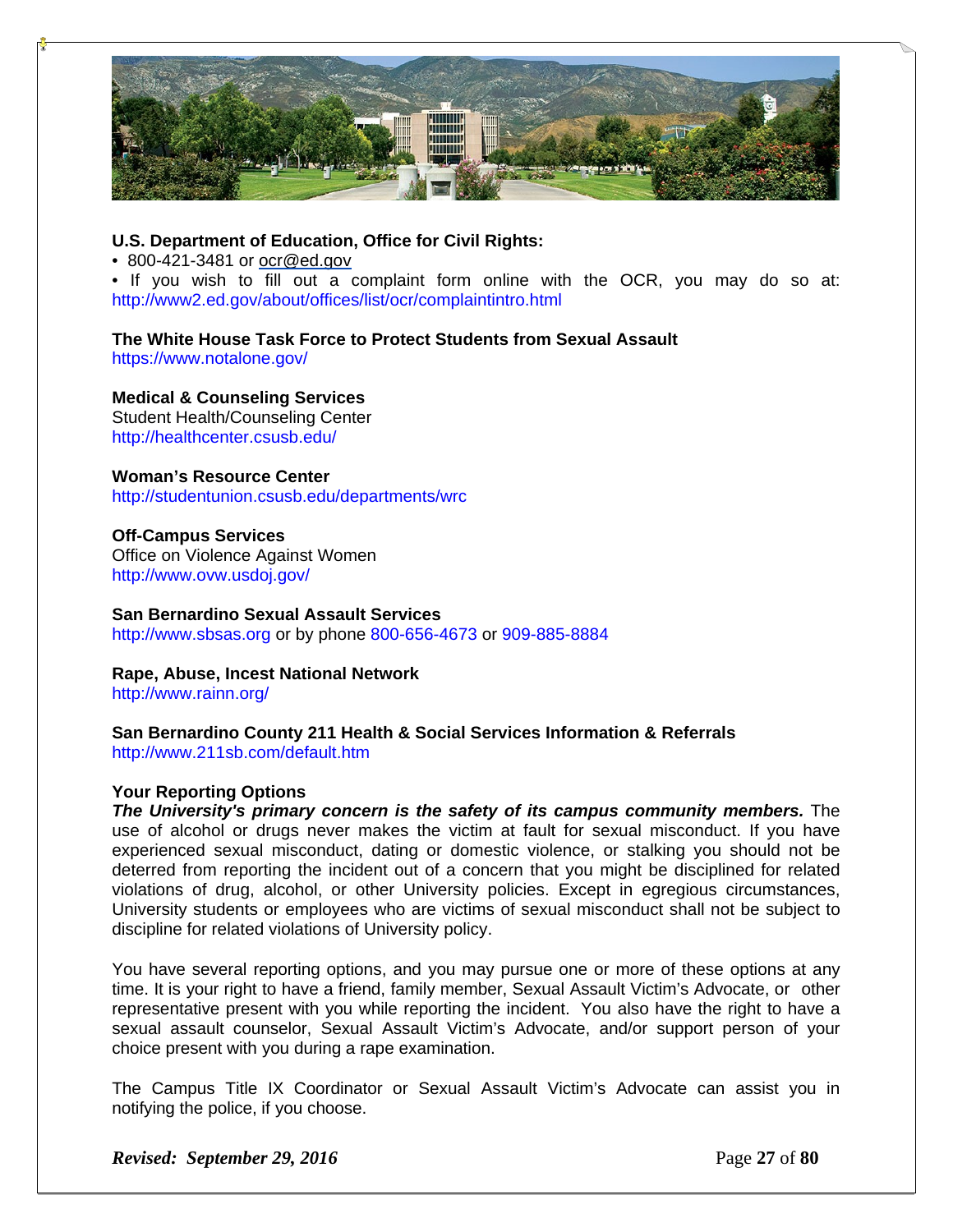**U.S. Department of Education, Office for Civil Rights:**

- 800-421-3481 or ocr@ed.gov
- If you wish to fill out a complaint form online with the OCR, you may do so at: http://www2.ed.gov/about/offices/list/ocr/complaintintro.html

**The White House Task Force to Protect Students from Sexual Assault**
https://www.notalone.gov/

**Medical & Counseling Services**
Student Health/Counseling Center
http://healthcenter.csusb.edu/

**Woman's Resource Center**
http://studentunion.csusb.edu/departments/wrc

**Off-Campus Services**
Office on Violence Against Women
http://www.ovw.usdoj.gov/

**San Bernardino Sexual Assault Services**
http://www.sbsas.org or by phone 800-656-4673 or 909-885-8884

**Rape, Abuse, Incest National Network**
http://www.rainn.org/

**San Bernardino County 211 Health & Social Services Information & Referrals**
http://www.211sb.com/default.htm

**Your Reporting Options**

***The University's primary concern is the safety of its campus community members.*** The use of alcohol or drugs never makes the victim at fault for sexual misconduct. If you have experienced sexual misconduct, dating or domestic violence, or stalking you should not be deterred from reporting the incident out of a concern that you might be disciplined for related violations of drug, alcohol, or other University policies. Except in egregious circumstances, University students or employees who are victims of sexual misconduct shall not be subject to discipline for related violations of University policy.

You have several reporting options, and you may pursue one or more of these options at any time. It is your right to have a friend, family member, Sexual Assault Victim's Advocate, or other representative present with you while reporting the incident. You also have the right to have a sexual assault counselor, Sexual Assault Victim's Advocate, and/or support person of your choice present with you during a rape examination.

The Campus Title IX Coordinator or Sexual Assault Victim's Advocate can assist you in notifying the police, if you choose.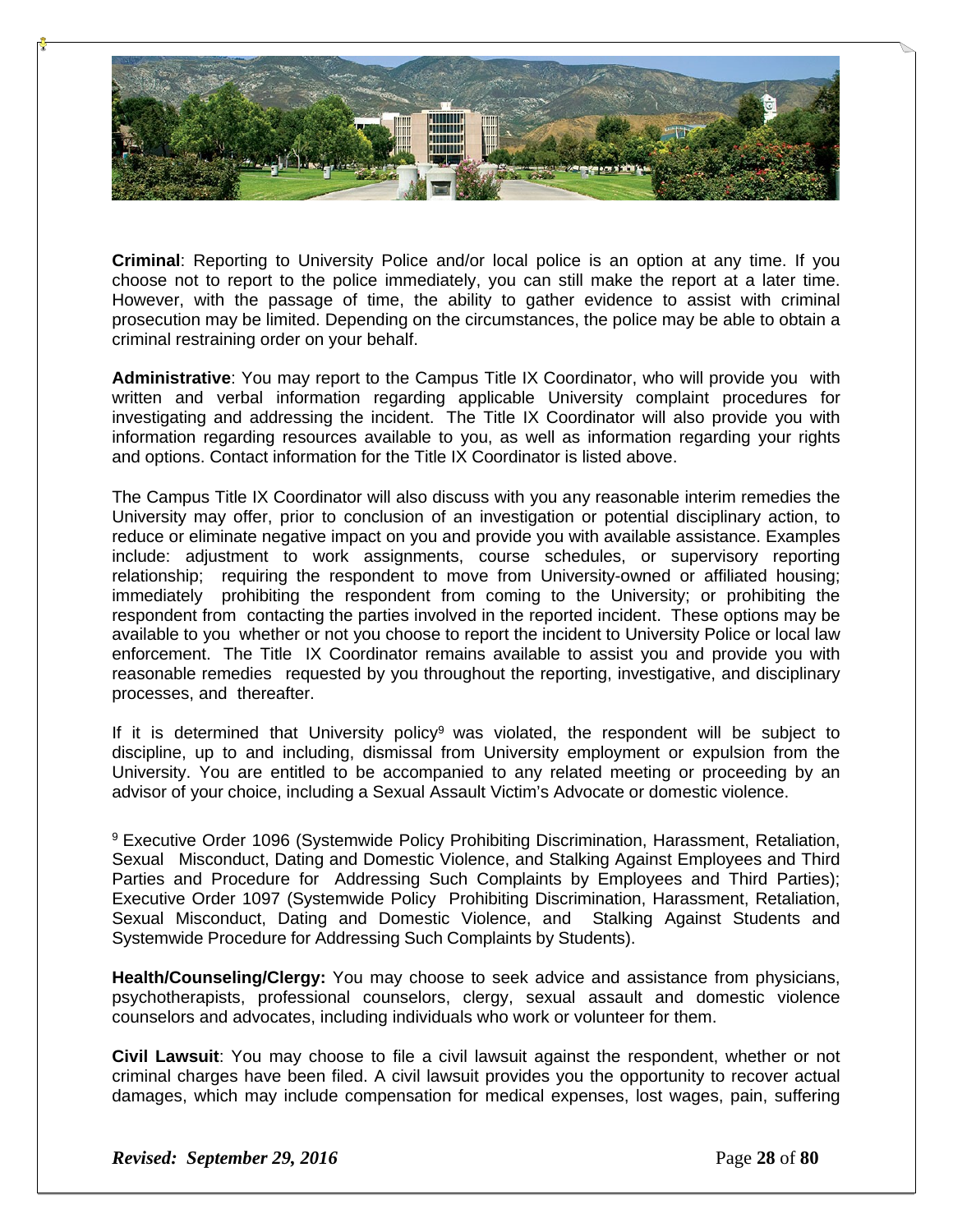**Criminal**: Reporting to University Police and/or local police is an option at any time. If you choose not to report to the police immediately, you can still make the report at a later time. However, with the passage of time, the ability to gather evidence to assist with criminal prosecution may be limited. Depending on the circumstances, the police may be able to obtain a criminal restraining order on your behalf.

**Administrative**: You may report to the Campus Title IX Coordinator, who will provide you with written and verbal information regarding applicable University complaint procedures for investigating and addressing the incident. The Title IX Coordinator will also provide you with information regarding resources available to you, as well as information regarding your rights and options. Contact information for the Title IX Coordinator is listed above.

The Campus Title IX Coordinator will also discuss with you any reasonable interim remedies the University may offer, prior to conclusion of an investigation or potential disciplinary action, to reduce or eliminate negative impact on you and provide you with available assistance. Examples include: adjustment to work assignments, course schedules, or supervisory reporting relationship; requiring the respondent to move from University-owned or affiliated housing; immediately prohibiting the respondent from coming to the University; or prohibiting the respondent from contacting the parties involved in the reported incident. These options may be available to you whether or not you choose to report the incident to University Police or local law enforcement. The Title IX Coordinator remains available to assist you and provide you with reasonable remedies requested by you throughout the reporting, investigative, and disciplinary processes, and thereafter.

If it is determined that University policy[9] was violated, the respondent will be subject to discipline, up to and including, dismissal from University employment or expulsion from the University. You are entitled to be accompanied to any related meeting or proceeding by an advisor of your choice, including a Sexual Assault Victim's Advocate or domestic violence.

[9] Executive Order 1096 (Systemwide Policy Prohibiting Discrimination, Harassment, Retaliation, Sexual Misconduct, Dating and Domestic Violence, and Stalking Against Employees and Third Parties and Procedure for Addressing Such Complaints by Employees and Third Parties); Executive Order 1097 (Systemwide Policy Prohibiting Discrimination, Harassment, Retaliation, Sexual Misconduct, Dating and Domestic Violence, and Stalking Against Students and Systemwide Procedure for Addressing Such Complaints by Students).

**Health/Counseling/Clergy:** You may choose to seek advice and assistance from physicians, psychotherapists, professional counselors, clergy, sexual assault and domestic violence counselors and advocates, including individuals who work or volunteer for them.

**Civil Lawsuit**: You may choose to file a civil lawsuit against the respondent, whether or not criminal charges have been filed. A civil lawsuit provides you the opportunity to recover actual damages, which may include compensation for medical expenses, lost wages, pain, suffering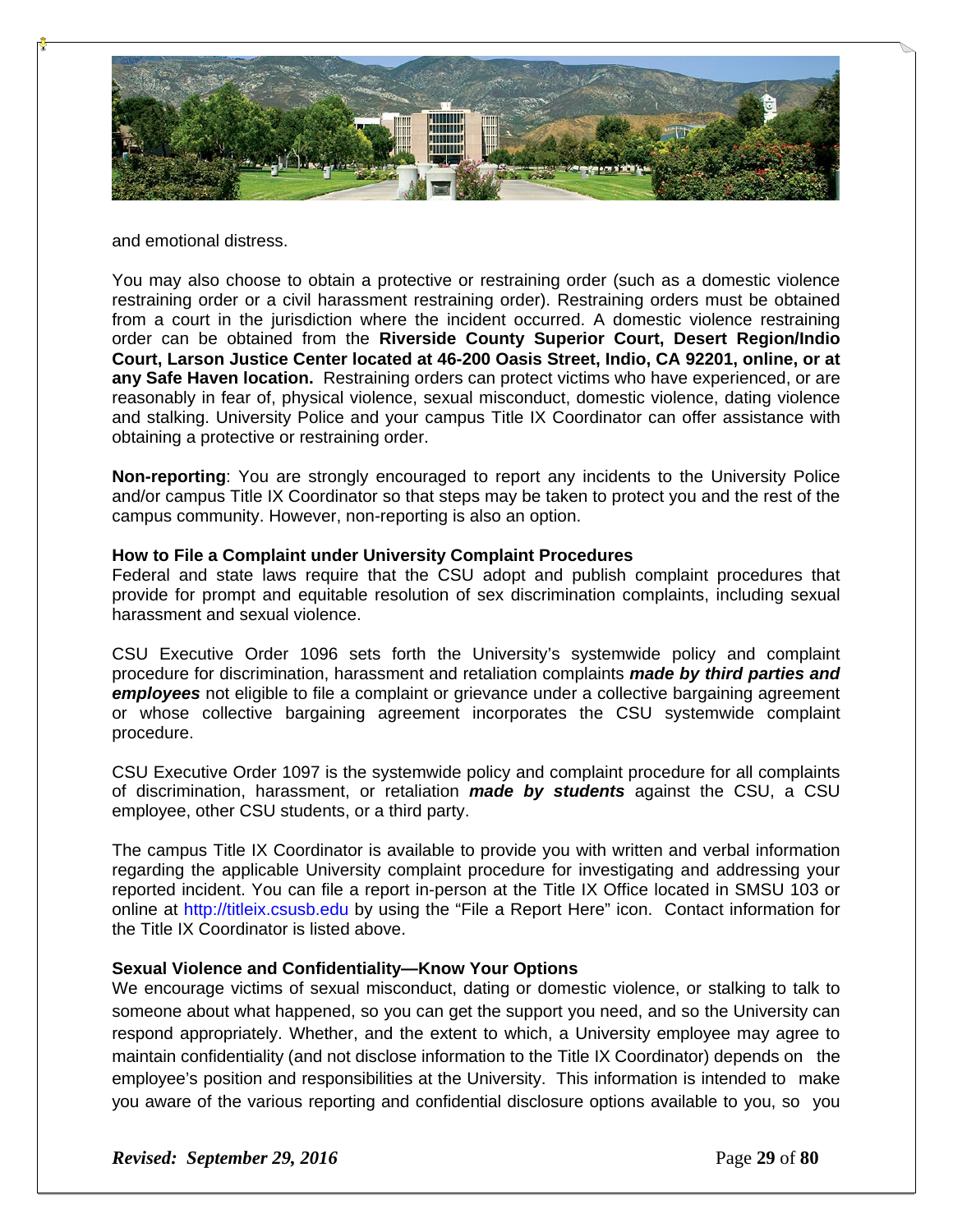and emotional distress.

You may also choose to obtain a protective or restraining order (such as a domestic violence restraining order or a civil harassment restraining order). Restraining orders must be obtained from a court in the jurisdiction where the incident occurred. A domestic violence restraining order can be obtained from the **Riverside County Superior Court, Desert Region/Indio Court, Larson Justice Center located at 46-200 Oasis Street, Indio, CA 92201, online, or at any Safe Haven location.** Restraining orders can protect victims who have experienced, or are reasonably in fear of, physical violence, sexual misconduct, domestic violence, dating violence and stalking. University Police and your campus Title IX Coordinator can offer assistance with obtaining a protective or restraining order.

**Non-reporting**: You are strongly encouraged to report any incidents to the University Police and/or campus Title IX Coordinator so that steps may be taken to protect you and the rest of the campus community. However, non-reporting is also an option.

**How to File a Complaint under University Complaint Procedures**

Federal and state laws require that the CSU adopt and publish complaint procedures that provide for prompt and equitable resolution of sex discrimination complaints, including sexual harassment and sexual violence.

CSU Executive Order 1096 sets forth the University's systemwide policy and complaint procedure for discrimination, harassment and retaliation complaints ***made by third parties and employees*** not eligible to file a complaint or grievance under a collective bargaining agreement or whose collective bargaining agreement incorporates the CSU systemwide complaint procedure.

CSU Executive Order 1097 is the systemwide policy and complaint procedure for all complaints of discrimination, harassment, or retaliation ***made by students*** against the CSU, a CSU employee, other CSU students, or a third party.

The campus Title IX Coordinator is available to provide you with written and verbal information regarding the applicable University complaint procedure for investigating and addressing your reported incident. You can file a report in-person at the Title IX Office located in SMSU 103 or online at http://titleix.csusb.edu by using the "File a Report Here" icon. Contact information for the Title IX Coordinator is listed above.

**Sexual Violence and Confidentiality—Know Your Options**

We encourage victims of sexual misconduct, dating or domestic violence, or stalking to talk to someone about what happened, so you can get the support you need, and so the University can respond appropriately. Whether, and the extent to which, a University employee may agree to maintain confidentiality (and not disclose information to the Title IX Coordinator) depends on the employee's position and responsibilities at the University. This information is intended to make you aware of the various reporting and confidential disclosure options available to you, so you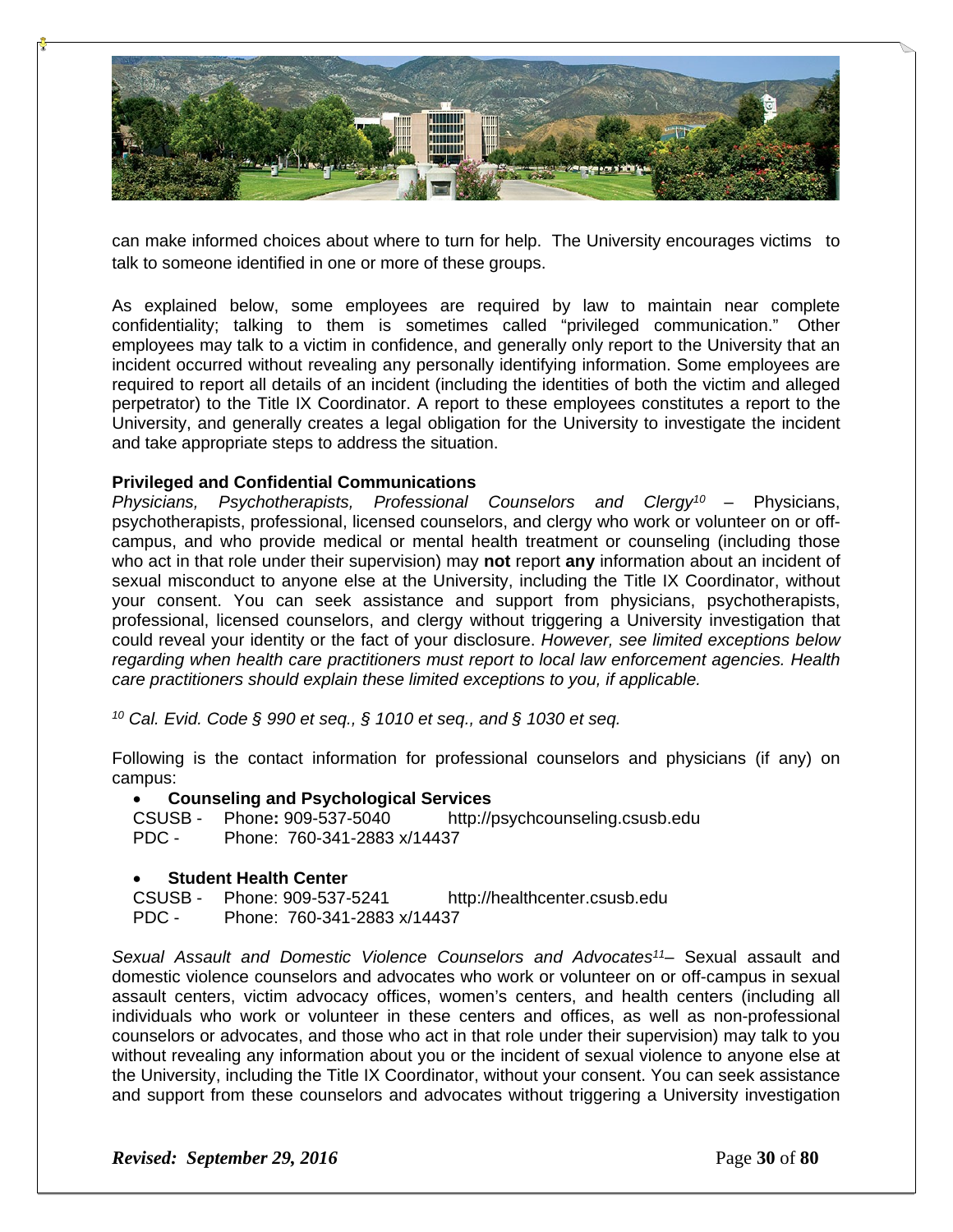can make informed choices about where to turn for help. The University encourages victims to talk to someone identified in one or more of these groups.

As explained below, some employees are required by law to maintain near complete confidentiality; talking to them is sometimes called "privileged communication." Other employees may talk to a victim in confidence, and generally only report to the University that an incident occurred without revealing any personally identifying information. Some employees are required to report all details of an incident (including the identities of both the victim and alleged perpetrator) to the Title IX Coordinator. A report to these employees constitutes a report to the University, and generally creates a legal obligation for the University to investigate the incident and take appropriate steps to address the situation.

**Privileged and Confidential Communications**

*Physicians, Psychotherapists, Professional Counselors and Clergy*[10] – Physicians, psychotherapists, professional, licensed counselors, and clergy who work or volunteer on or off-campus, and who provide medical or mental health treatment or counseling (including those who act in that role under their supervision) may **not** report **any** information about an incident of sexual misconduct to anyone else at the University, including the Title IX Coordinator, without your consent. You can seek assistance and support from physicians, psychotherapists, professional, licensed counselors, and clergy without triggering a University investigation that could reveal your identity or the fact of your disclosure. *However, see limited exceptions below regarding when health care practitioners must report to local law enforcement agencies. Health care practitioners should explain these limited exceptions to you, if applicable.*

*[10] Cal. Evid. Code § 990 et seq., § 1010 et seq., and § 1030 et seq.*

Following is the contact information for professional counselors and physicians (if any) on campus:

- **Counseling and Psychological Services**
  CSUSB - Phone: 909-537-5040 http://psychcounseling.csusb.edu
  PDC - Phone: 760-341-2883 x/14437

- **Student Health Center**
  CSUSB - Phone: 909-537-5241 http://healthcenter.csusb.edu
  PDC - Phone: 760-341-2883 x/14437

*Sexual Assault and Domestic Violence Counselors and Advocates*[11]– Sexual assault and domestic violence counselors and advocates who work or volunteer on or off-campus in sexual assault centers, victim advocacy offices, women's centers, and health centers (including all individuals who work or volunteer in these centers and offices, as well as non-professional counselors or advocates, and those who act in that role under their supervision) may talk to you without revealing any information about you or the incident of sexual violence to anyone else at the University, including the Title IX Coordinator, without your consent. You can seek assistance and support from these counselors and advocates without triggering a University investigation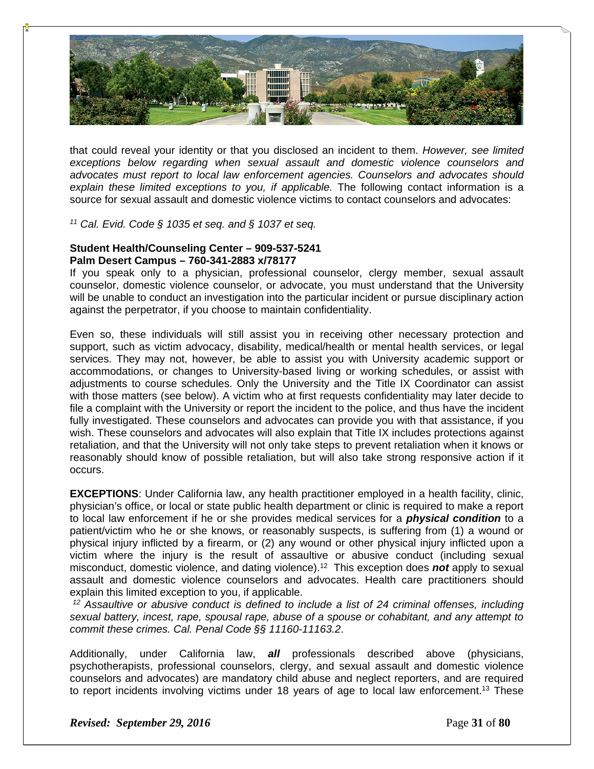that could reveal your identity or that you disclosed an incident to them. *However, see limited exceptions below regarding when sexual assault and domestic violence counselors and advocates must report to local law enforcement agencies. Counselors and advocates should explain these limited exceptions to you, if applicable.* The following contact information is a source for sexual assault and domestic violence victims to contact counselors and advocates:

[11] *Cal. Evid. Code § 1035 et seq. and § 1037 et seq.*

**Student Health/Counseling Center – 909-537-5241**
**Palm Desert Campus – 760-341-2883 x/78177**

If you speak only to a physician, professional counselor, clergy member, sexual assault counselor, domestic violence counselor, or advocate, you must understand that the University will be unable to conduct an investigation into the particular incident or pursue disciplinary action against the perpetrator, if you choose to maintain confidentiality.

Even so, these individuals will still assist you in receiving other necessary protection and support, such as victim advocacy, disability, medical/health or mental health services, or legal services. They may not, however, be able to assist you with University academic support or accommodations, or changes to University-based living or working schedules, or assist with adjustments to course schedules. Only the University and the Title IX Coordinator can assist with those matters (see below). A victim who at first requests confidentiality may later decide to file a complaint with the University or report the incident to the police, and thus have the incident fully investigated. These counselors and advocates can provide you with that assistance, if you wish. These counselors and advocates will also explain that Title IX includes protections against retaliation, and that the University will not only take steps to prevent retaliation when it knows or reasonably should know of possible retaliation, but will also take strong responsive action if it occurs.

**EXCEPTIONS**: Under California law, any health practitioner employed in a health facility, clinic, physician's office, or local or state public health department or clinic is required to make a report to local law enforcement if he or she provides medical services for a ***physical condition*** to a patient/victim who he or she knows, or reasonably suspects, is suffering from (1) a wound or physical injury inflicted by a firearm, or (2) any wound or other physical injury inflicted upon a victim where the injury is the result of assaultive or abusive conduct (including sexual misconduct, domestic violence, and dating violence).[12] This exception does ***not*** apply to sexual assault and domestic violence counselors and advocates. Health care practitioners should explain this limited exception to you, if applicable.

[12] *Assaultive or abusive conduct is defined to include a list of 24 criminal offenses, including sexual battery, incest, rape, spousal rape, abuse of a spouse or cohabitant, and any attempt to commit these crimes. Cal. Penal Code §§ 11160-11163.2*.

Additionally, under California law, ***all*** professionals described above (physicians, psychotherapists, professional counselors, clergy, and sexual assault and domestic violence counselors and advocates) are mandatory child abuse and neglect reporters, and are required to report incidents involving victims under 18 years of age to local law enforcement.[13] These

***Revised: September 29, 2016***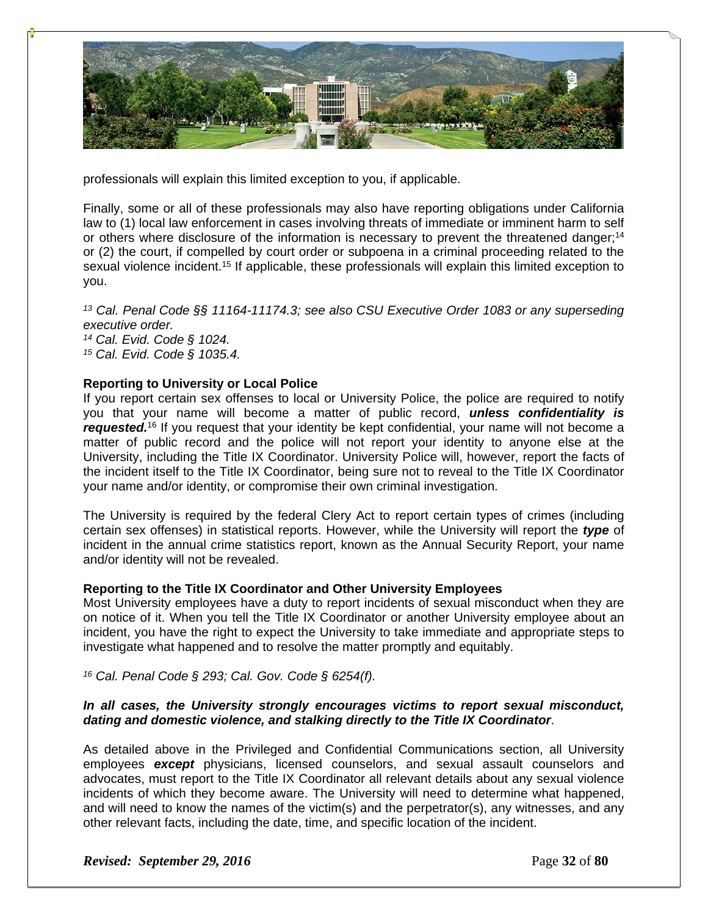professionals will explain this limited exception to you, if applicable.

Finally, some or all of these professionals may also have reporting obligations under California law to (1) local law enforcement in cases involving threats of immediate or imminent harm to self or others where disclosure of the information is necessary to prevent the threatened danger;[14] or (2) the court, if compelled by court order or subpoena in a criminal proceeding related to the sexual violence incident.[15] If applicable, these professionals will explain this limited exception to you.

*[13] Cal. Penal Code §§ 11164-11174.3; see also CSU Executive Order 1083 or any superseding executive order.*
*[14] Cal. Evid. Code § 1024.*
*[15] Cal. Evid. Code § 1035.4.*

**Reporting to University or Local Police**

If you report certain sex offenses to local or University Police, the police are required to notify you that your name will become a matter of public record, ***unless confidentiality is requested.***[16] If you request that your identity be kept confidential, your name will not become a matter of public record and the police will not report your identity to anyone else at the University, including the Title IX Coordinator. University Police will, however, report the facts of the incident itself to the Title IX Coordinator, being sure not to reveal to the Title IX Coordinator your name and/or identity, or compromise their own criminal investigation.

The University is required by the federal Clery Act to report certain types of crimes (including certain sex offenses) in statistical reports. However, while the University will report the ***type*** of incident in the annual crime statistics report, known as the Annual Security Report, your name and/or identity will not be revealed.

**Reporting to the Title IX Coordinator and Other University Employees**

Most University employees have a duty to report incidents of sexual misconduct when they are on notice of it. When you tell the Title IX Coordinator or another University employee about an incident, you have the right to expect the University to take immediate and appropriate steps to investigate what happened and to resolve the matter promptly and equitably.

*[16] Cal. Penal Code § 293; Cal. Gov. Code § 6254(f).*

***In all cases, the University strongly encourages victims to report sexual misconduct, dating and domestic violence, and stalking directly to the Title IX Coordinator***.

As detailed above in the Privileged and Confidential Communications section, all University employees ***except*** physicians, licensed counselors, and sexual assault counselors and advocates, must report to the Title IX Coordinator all relevant details about any sexual violence incidents of which they become aware. The University will need to determine what happened, and will need to know the names of the victim(s) and the perpetrator(s), any witnesses, and any other relevant facts, including the date, time, and specific location of the incident.

***Revised: September 29, 2016***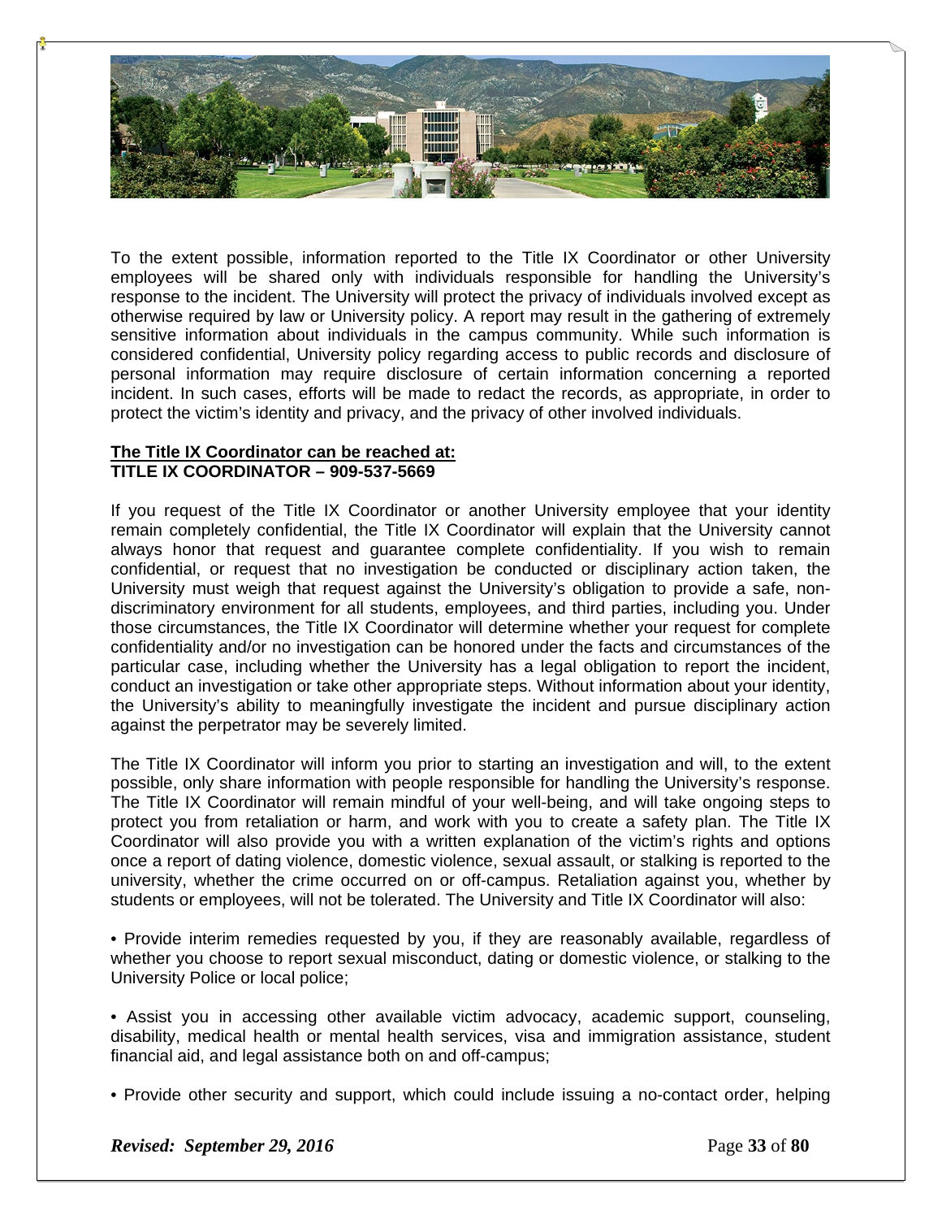To the extent possible, information reported to the Title IX Coordinator or other University employees will be shared only with individuals responsible for handling the University's response to the incident. The University will protect the privacy of individuals involved except as otherwise required by law or University policy. A report may result in the gathering of extremely sensitive information about individuals in the campus community. While such information is considered confidential, University policy regarding access to public records and disclosure of personal information may require disclosure of certain information concerning a reported incident. In such cases, efforts will be made to redact the records, as appropriate, in order to protect the victim's identity and privacy, and the privacy of other involved individuals.

**The Title IX Coordinator can be reached at:**
**TITLE IX COORDINATOR – 909-537-5669**

If you request of the Title IX Coordinator or another University employee that your identity remain completely confidential, the Title IX Coordinator will explain that the University cannot always honor that request and guarantee complete confidentiality. If you wish to remain confidential, or request that no investigation be conducted or disciplinary action taken, the University must weigh that request against the University's obligation to provide a safe, non-discriminatory environment for all students, employees, and third parties, including you. Under those circumstances, the Title IX Coordinator will determine whether your request for complete confidentiality and/or no investigation can be honored under the facts and circumstances of the particular case, including whether the University has a legal obligation to report the incident, conduct an investigation or take other appropriate steps. Without information about your identity, the University's ability to meaningfully investigate the incident and pursue disciplinary action against the perpetrator may be severely limited.

The Title IX Coordinator will inform you prior to starting an investigation and will, to the extent possible, only share information with people responsible for handling the University's response. The Title IX Coordinator will remain mindful of your well-being, and will take ongoing steps to protect you from retaliation or harm, and work with you to create a safety plan. The Title IX Coordinator will also provide you with a written explanation of the victim's rights and options once a report of dating violence, domestic violence, sexual assault, or stalking is reported to the university, whether the crime occurred on or off-campus. Retaliation against you, whether by students or employees, will not be tolerated. The University and Title IX Coordinator will also:

• Provide interim remedies requested by you, if they are reasonably available, regardless of whether you choose to report sexual misconduct, dating or domestic violence, or stalking to the University Police or local police;

• Assist you in accessing other available victim advocacy, academic support, counseling, disability, medical health or mental health services, visa and immigration assistance, student financial aid, and legal assistance both on and off-campus;

• Provide other security and support, which could include issuing a no-contact order, helping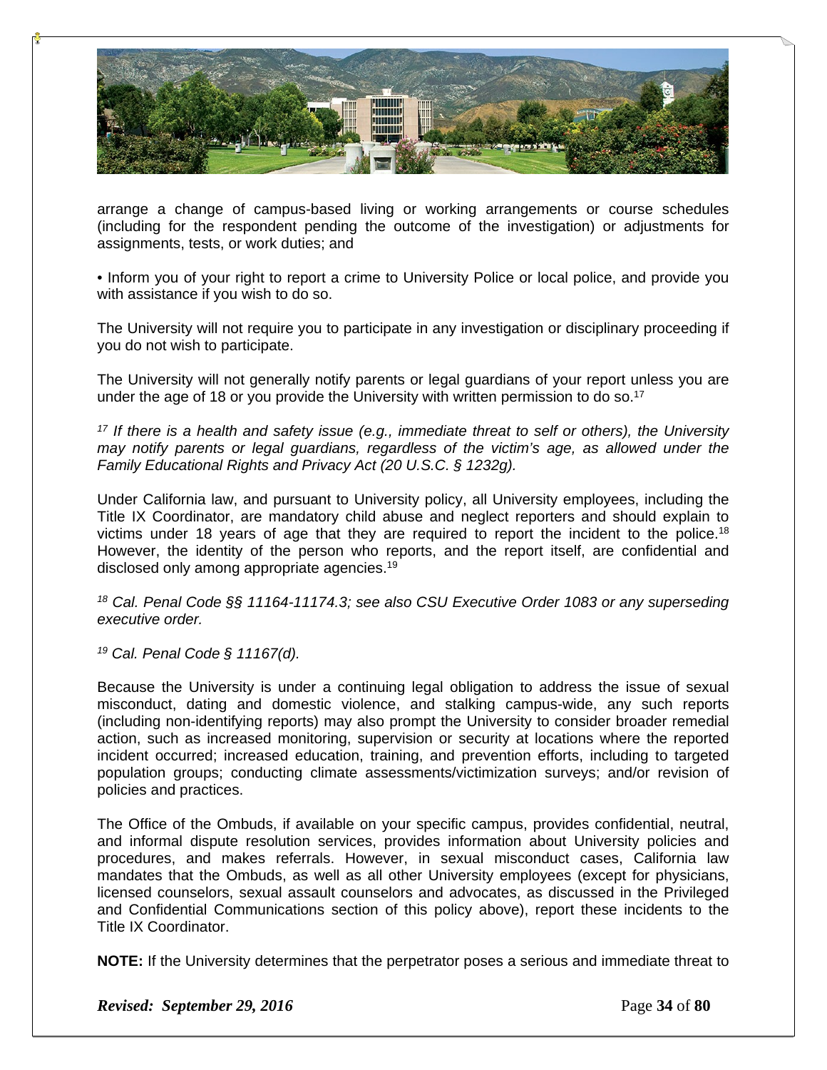arrange a change of campus-based living or working arrangements or course schedules (including for the respondent pending the outcome of the investigation) or adjustments for assignments, tests, or work duties; and

• Inform you of your right to report a crime to University Police or local police, and provide you with assistance if you wish to do so.

The University will not require you to participate in any investigation or disciplinary proceeding if you do not wish to participate.

The University will not generally notify parents or legal guardians of your report unless you are under the age of 18 or you provide the University with written permission to do so.[17]

*[17] If there is a health and safety issue (e.g., immediate threat to self or others), the University may notify parents or legal guardians, regardless of the victim's age, as allowed under the Family Educational Rights and Privacy Act (20 U.S.C. § 1232g).*

Under California law, and pursuant to University policy, all University employees, including the Title IX Coordinator, are mandatory child abuse and neglect reporters and should explain to victims under 18 years of age that they are required to report the incident to the police.[18] However, the identity of the person who reports, and the report itself, are confidential and disclosed only among appropriate agencies.[19]

*[18] Cal. Penal Code §§ 11164-11174.3; see also CSU Executive Order 1083 or any superseding executive order.*

*[19] Cal. Penal Code § 11167(d).*

Because the University is under a continuing legal obligation to address the issue of sexual misconduct, dating and domestic violence, and stalking campus-wide, any such reports (including non-identifying reports) may also prompt the University to consider broader remedial action, such as increased monitoring, supervision or security at locations where the reported incident occurred; increased education, training, and prevention efforts, including to targeted population groups; conducting climate assessments/victimization surveys; and/or revision of policies and practices.

The Office of the Ombuds, if available on your specific campus, provides confidential, neutral, and informal dispute resolution services, provides information about University policies and procedures, and makes referrals. However, in sexual misconduct cases, California law mandates that the Ombuds, as well as all other University employees (except for physicians, licensed counselors, sexual assault counselors and advocates, as discussed in the Privileged and Confidential Communications section of this policy above), report these incidents to the Title IX Coordinator.

**NOTE:** If the University determines that the perpetrator poses a serious and immediate threat to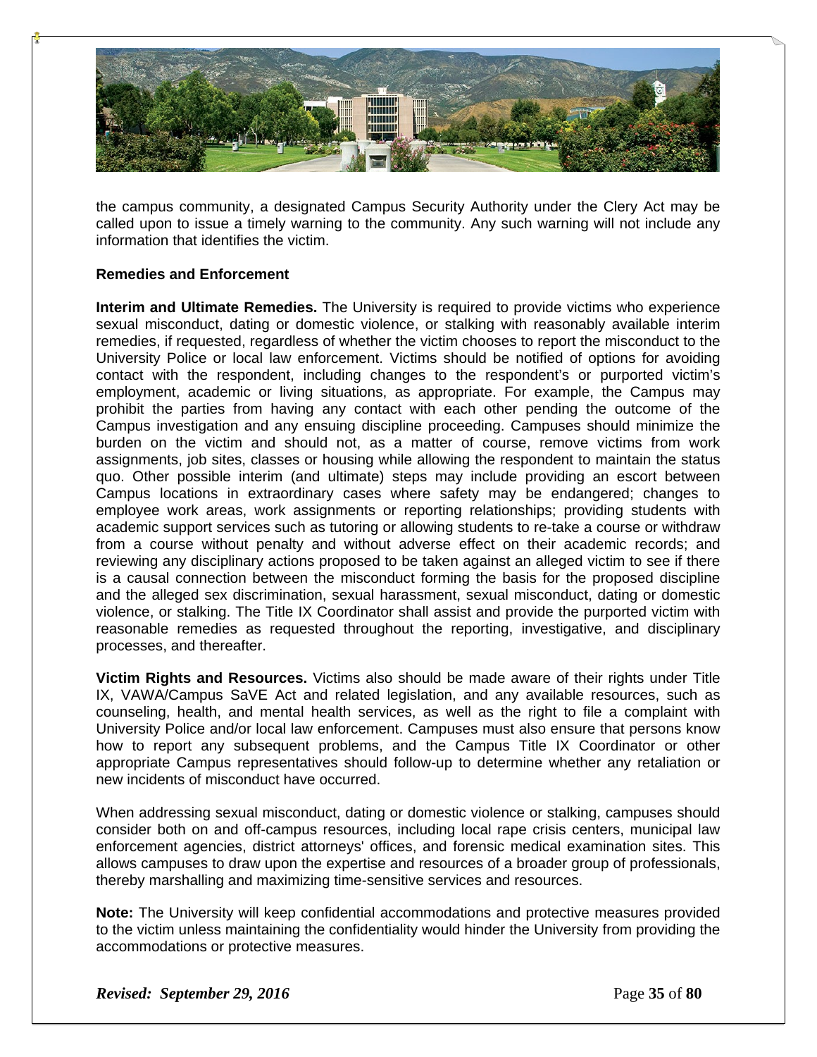the campus community, a designated Campus Security Authority under the Clery Act may be called upon to issue a timely warning to the community. Any such warning will not include any information that identifies the victim.

**Remedies and Enforcement**

**Interim and Ultimate Remedies.** The University is required to provide victims who experience sexual misconduct, dating or domestic violence, or stalking with reasonably available interim remedies, if requested, regardless of whether the victim chooses to report the misconduct to the University Police or local law enforcement. Victims should be notified of options for avoiding contact with the respondent, including changes to the respondent's or purported victim's employment, academic or living situations, as appropriate. For example, the Campus may prohibit the parties from having any contact with each other pending the outcome of the Campus investigation and any ensuing discipline proceeding. Campuses should minimize the burden on the victim and should not, as a matter of course, remove victims from work assignments, job sites, classes or housing while allowing the respondent to maintain the status quo. Other possible interim (and ultimate) steps may include providing an escort between Campus locations in extraordinary cases where safety may be endangered; changes to employee work areas, work assignments or reporting relationships; providing students with academic support services such as tutoring or allowing students to re-take a course or withdraw from a course without penalty and without adverse effect on their academic records; and reviewing any disciplinary actions proposed to be taken against an alleged victim to see if there is a causal connection between the misconduct forming the basis for the proposed discipline and the alleged sex discrimination, sexual harassment, sexual misconduct, dating or domestic violence, or stalking. The Title IX Coordinator shall assist and provide the purported victim with reasonable remedies as requested throughout the reporting, investigative, and disciplinary processes, and thereafter.

**Victim Rights and Resources.** Victims also should be made aware of their rights under Title IX, VAWA/Campus SaVE Act and related legislation, and any available resources, such as counseling, health, and mental health services, as well as the right to file a complaint with University Police and/or local law enforcement. Campuses must also ensure that persons know how to report any subsequent problems, and the Campus Title IX Coordinator or other appropriate Campus representatives should follow-up to determine whether any retaliation or new incidents of misconduct have occurred.

When addressing sexual misconduct, dating or domestic violence or stalking, campuses should consider both on and off-campus resources, including local rape crisis centers, municipal law enforcement agencies, district attorneys' offices, and forensic medical examination sites. This allows campuses to draw upon the expertise and resources of a broader group of professionals, thereby marshalling and maximizing time-sensitive services and resources.

**Note:** The University will keep confidential accommodations and protective measures provided to the victim unless maintaining the confidentiality would hinder the University from providing the accommodations or protective measures.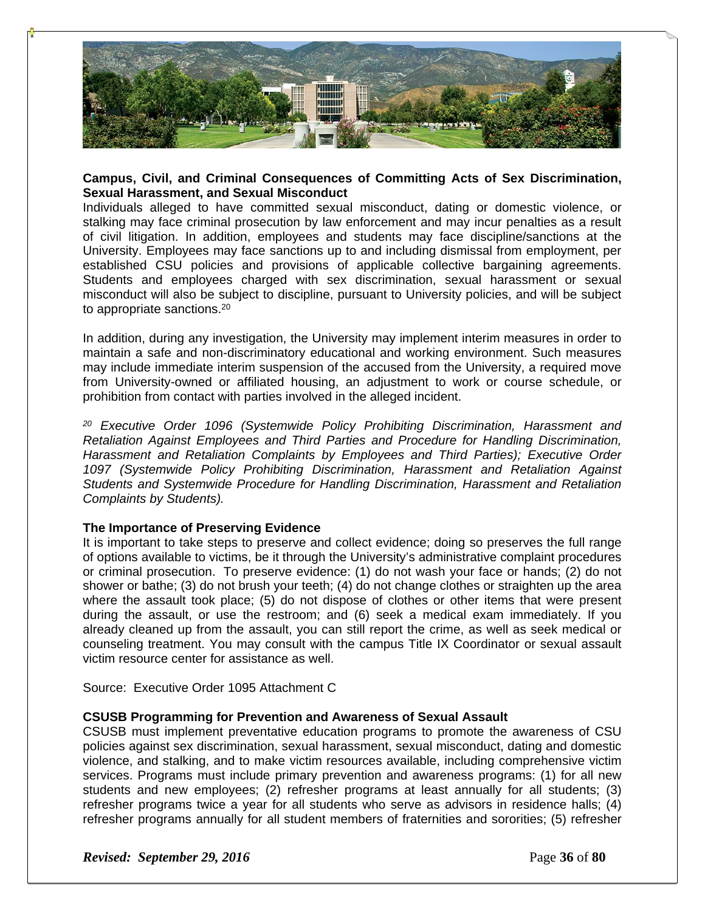**Campus, Civil, and Criminal Consequences of Committing Acts of Sex Discrimination, Sexual Harassment, and Sexual Misconduct**

Individuals alleged to have committed sexual misconduct, dating or domestic violence, or stalking may face criminal prosecution by law enforcement and may incur penalties as a result of civil litigation. In addition, employees and students may face discipline/sanctions at the University. Employees may face sanctions up to and including dismissal from employment, per established CSU policies and provisions of applicable collective bargaining agreements. Students and employees charged with sex discrimination, sexual harassment or sexual misconduct will also be subject to discipline, pursuant to University policies, and will be subject to appropriate sanctions.[20]

In addition, during any investigation, the University may implement interim measures in order to maintain a safe and non-discriminatory educational and working environment. Such measures may include immediate interim suspension of the accused from the University, a required move from University-owned or affiliated housing, an adjustment to work or course schedule, or prohibition from contact with parties involved in the alleged incident.

*[20] Executive Order 1096 (Systemwide Policy Prohibiting Discrimination, Harassment and Retaliation Against Employees and Third Parties and Procedure for Handling Discrimination, Harassment and Retaliation Complaints by Employees and Third Parties); Executive Order 1097 (Systemwide Policy Prohibiting Discrimination, Harassment and Retaliation Against Students and Systemwide Procedure for Handling Discrimination, Harassment and Retaliation Complaints by Students).*

**The Importance of Preserving Evidence**

It is important to take steps to preserve and collect evidence; doing so preserves the full range of options available to victims, be it through the University's administrative complaint procedures or criminal prosecution. To preserve evidence: (1) do not wash your face or hands; (2) do not shower or bathe; (3) do not brush your teeth; (4) do not change clothes or straighten up the area where the assault took place; (5) do not dispose of clothes or other items that were present during the assault, or use the restroom; and (6) seek a medical exam immediately. If you already cleaned up from the assault, you can still report the crime, as well as seek medical or counseling treatment. You may consult with the campus Title IX Coordinator or sexual assault victim resource center for assistance as well.

Source: Executive Order 1095 Attachment C

**CSUSB Programming for Prevention and Awareness of Sexual Assault**

CSUSB must implement preventative education programs to promote the awareness of CSU policies against sex discrimination, sexual harassment, sexual misconduct, dating and domestic violence, and stalking, and to make victim resources available, including comprehensive victim services. Programs must include primary prevention and awareness programs: (1) for all new students and new employees; (2) refresher programs at least annually for all students; (3) refresher programs twice a year for all students who serve as advisors in residence halls; (4) refresher programs annually for all student members of fraternities and sororities; (5) refresher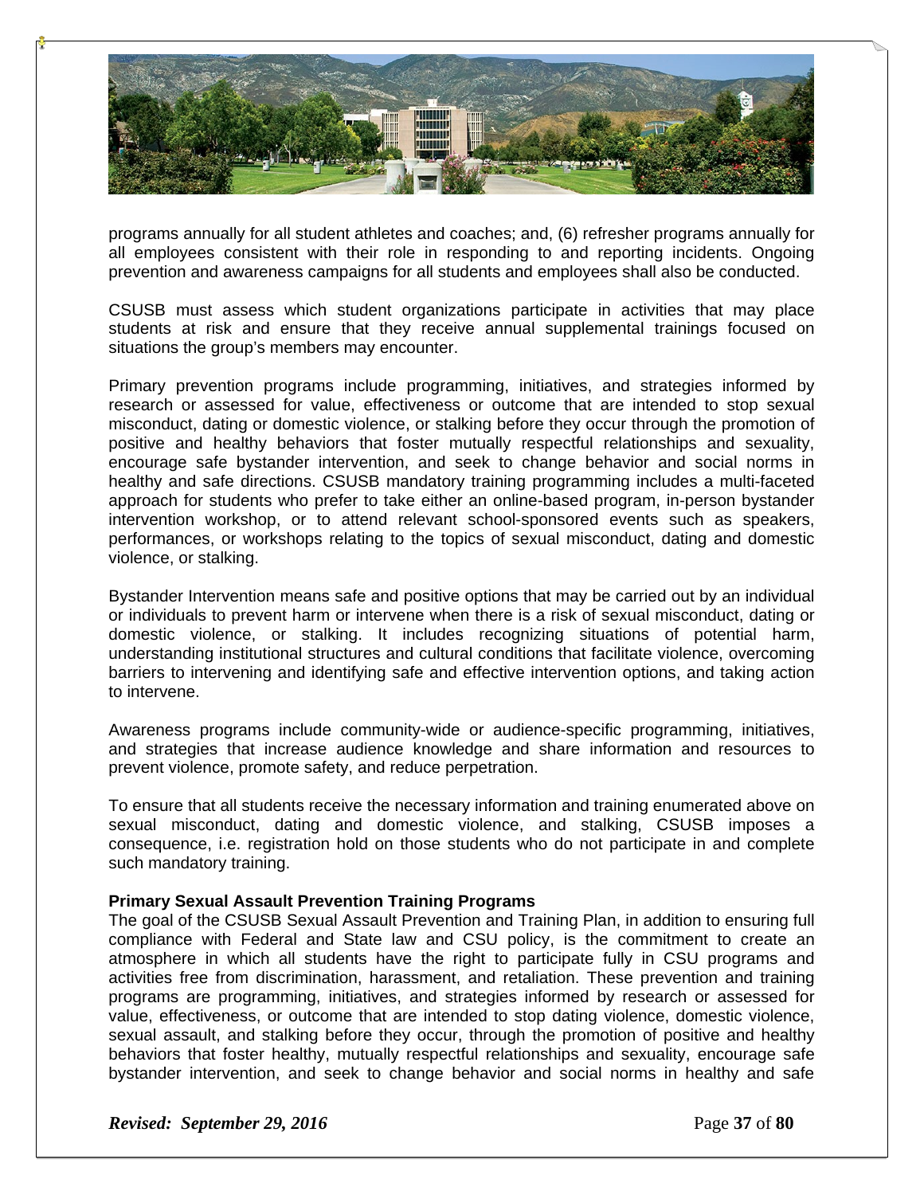programs annually for all student athletes and coaches; and, (6) refresher programs annually for all employees consistent with their role in responding to and reporting incidents. Ongoing prevention and awareness campaigns for all students and employees shall also be conducted.

CSUSB must assess which student organizations participate in activities that may place students at risk and ensure that they receive annual supplemental trainings focused on situations the group's members may encounter.

Primary prevention programs include programming, initiatives, and strategies informed by research or assessed for value, effectiveness or outcome that are intended to stop sexual misconduct, dating or domestic violence, or stalking before they occur through the promotion of positive and healthy behaviors that foster mutually respectful relationships and sexuality, encourage safe bystander intervention, and seek to change behavior and social norms in healthy and safe directions. CSUSB mandatory training programming includes a multi-faceted approach for students who prefer to take either an online-based program, in-person bystander intervention workshop, or to attend relevant school-sponsored events such as speakers, performances, or workshops relating to the topics of sexual misconduct, dating and domestic violence, or stalking.

Bystander Intervention means safe and positive options that may be carried out by an individual or individuals to prevent harm or intervene when there is a risk of sexual misconduct, dating or domestic violence, or stalking. It includes recognizing situations of potential harm, understanding institutional structures and cultural conditions that facilitate violence, overcoming barriers to intervening and identifying safe and effective intervention options, and taking action to intervene.

Awareness programs include community-wide or audience-specific programming, initiatives, and strategies that increase audience knowledge and share information and resources to prevent violence, promote safety, and reduce perpetration.

To ensure that all students receive the necessary information and training enumerated above on sexual misconduct, dating and domestic violence, and stalking, CSUSB imposes a consequence, i.e. registration hold on those students who do not participate in and complete such mandatory training.

**Primary Sexual Assault Prevention Training Programs**

The goal of the CSUSB Sexual Assault Prevention and Training Plan, in addition to ensuring full compliance with Federal and State law and CSU policy, is the commitment to create an atmosphere in which all students have the right to participate fully in CSU programs and activities free from discrimination, harassment, and retaliation. These prevention and training programs are programming, initiatives, and strategies informed by research or assessed for value, effectiveness, or outcome that are intended to stop dating violence, domestic violence, sexual assault, and stalking before they occur, through the promotion of positive and healthy behaviors that foster healthy, mutually respectful relationships and sexuality, encourage safe bystander intervention, and seek to change behavior and social norms in healthy and safe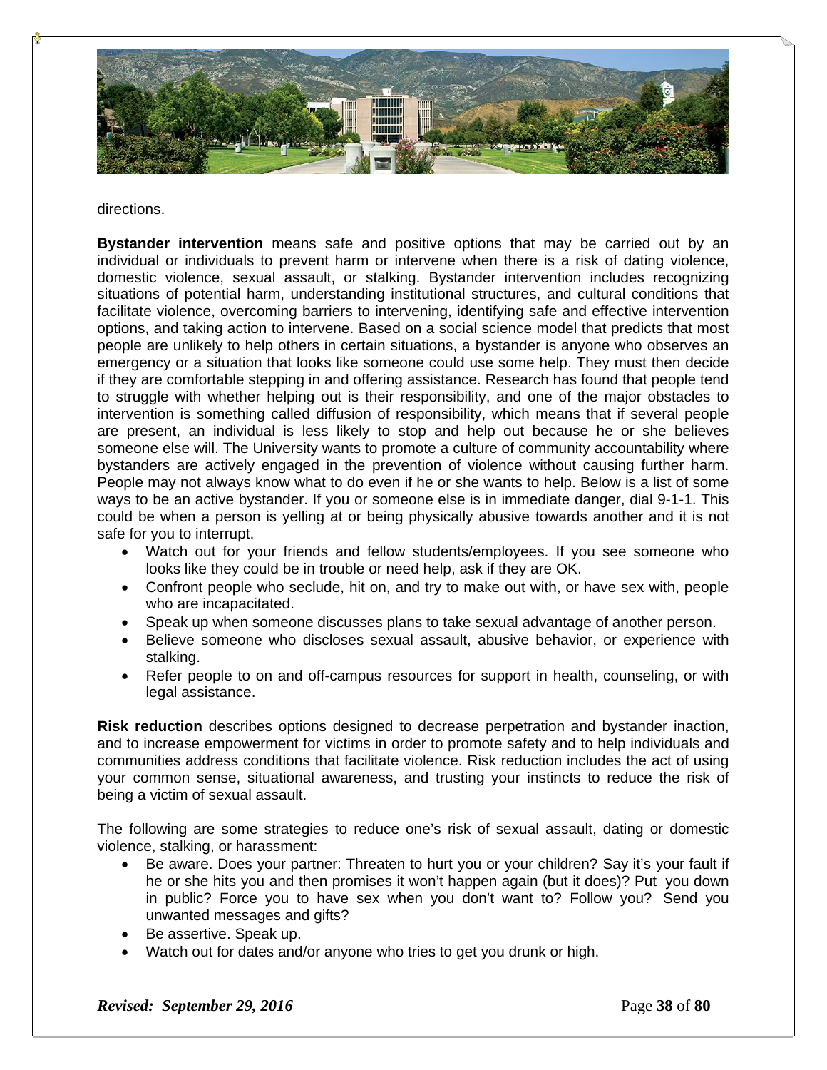directions.

**Bystander intervention** means safe and positive options that may be carried out by an individual or individuals to prevent harm or intervene when there is a risk of dating violence, domestic violence, sexual assault, or stalking. Bystander intervention includes recognizing situations of potential harm, understanding institutional structures, and cultural conditions that facilitate violence, overcoming barriers to intervening, identifying safe and effective intervention options, and taking action to intervene. Based on a social science model that predicts that most people are unlikely to help others in certain situations, a bystander is anyone who observes an emergency or a situation that looks like someone could use some help. They must then decide if they are comfortable stepping in and offering assistance. Research has found that people tend to struggle with whether helping out is their responsibility, and one of the major obstacles to intervention is something called diffusion of responsibility, which means that if several people are present, an individual is less likely to stop and help out because he or she believes someone else will. The University wants to promote a culture of community accountability where bystanders are actively engaged in the prevention of violence without causing further harm. People may not always know what to do even if he or she wants to help. Below is a list of some ways to be an active bystander. If you or someone else is in immediate danger, dial 9-1-1. This could be when a person is yelling at or being physically abusive towards another and it is not safe for you to interrupt.

- Watch out for your friends and fellow students/employees. If you see someone who looks like they could be in trouble or need help, ask if they are OK.
- Confront people who seclude, hit on, and try to make out with, or have sex with, people who are incapacitated.
- Speak up when someone discusses plans to take sexual advantage of another person.
- Believe someone who discloses sexual assault, abusive behavior, or experience with stalking.
- Refer people to on and off-campus resources for support in health, counseling, or with legal assistance.

**Risk reduction** describes options designed to decrease perpetration and bystander inaction, and to increase empowerment for victims in order to promote safety and to help individuals and communities address conditions that facilitate violence. Risk reduction includes the act of using your common sense, situational awareness, and trusting your instincts to reduce the risk of being a victim of sexual assault.

The following are some strategies to reduce one's risk of sexual assault, dating or domestic violence, stalking, or harassment:

- Be aware. Does your partner: Threaten to hurt you or your children? Say it's your fault if he or she hits you and then promises it won't happen again (but it does)? Put you down in public? Force you to have sex when you don't want to? Follow you? Send you unwanted messages and gifts?
- Be assertive. Speak up.
- Watch out for dates and/or anyone who tries to get you drunk or high.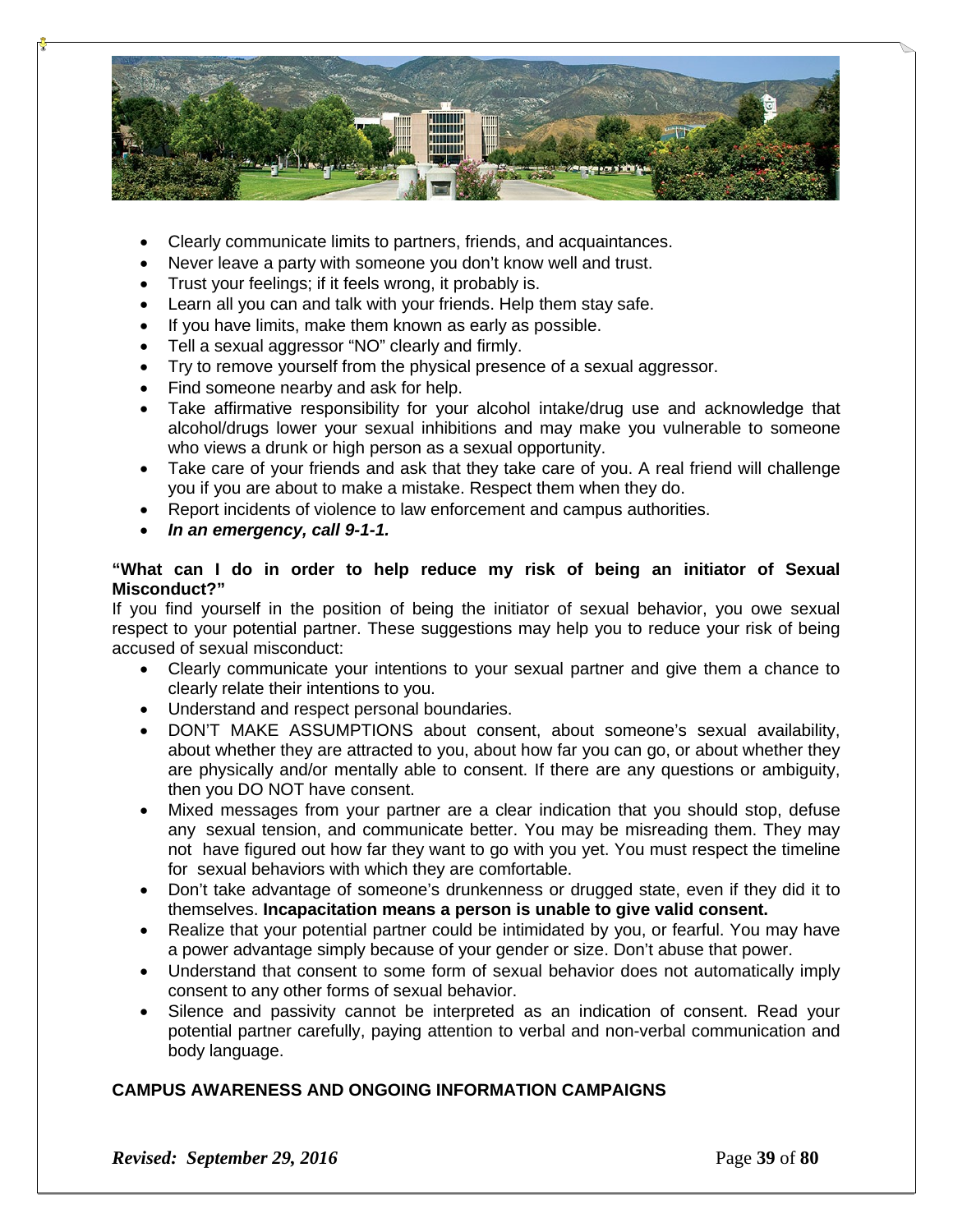- Clearly communicate limits to partners, friends, and acquaintances.
- Never leave a party with someone you don't know well and trust.
- Trust your feelings; if it feels wrong, it probably is.
- Learn all you can and talk with your friends. Help them stay safe.
- If you have limits, make them known as early as possible.
- Tell a sexual aggressor "NO" clearly and firmly.
- Try to remove yourself from the physical presence of a sexual aggressor.
- Find someone nearby and ask for help.
- Take affirmative responsibility for your alcohol intake/drug use and acknowledge that alcohol/drugs lower your sexual inhibitions and may make you vulnerable to someone who views a drunk or high person as a sexual opportunity.
- Take care of your friends and ask that they take care of you. A real friend will challenge you if you are about to make a mistake. Respect them when they do.
- Report incidents of violence to law enforcement and campus authorities.
- ***In an emergency, call 9-1-1.***

**"What can I do in order to help reduce my risk of being an initiator of Sexual Misconduct?"**

If you find yourself in the position of being the initiator of sexual behavior, you owe sexual respect to your potential partner. These suggestions may help you to reduce your risk of being accused of sexual misconduct:

- Clearly communicate your intentions to your sexual partner and give them a chance to clearly relate their intentions to you.
- Understand and respect personal boundaries.
- DON'T MAKE ASSUMPTIONS about consent, about someone's sexual availability, about whether they are attracted to you, about how far you can go, or about whether they are physically and/or mentally able to consent. If there are any questions or ambiguity, then you DO NOT have consent.
- Mixed messages from your partner are a clear indication that you should stop, defuse any sexual tension, and communicate better. You may be misreading them. They may not have figured out how far they want to go with you yet. You must respect the timeline for sexual behaviors with which they are comfortable.
- Don't take advantage of someone's drunkenness or drugged state, even if they did it to themselves. **Incapacitation means a person is unable to give valid consent.**
- Realize that your potential partner could be intimidated by you, or fearful. You may have a power advantage simply because of your gender or size. Don't abuse that power.
- Understand that consent to some form of sexual behavior does not automatically imply consent to any other forms of sexual behavior.
- Silence and passivity cannot be interpreted as an indication of consent. Read your potential partner carefully, paying attention to verbal and non-verbal communication and body language.

**CAMPUS AWARENESS AND ONGOING INFORMATION CAMPAIGNS**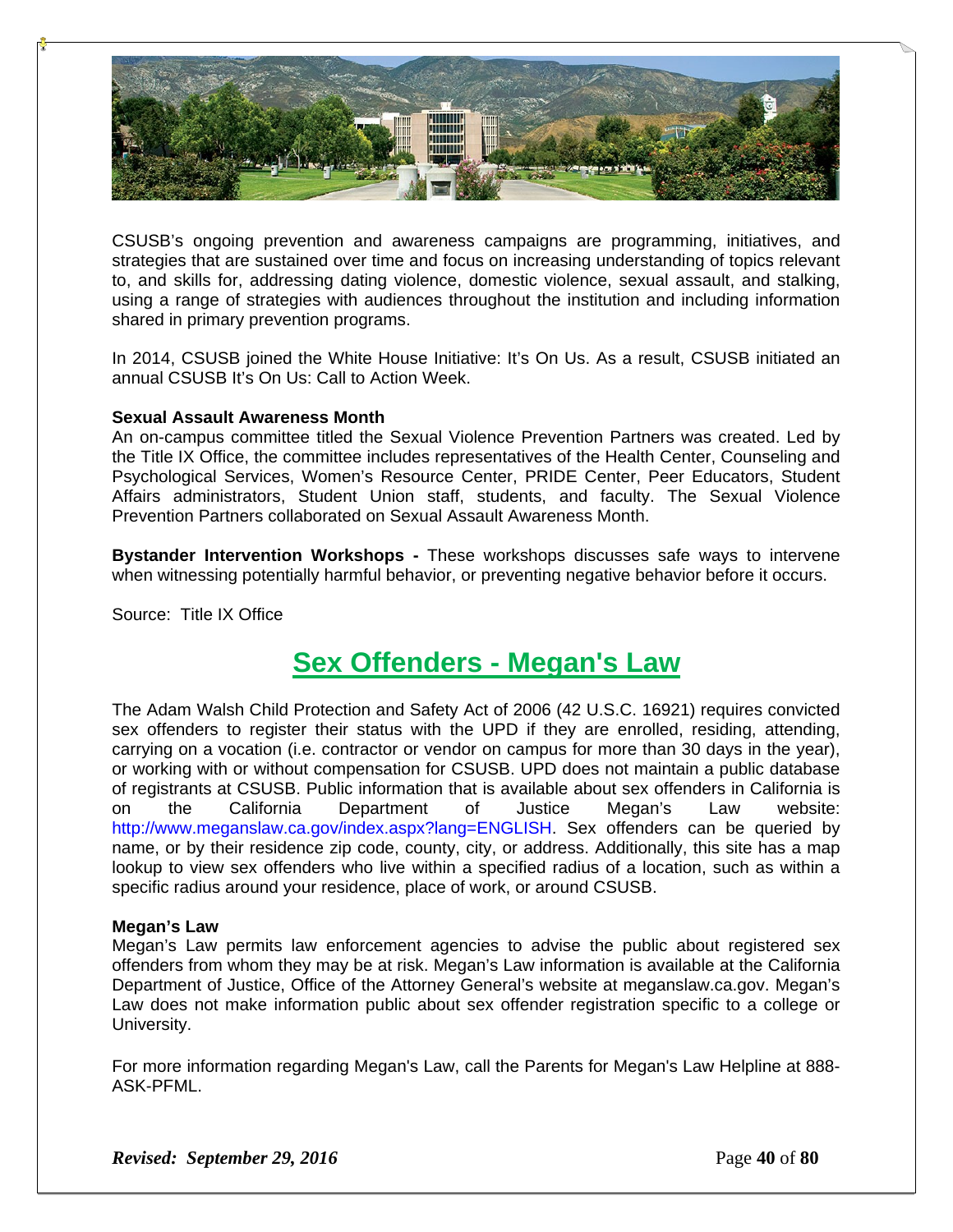CSUSB's ongoing prevention and awareness campaigns are programming, initiatives, and strategies that are sustained over time and focus on increasing understanding of topics relevant to, and skills for, addressing dating violence, domestic violence, sexual assault, and stalking, using a range of strategies with audiences throughout the institution and including information shared in primary prevention programs.

In 2014, CSUSB joined the White House Initiative: It's On Us. As a result, CSUSB initiated an annual CSUSB It's On Us: Call to Action Week.

**Sexual Assault Awareness Month**
An on-campus committee titled the Sexual Violence Prevention Partners was created. Led by the Title IX Office, the committee includes representatives of the Health Center, Counseling and Psychological Services, Women's Resource Center, PRIDE Center, Peer Educators, Student Affairs administrators, Student Union staff, students, and faculty. The Sexual Violence Prevention Partners collaborated on Sexual Assault Awareness Month.

**Bystander Intervention Workshops -** These workshops discusses safe ways to intervene when witnessing potentially harmful behavior, or preventing negative behavior before it occurs.

Source: Title IX Office

## Sex Offenders - Megan's Law

The Adam Walsh Child Protection and Safety Act of 2006 (42 U.S.C. 16921) requires convicted sex offenders to register their status with the UPD if they are enrolled, residing, attending, carrying on a vocation (i.e. contractor or vendor on campus for more than 30 days in the year), or working with or without compensation for CSUSB. UPD does not maintain a public database of registrants at CSUSB. Public information that is available about sex offenders in California is on the California Department of Justice Megan's Law website: http://www.meganslaw.ca.gov/index.aspx?lang=ENGLISH. Sex offenders can be queried by name, or by their residence zip code, county, city, or address. Additionally, this site has a map lookup to view sex offenders who live within a specified radius of a location, such as within a specific radius around your residence, place of work, or around CSUSB.

**Megan's Law**
Megan's Law permits law enforcement agencies to advise the public about registered sex offenders from whom they may be at risk. Megan's Law information is available at the California Department of Justice, Office of the Attorney General's website at meganslaw.ca.gov. Megan's Law does not make information public about sex offender registration specific to a college or University.

For more information regarding Megan's Law, call the Parents for Megan's Law Helpline at 888-ASK-PFML.

***Revised: September 29, 2016***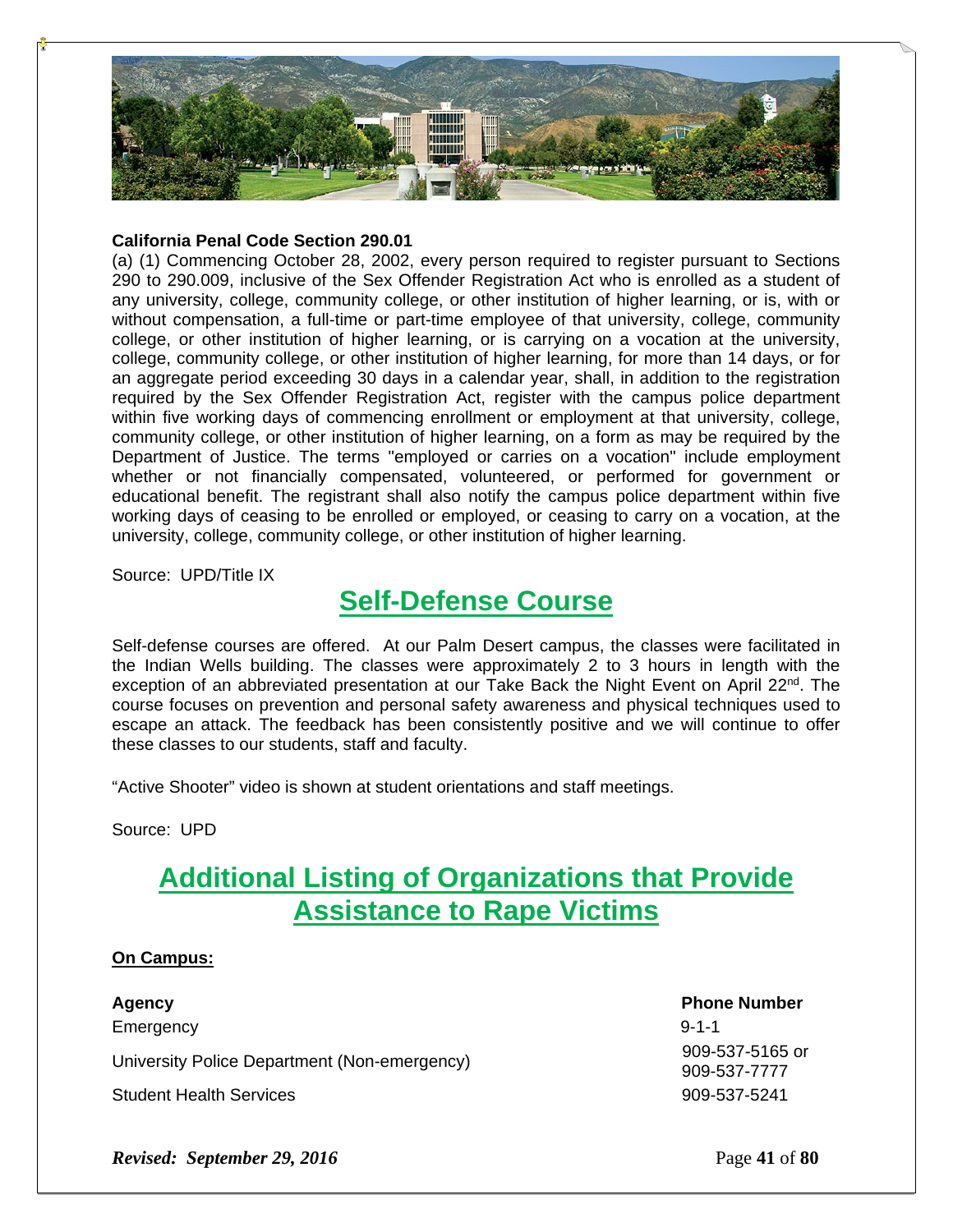**California Penal Code Section 290.01**

(a) (1) Commencing October 28, 2002, every person required to register pursuant to Sections 290 to 290.009, inclusive of the Sex Offender Registration Act who is enrolled as a student of any university, college, community college, or other institution of higher learning, or is, with or without compensation, a full-time or part-time employee of that university, college, community college, or other institution of higher learning, or is carrying on a vocation at the university, college, community college, or other institution of higher learning, for more than 14 days, or for an aggregate period exceeding 30 days in a calendar year, shall, in addition to the registration required by the Sex Offender Registration Act, register with the campus police department within five working days of commencing enrollment or employment at that university, college, community college, or other institution of higher learning, on a form as may be required by the Department of Justice. The terms "employed or carries on a vocation" include employment whether or not financially compensated, volunteered, or performed for government or educational benefit. The registrant shall also notify the campus police department within five working days of ceasing to be enrolled or employed, or ceasing to carry on a vocation, at the university, college, community college, or other institution of higher learning.

Source: UPD/Title IX

## Self-Defense Course

Self-defense courses are offered. At our Palm Desert campus, the classes were facilitated in the Indian Wells building. The classes were approximately 2 to 3 hours in length with the exception of an abbreviated presentation at our Take Back the Night Event on April 22nd. The course focuses on prevention and personal safety awareness and physical techniques used to escape an attack. The feedback has been consistently positive and we will continue to offer these classes to our students, staff and faculty.

"Active Shooter" video is shown at student orientations and staff meetings.

Source: UPD

## Additional Listing of Organizations that Provide Assistance to Rape Victims

**On Campus:**

| Agency | Phone Number |
| --- | --- |
| Emergency | 9-1-1 |
| University Police Department (Non-emergency) | 909-537-5165 or 909-537-7777 |
| Student Health Services | 909-537-5241 |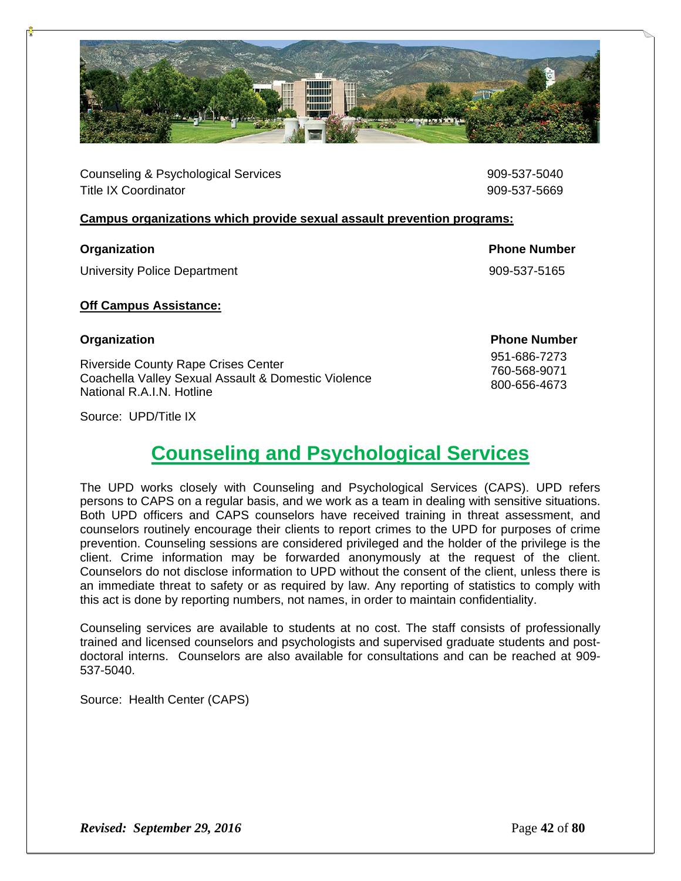| | |
|---|---|
| Counseling & Psychological Services | 909-537-5040 |
| Title IX Coordinator | 909-537-5669 |

**Campus organizations which provide sexual assault prevention programs:**

| Organization | Phone Number |
|---|---|
| University Police Department | 909-537-5165 |

**Off Campus Assistance:**

| Organization | Phone Number |
|---|---|
| Riverside County Rape Crises Center | 951-686-7273 |
| Coachella Valley Sexual Assault & Domestic Violence | 760-568-9071 |
| National R.A.I.N. Hotline | 800-656-4673 |

Source: UPD/Title IX

# Counseling and Psychological Services

The UPD works closely with Counseling and Psychological Services (CAPS). UPD refers persons to CAPS on a regular basis, and we work as a team in dealing with sensitive situations. Both UPD officers and CAPS counselors have received training in threat assessment, and counselors routinely encourage their clients to report crimes to the UPD for purposes of crime prevention. Counseling sessions are considered privileged and the holder of the privilege is the client. Crime information may be forwarded anonymously at the request of the client. Counselors do not disclose information to UPD without the consent of the client, unless there is an immediate threat to safety or as required by law. Any reporting of statistics to comply with this act is done by reporting numbers, not names, in order to maintain confidentiality.

Counseling services are available to students at no cost. The staff consists of professionally trained and licensed counselors and psychologists and supervised graduate students and post-doctoral interns. Counselors are also available for consultations and can be reached at 909-537-5040.

Source: Health Center (CAPS)

*Revised: September 29, 2016*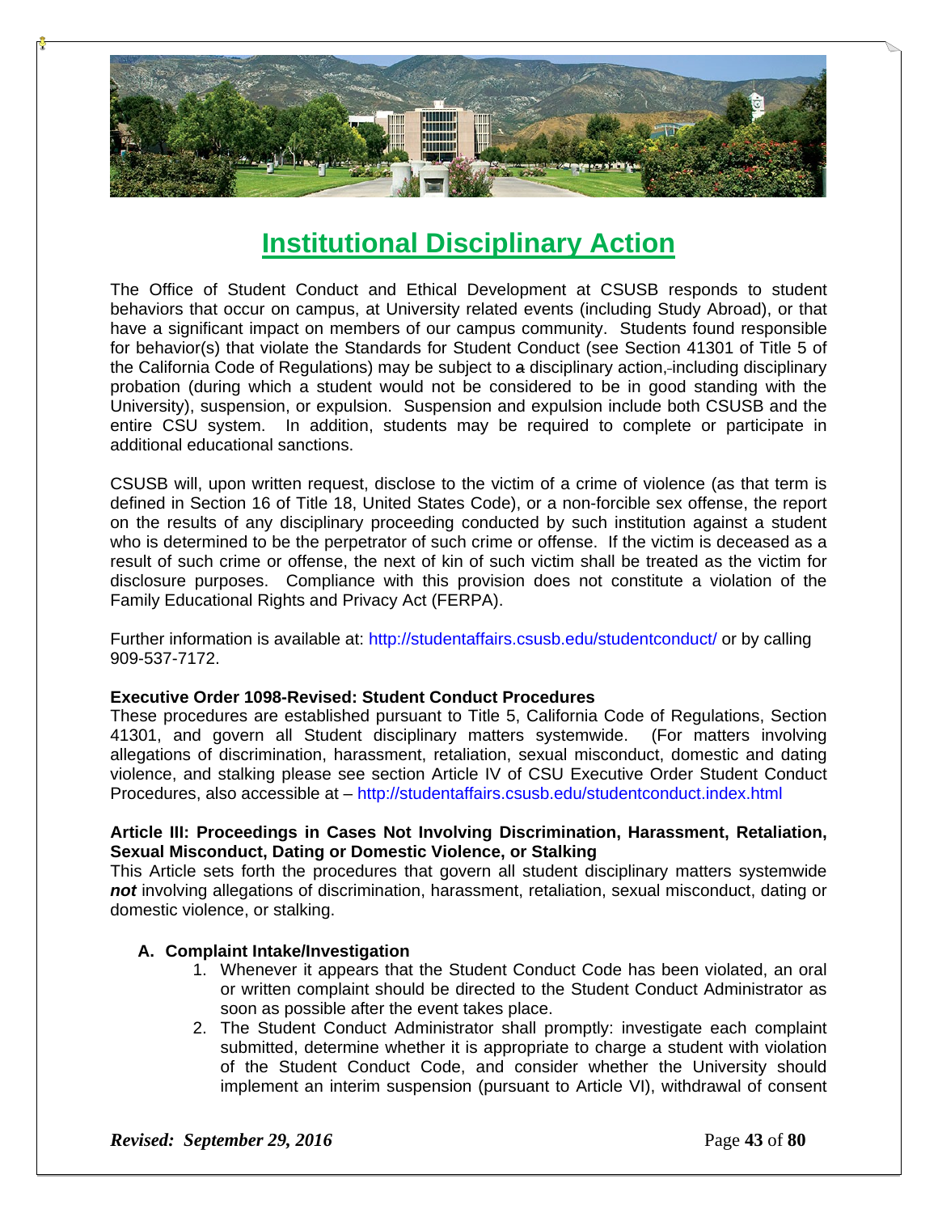# Institutional Disciplinary Action

The Office of Student Conduct and Ethical Development at CSUSB responds to student behaviors that occur on campus, at University related events (including Study Abroad), or that have a significant impact on members of our campus community. Students found responsible for behavior(s) that violate the Standards for Student Conduct (see Section 41301 of Title 5 of the California Code of Regulations) may be subject to a disciplinary action, including disciplinary probation (during which a student would not be considered to be in good standing with the University), suspension, or expulsion. Suspension and expulsion include both CSUSB and the entire CSU system. In addition, students may be required to complete or participate in additional educational sanctions.

CSUSB will, upon written request, disclose to the victim of a crime of violence (as that term is defined in Section 16 of Title 18, United States Code), or a non-forcible sex offense, the report on the results of any disciplinary proceeding conducted by such institution against a student who is determined to be the perpetrator of such crime or offense. If the victim is deceased as a result of such crime or offense, the next of kin of such victim shall be treated as the victim for disclosure purposes. Compliance with this provision does not constitute a violation of the Family Educational Rights and Privacy Act (FERPA).

Further information is available at: http://studentaffairs.csusb.edu/studentconduct/ or by calling 909-537-7172.

**Executive Order 1098-Revised: Student Conduct Procedures**
These procedures are established pursuant to Title 5, California Code of Regulations, Section 41301, and govern all Student disciplinary matters systemwide. (For matters involving allegations of discrimination, harassment, retaliation, sexual misconduct, domestic and dating violence, and stalking please see section Article IV of CSU Executive Order Student Conduct Procedures, also accessible at – http://studentaffairs.csusb.edu/studentconduct.index.html

**Article III: Proceedings in Cases Not Involving Discrimination, Harassment, Retaliation, Sexual Misconduct, Dating or Domestic Violence, or Stalking**
This Article sets forth the procedures that govern all student disciplinary matters systemwide ***not*** involving allegations of discrimination, harassment, retaliation, sexual misconduct, dating or domestic violence, or stalking.

**A. Complaint Intake/Investigation**

1. Whenever it appears that the Student Conduct Code has been violated, an oral or written complaint should be directed to the Student Conduct Administrator as soon as possible after the event takes place.
2. The Student Conduct Administrator shall promptly: investigate each complaint submitted, determine whether it is appropriate to charge a student with violation of the Student Conduct Code, and consider whether the University should implement an interim suspension (pursuant to Article VI), withdrawal of consent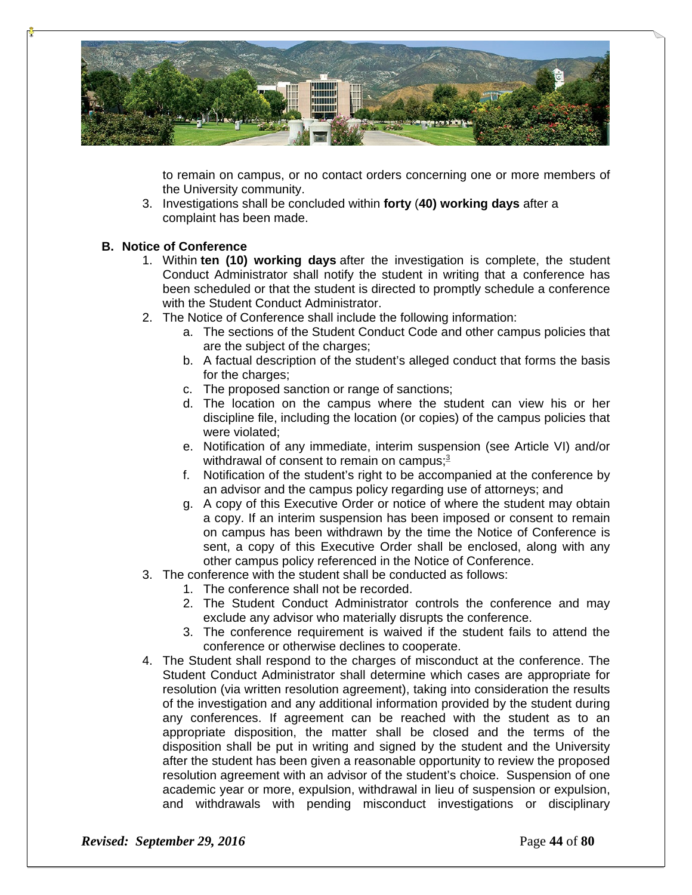to remain on campus, or no contact orders concerning one or more members of the University community.

3. Investigations shall be concluded within **forty (40) working days** after a complaint has been made.

**B. Notice of Conference**

1. Within **ten (10) working days** after the investigation is complete, the student Conduct Administrator shall notify the student in writing that a conference has been scheduled or that the student is directed to promptly schedule a conference with the Student Conduct Administrator.
2. The Notice of Conference shall include the following information:
   a. The sections of the Student Conduct Code and other campus policies that are the subject of the charges;
   b. A factual description of the student's alleged conduct that forms the basis for the charges;
   c. The proposed sanction or range of sanctions;
   d. The location on the campus where the student can view his or her discipline file, including the location (or copies) of the campus policies that were violated;
   e. Notification of any immediate, interim suspension (see Article VI) and/or withdrawal of consent to remain on campus;[3]
   f. Notification of the student's right to be accompanied at the conference by an advisor and the campus policy regarding use of attorneys; and
   g. A copy of this Executive Order or notice of where the student may obtain a copy. If an interim suspension has been imposed or consent to remain on campus has been withdrawn by the time the Notice of Conference is sent, a copy of this Executive Order shall be enclosed, along with any other campus policy referenced in the Notice of Conference.
3. The conference with the student shall be conducted as follows:
   1. The conference shall not be recorded.
   2. The Student Conduct Administrator controls the conference and may exclude any advisor who materially disrupts the conference.
   3. The conference requirement is waived if the student fails to attend the conference or otherwise declines to cooperate.
4. The Student shall respond to the charges of misconduct at the conference. The Student Conduct Administrator shall determine which cases are appropriate for resolution (via written resolution agreement), taking into consideration the results of the investigation and any additional information provided by the student during any conferences. If agreement can be reached with the student as to an appropriate disposition, the matter shall be closed and the terms of the disposition shall be put in writing and signed by the student and the University after the student has been given a reasonable opportunity to review the proposed resolution agreement with an advisor of the student's choice. Suspension of one academic year or more, expulsion, withdrawal in lieu of suspension or expulsion, and withdrawals with pending misconduct investigations or disciplinary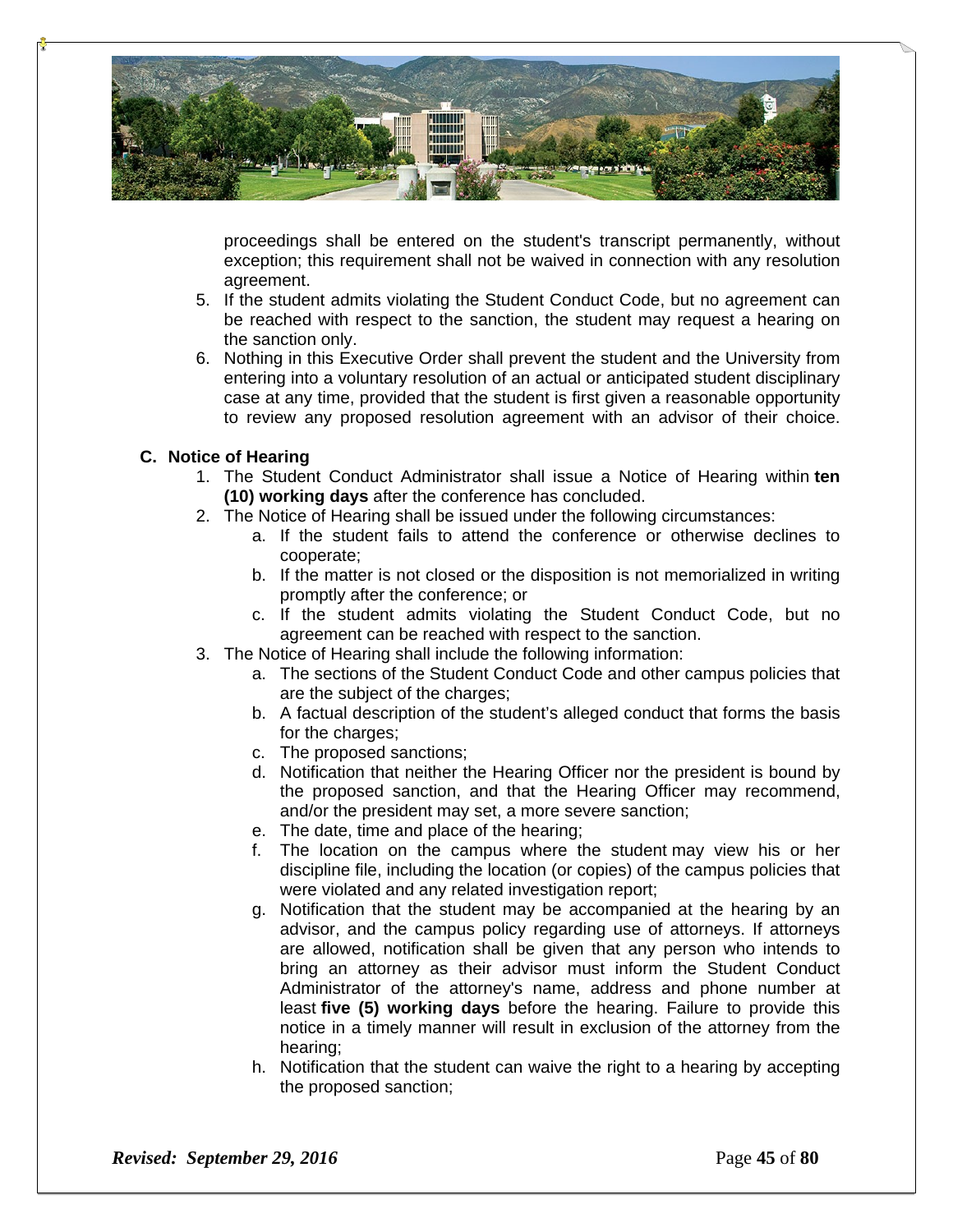proceedings shall be entered on the student's transcript permanently, without exception; this requirement shall not be waived in connection with any resolution agreement.

5. If the student admits violating the Student Conduct Code, but no agreement can be reached with respect to the sanction, the student may request a hearing on the sanction only.
6. Nothing in this Executive Order shall prevent the student and the University from entering into a voluntary resolution of an actual or anticipated student disciplinary case at any time, provided that the student is first given a reasonable opportunity to review any proposed resolution agreement with an advisor of their choice.

**C. Notice of Hearing**

1. The Student Conduct Administrator shall issue a Notice of Hearing within **ten (10) working days** after the conference has concluded.
2. The Notice of Hearing shall be issued under the following circumstances:
   a. If the student fails to attend the conference or otherwise declines to cooperate;
   b. If the matter is not closed or the disposition is not memorialized in writing promptly after the conference; or
   c. If the student admits violating the Student Conduct Code, but no agreement can be reached with respect to the sanction.
3. The Notice of Hearing shall include the following information:
   a. The sections of the Student Conduct Code and other campus policies that are the subject of the charges;
   b. A factual description of the student's alleged conduct that forms the basis for the charges;
   c. The proposed sanctions;
   d. Notification that neither the Hearing Officer nor the president is bound by the proposed sanction, and that the Hearing Officer may recommend, and/or the president may set, a more severe sanction;
   e. The date, time and place of the hearing;
   f. The location on the campus where the student may view his or her discipline file, including the location (or copies) of the campus policies that were violated and any related investigation report;
   g. Notification that the student may be accompanied at the hearing by an advisor, and the campus policy regarding use of attorneys. If attorneys are allowed, notification shall be given that any person who intends to bring an attorney as their advisor must inform the Student Conduct Administrator of the attorney's name, address and phone number at least **five (5) working days** before the hearing. Failure to provide this notice in a timely manner will result in exclusion of the attorney from the hearing;
   h. Notification that the student can waive the right to a hearing by accepting the proposed sanction;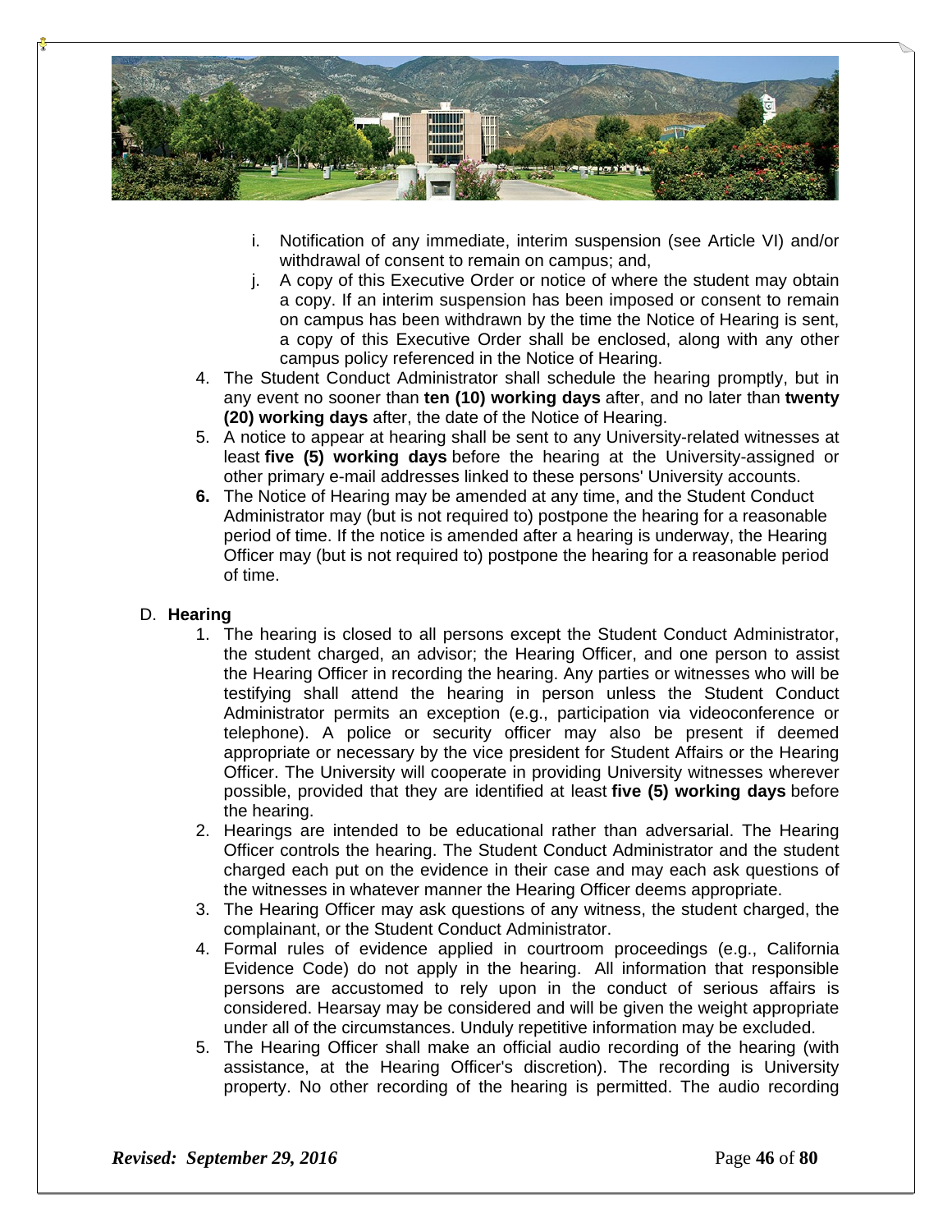i. Notification of any immediate, interim suspension (see Article VI) and/or withdrawal of consent to remain on campus; and,
j. A copy of this Executive Order or notice of where the student may obtain a copy. If an interim suspension has been imposed or consent to remain on campus has been withdrawn by the time the Notice of Hearing is sent, a copy of this Executive Order shall be enclosed, along with any other campus policy referenced in the Notice of Hearing.

4. The Student Conduct Administrator shall schedule the hearing promptly, but in any event no sooner than **ten (10) working days** after, and no later than **twenty (20) working days** after, the date of the Notice of Hearing.
5. A notice to appear at hearing shall be sent to any University-related witnesses at least **five (5) working days** before the hearing at the University-assigned or other primary e-mail addresses linked to these persons' University accounts.
6. The Notice of Hearing may be amended at any time, and the Student Conduct Administrator may (but is not required to) postpone the hearing for a reasonable period of time. If the notice is amended after a hearing is underway, the Hearing Officer may (but is not required to) postpone the hearing for a reasonable period of time.

D. **Hearing**

1. The hearing is closed to all persons except the Student Conduct Administrator, the student charged, an advisor; the Hearing Officer, and one person to assist the Hearing Officer in recording the hearing. Any parties or witnesses who will be testifying shall attend the hearing in person unless the Student Conduct Administrator permits an exception (e.g., participation via videoconference or telephone). A police or security officer may also be present if deemed appropriate or necessary by the vice president for Student Affairs or the Hearing Officer. The University will cooperate in providing University witnesses wherever possible, provided that they are identified at least **five (5) working days** before the hearing.
2. Hearings are intended to be educational rather than adversarial. The Hearing Officer controls the hearing. The Student Conduct Administrator and the student charged each put on the evidence in their case and may each ask questions of the witnesses in whatever manner the Hearing Officer deems appropriate.
3. The Hearing Officer may ask questions of any witness, the student charged, the complainant, or the Student Conduct Administrator.
4. Formal rules of evidence applied in courtroom proceedings (e.g., California Evidence Code) do not apply in the hearing. All information that responsible persons are accustomed to rely upon in the conduct of serious affairs is considered. Hearsay may be considered and will be given the weight appropriate under all of the circumstances. Unduly repetitive information may be excluded.
5. The Hearing Officer shall make an official audio recording of the hearing (with assistance, at the Hearing Officer's discretion). The recording is University property. No other recording of the hearing is permitted. The audio recording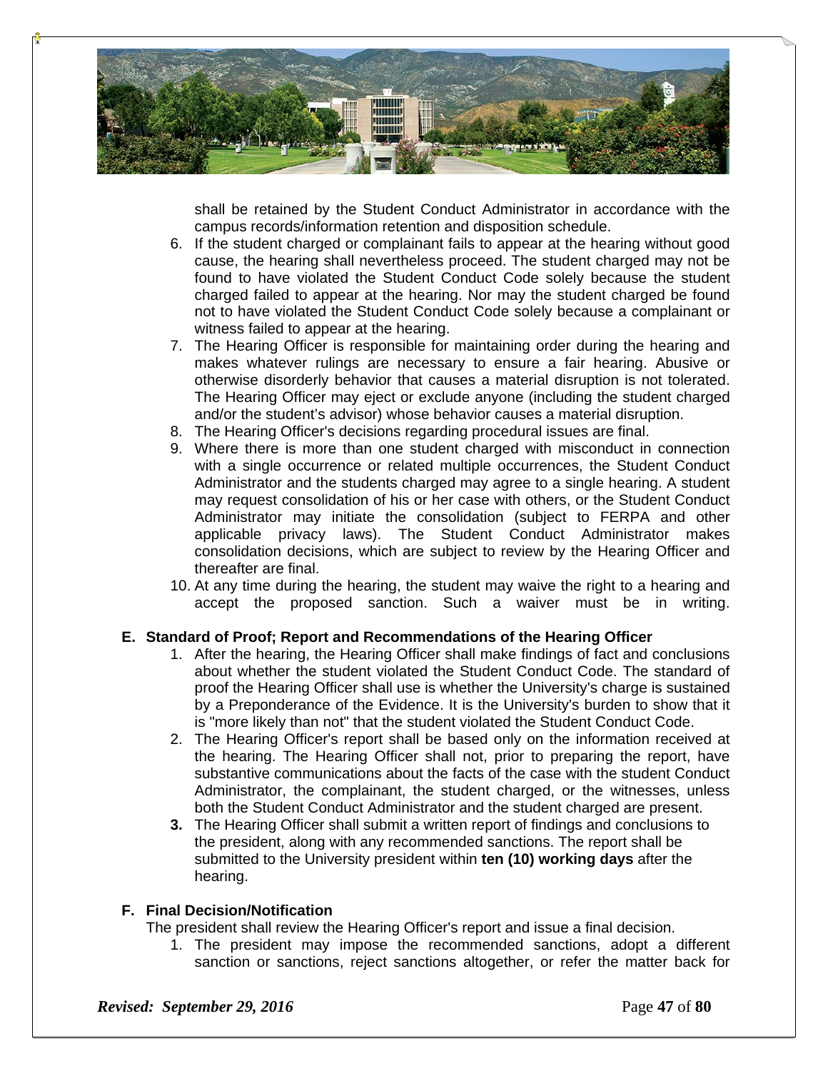shall be retained by the Student Conduct Administrator in accordance with the campus records/information retention and disposition schedule.

6. If the student charged or complainant fails to appear at the hearing without good cause, the hearing shall nevertheless proceed. The student charged may not be found to have violated the Student Conduct Code solely because the student charged failed to appear at the hearing. Nor may the student charged be found not to have violated the Student Conduct Code solely because a complainant or witness failed to appear at the hearing.
7. The Hearing Officer is responsible for maintaining order during the hearing and makes whatever rulings are necessary to ensure a fair hearing. Abusive or otherwise disorderly behavior that causes a material disruption is not tolerated. The Hearing Officer may eject or exclude anyone (including the student charged and/or the student's advisor) whose behavior causes a material disruption.
8. The Hearing Officer's decisions regarding procedural issues are final.
9. Where there is more than one student charged with misconduct in connection with a single occurrence or related multiple occurrences, the Student Conduct Administrator and the students charged may agree to a single hearing. A student may request consolidation of his or her case with others, or the Student Conduct Administrator may initiate the consolidation (subject to FERPA and other applicable privacy laws). The Student Conduct Administrator makes consolidation decisions, which are subject to review by the Hearing Officer and thereafter are final.
10. At any time during the hearing, the student may waive the right to a hearing and accept the proposed sanction. Such a waiver must be in writing.

**E. Standard of Proof; Report and Recommendations of the Hearing Officer**

1. After the hearing, the Hearing Officer shall make findings of fact and conclusions about whether the student violated the Student Conduct Code. The standard of proof the Hearing Officer shall use is whether the University's charge is sustained by a Preponderance of the Evidence. It is the University's burden to show that it is "more likely than not" that the student violated the Student Conduct Code.
2. The Hearing Officer's report shall be based only on the information received at the hearing. The Hearing Officer shall not, prior to preparing the report, have substantive communications about the facts of the case with the student Conduct Administrator, the complainant, the student charged, or the witnesses, unless both the Student Conduct Administrator and the student charged are present.
3. The Hearing Officer shall submit a written report of findings and conclusions to the president, along with any recommended sanctions. The report shall be submitted to the University president within **ten (10) working days** after the hearing.

**F. Final Decision/Notification**

The president shall review the Hearing Officer's report and issue a final decision.

1. The president may impose the recommended sanctions, adopt a different sanction or sanctions, reject sanctions altogether, or refer the matter back for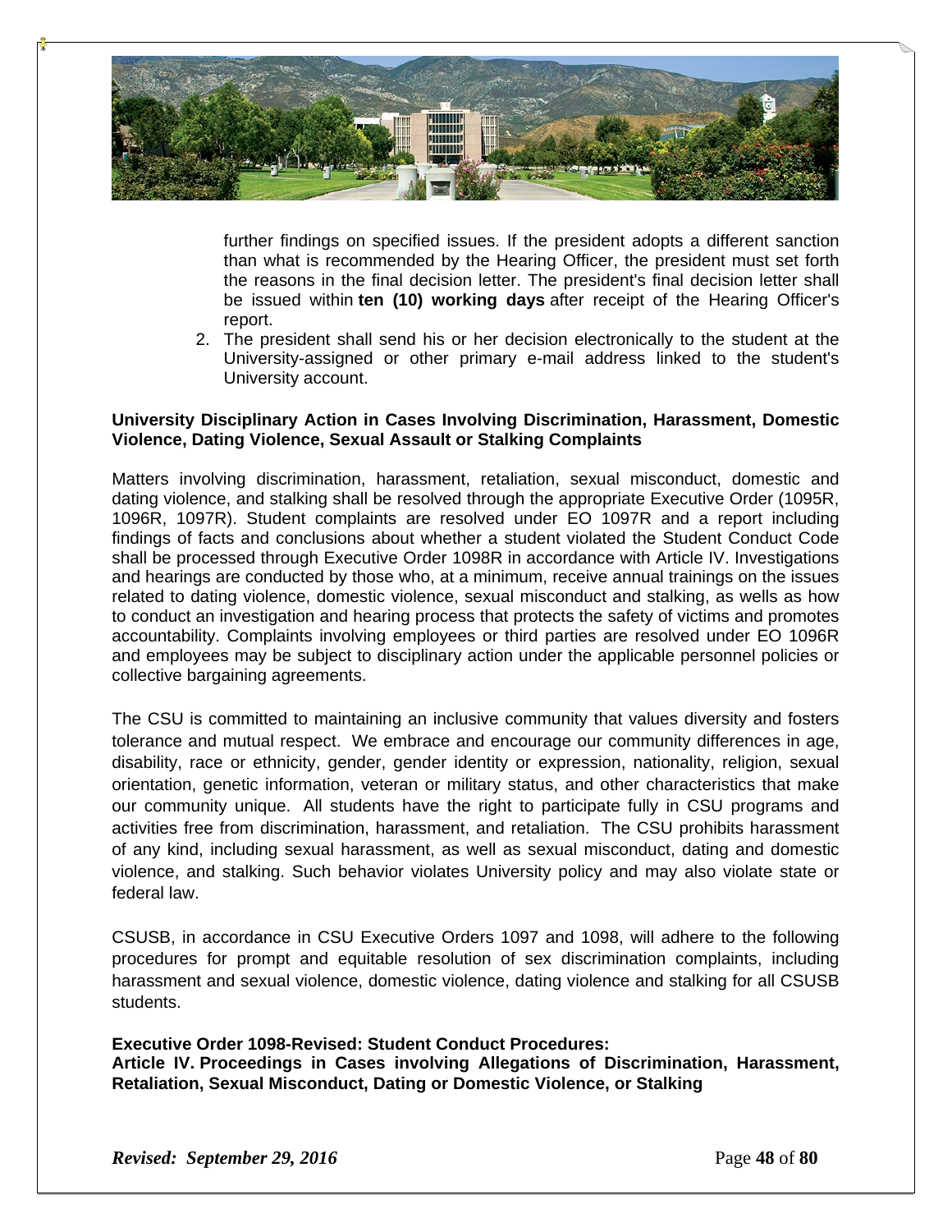further findings on specified issues. If the president adopts a different sanction than what is recommended by the Hearing Officer, the president must set forth the reasons in the final decision letter. The president's final decision letter shall be issued within **ten (10) working days** after receipt of the Hearing Officer's report.

2. The president shall send his or her decision electronically to the student at the University-assigned or other primary e-mail address linked to the student's University account.

**University Disciplinary Action in Cases Involving Discrimination, Harassment, Domestic Violence, Dating Violence, Sexual Assault or Stalking Complaints**

Matters involving discrimination, harassment, retaliation, sexual misconduct, domestic and dating violence, and stalking shall be resolved through the appropriate Executive Order (1095R, 1096R, 1097R). Student complaints are resolved under EO 1097R and a report including findings of facts and conclusions about whether a student violated the Student Conduct Code shall be processed through Executive Order 1098R in accordance with Article IV. Investigations and hearings are conducted by those who, at a minimum, receive annual trainings on the issues related to dating violence, domestic violence, sexual misconduct and stalking, as wells as how to conduct an investigation and hearing process that protects the safety of victims and promotes accountability. Complaints involving employees or third parties are resolved under EO 1096R and employees may be subject to disciplinary action under the applicable personnel policies or collective bargaining agreements.

The CSU is committed to maintaining an inclusive community that values diversity and fosters tolerance and mutual respect. We embrace and encourage our community differences in age, disability, race or ethnicity, gender, gender identity or expression, nationality, religion, sexual orientation, genetic information, veteran or military status, and other characteristics that make our community unique. All students have the right to participate fully in CSU programs and activities free from discrimination, harassment, and retaliation. The CSU prohibits harassment of any kind, including sexual harassment, as well as sexual misconduct, dating and domestic violence, and stalking. Such behavior violates University policy and may also violate state or federal law.

CSUSB, in accordance in CSU Executive Orders 1097 and 1098, will adhere to the following procedures for prompt and equitable resolution of sex discrimination complaints, including harassment and sexual violence, domestic violence, dating violence and stalking for all CSUSB students.

**Executive Order 1098-Revised: Student Conduct Procedures:**
**Article IV. Proceedings in Cases involving Allegations of Discrimination, Harassment, Retaliation, Sexual Misconduct, Dating or Domestic Violence, or Stalking**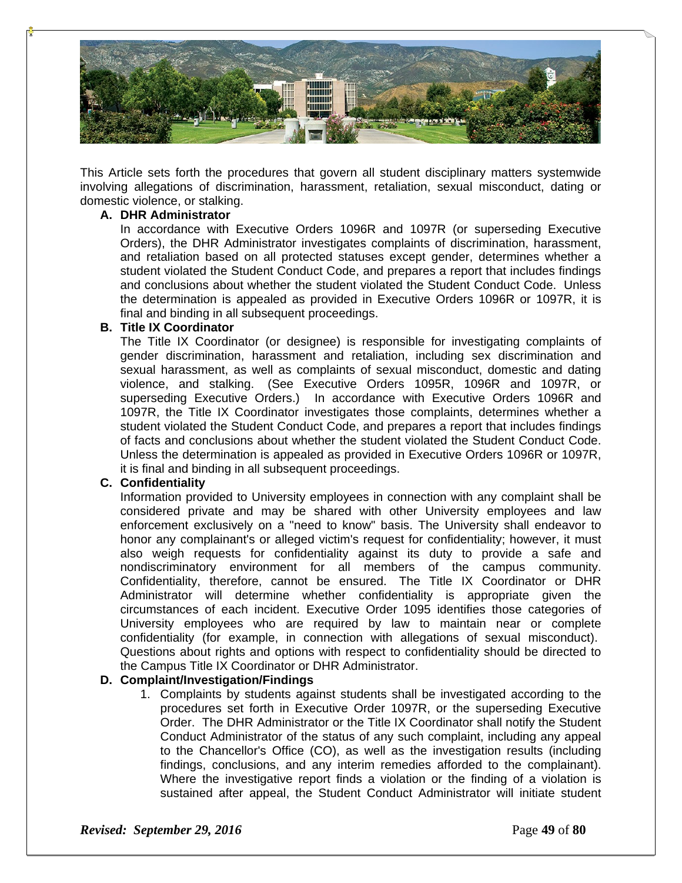This Article sets forth the procedures that govern all student disciplinary matters systemwide involving allegations of discrimination, harassment, retaliation, sexual misconduct, dating or domestic violence, or stalking.

**A. DHR Administrator**

In accordance with Executive Orders 1096R and 1097R (or superseding Executive Orders), the DHR Administrator investigates complaints of discrimination, harassment, and retaliation based on all protected statuses except gender, determines whether a student violated the Student Conduct Code, and prepares a report that includes findings and conclusions about whether the student violated the Student Conduct Code. Unless the determination is appealed as provided in Executive Orders 1096R or 1097R, it is final and binding in all subsequent proceedings.

**B. Title IX Coordinator**

The Title IX Coordinator (or designee) is responsible for investigating complaints of gender discrimination, harassment and retaliation, including sex discrimination and sexual harassment, as well as complaints of sexual misconduct, domestic and dating violence, and stalking. (See Executive Orders 1095R, 1096R and 1097R, or superseding Executive Orders.) In accordance with Executive Orders 1096R and 1097R, the Title IX Coordinator investigates those complaints, determines whether a student violated the Student Conduct Code, and prepares a report that includes findings of facts and conclusions about whether the student violated the Student Conduct Code. Unless the determination is appealed as provided in Executive Orders 1096R or 1097R, it is final and binding in all subsequent proceedings.

**C. Confidentiality**

Information provided to University employees in connection with any complaint shall be considered private and may be shared with other University employees and law enforcement exclusively on a "need to know" basis. The University shall endeavor to honor any complainant's or alleged victim's request for confidentiality; however, it must also weigh requests for confidentiality against its duty to provide a safe and nondiscriminatory environment for all members of the campus community. Confidentiality, therefore, cannot be ensured. The Title IX Coordinator or DHR Administrator will determine whether confidentiality is appropriate given the circumstances of each incident. Executive Order 1095 identifies those categories of University employees who are required by law to maintain near or complete confidentiality (for example, in connection with allegations of sexual misconduct). Questions about rights and options with respect to confidentiality should be directed to the Campus Title IX Coordinator or DHR Administrator.

**D. Complaint/Investigation/Findings**

1. Complaints by students against students shall be investigated according to the procedures set forth in Executive Order 1097R, or the superseding Executive Order. The DHR Administrator or the Title IX Coordinator shall notify the Student Conduct Administrator of the status of any such complaint, including any appeal to the Chancellor's Office (CO), as well as the investigation results (including findings, conclusions, and any interim remedies afforded to the complainant). Where the investigative report finds a violation or the finding of a violation is sustained after appeal, the Student Conduct Administrator will initiate student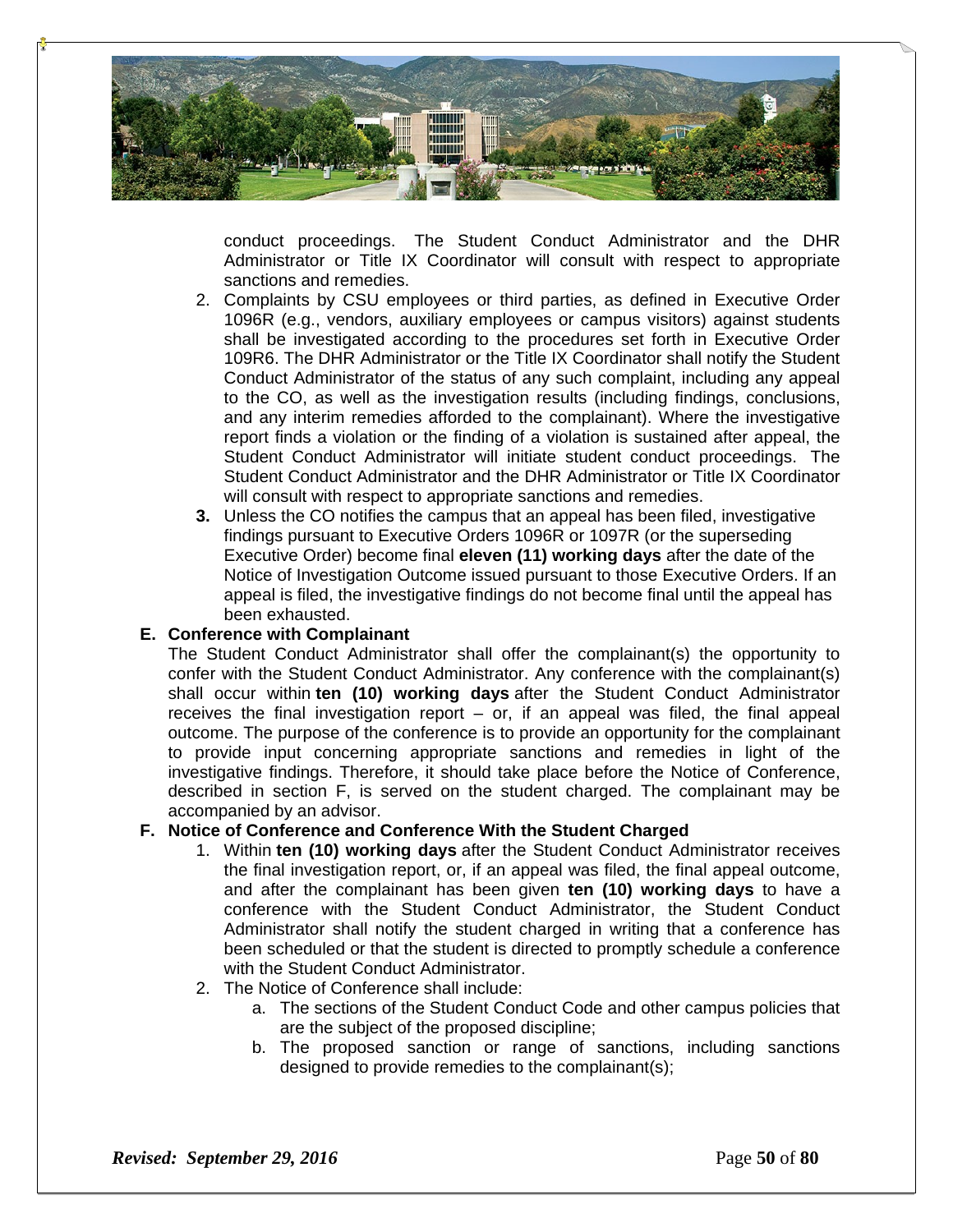conduct proceedings. The Student Conduct Administrator and the DHR Administrator or Title IX Coordinator will consult with respect to appropriate sanctions and remedies.

2. Complaints by CSU employees or third parties, as defined in Executive Order 1096R (e.g., vendors, auxiliary employees or campus visitors) against students shall be investigated according to the procedures set forth in Executive Order 109R6. The DHR Administrator or the Title IX Coordinator shall notify the Student Conduct Administrator of the status of any such complaint, including any appeal to the CO, as well as the investigation results (including findings, conclusions, and any interim remedies afforded to the complainant). Where the investigative report finds a violation or the finding of a violation is sustained after appeal, the Student Conduct Administrator will initiate student conduct proceedings. The Student Conduct Administrator and the DHR Administrator or Title IX Coordinator will consult with respect to appropriate sanctions and remedies.
3. Unless the CO notifies the campus that an appeal has been filed, investigative findings pursuant to Executive Orders 1096R or 1097R (or the superseding Executive Order) become final **eleven (11) working days** after the date of the Notice of Investigation Outcome issued pursuant to those Executive Orders. If an appeal is filed, the investigative findings do not become final until the appeal has been exhausted.

**E. Conference with Complainant**

The Student Conduct Administrator shall offer the complainant(s) the opportunity to confer with the Student Conduct Administrator. Any conference with the complainant(s) shall occur within **ten (10) working days** after the Student Conduct Administrator receives the final investigation report – or, if an appeal was filed, the final appeal outcome. The purpose of the conference is to provide an opportunity for the complainant to provide input concerning appropriate sanctions and remedies in light of the investigative findings. Therefore, it should take place before the Notice of Conference, described in section F, is served on the student charged. The complainant may be accompanied by an advisor.

**F. Notice of Conference and Conference With the Student Charged**

1. Within **ten (10) working days** after the Student Conduct Administrator receives the final investigation report, or, if an appeal was filed, the final appeal outcome, and after the complainant has been given **ten (10) working days** to have a conference with the Student Conduct Administrator, the Student Conduct Administrator shall notify the student charged in writing that a conference has been scheduled or that the student is directed to promptly schedule a conference with the Student Conduct Administrator.
2. The Notice of Conference shall include:
   a. The sections of the Student Conduct Code and other campus policies that are the subject of the proposed discipline;
   b. The proposed sanction or range of sanctions, including sanctions designed to provide remedies to the complainant(s);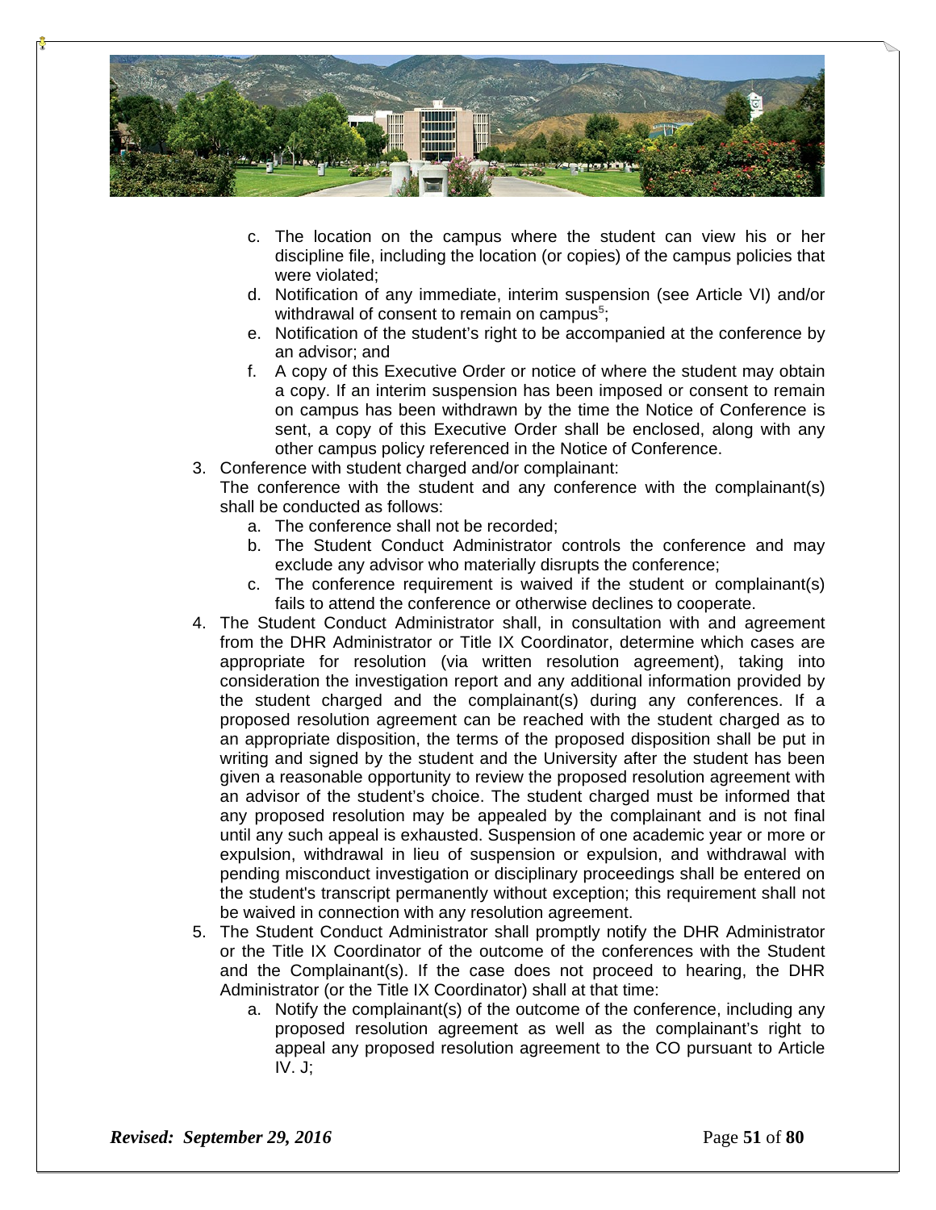c. The location on the campus where the student can view his or her discipline file, including the location (or copies) of the campus policies that were violated;
d. Notification of any immediate, interim suspension (see Article VI) and/or withdrawal of consent to remain on campus[5];
e. Notification of the student's right to be accompanied at the conference by an advisor; and
f. A copy of this Executive Order or notice of where the student may obtain a copy. If an interim suspension has been imposed or consent to remain on campus has been withdrawn by the time the Notice of Conference is sent, a copy of this Executive Order shall be enclosed, along with any other campus policy referenced in the Notice of Conference.

3. Conference with student charged and/or complainant:
   The conference with the student and any conference with the complainant(s) shall be conducted as follows:
   a. The conference shall not be recorded;
   b. The Student Conduct Administrator controls the conference and may exclude any advisor who materially disrupts the conference;
   c. The conference requirement is waived if the student or complainant(s) fails to attend the conference or otherwise declines to cooperate.
4. The Student Conduct Administrator shall, in consultation with and agreement from the DHR Administrator or Title IX Coordinator, determine which cases are appropriate for resolution (via written resolution agreement), taking into consideration the investigation report and any additional information provided by the student charged and the complainant(s) during any conferences. If a proposed resolution agreement can be reached with the student charged as to an appropriate disposition, the terms of the proposed disposition shall be put in writing and signed by the student and the University after the student has been given a reasonable opportunity to review the proposed resolution agreement with an advisor of the student's choice. The student charged must be informed that any proposed resolution may be appealed by the complainant and is not final until any such appeal is exhausted. Suspension of one academic year or more or expulsion, withdrawal in lieu of suspension or expulsion, and withdrawal with pending misconduct investigation or disciplinary proceedings shall be entered on the student's transcript permanently without exception; this requirement shall not be waived in connection with any resolution agreement.
5. The Student Conduct Administrator shall promptly notify the DHR Administrator or the Title IX Coordinator of the outcome of the conferences with the Student and the Complainant(s). If the case does not proceed to hearing, the DHR Administrator (or the Title IX Coordinator) shall at that time:
   a. Notify the complainant(s) of the outcome of the conference, including any proposed resolution agreement as well as the complainant's right to appeal any proposed resolution agreement to the CO pursuant to Article IV. J;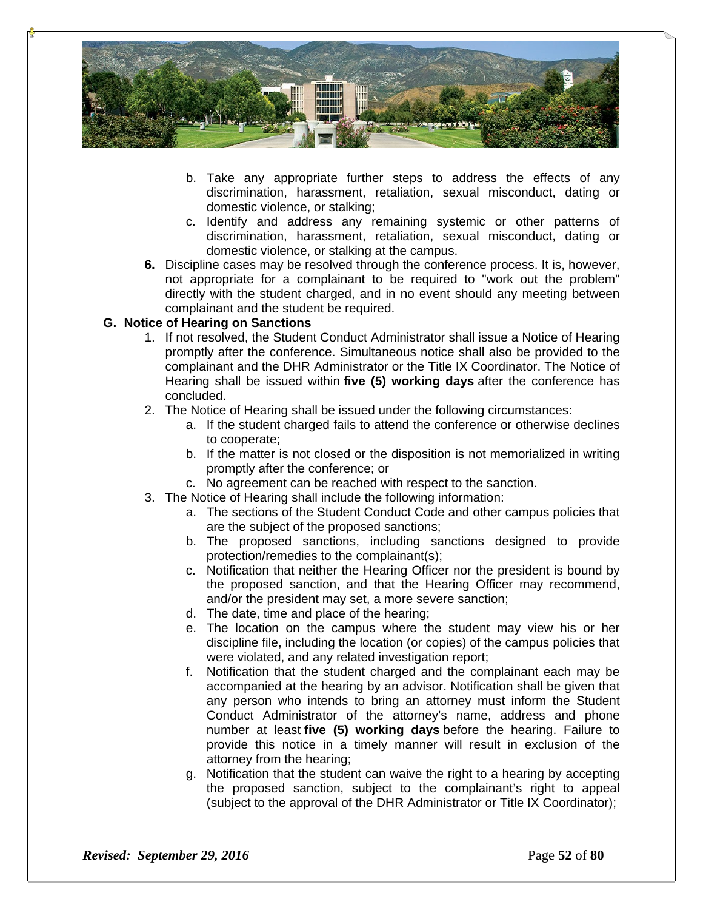b. Take any appropriate further steps to address the effects of any discrimination, harassment, retaliation, sexual misconduct, dating or domestic violence, or stalking;

c. Identify and address any remaining systemic or other patterns of discrimination, harassment, retaliation, sexual misconduct, dating or domestic violence, or stalking at the campus.

**6.** Discipline cases may be resolved through the conference process. It is, however, not appropriate for a complainant to be required to "work out the problem" directly with the student charged, and in no event should any meeting between complainant and the student be required.

**G. Notice of Hearing on Sanctions**

1. If not resolved, the Student Conduct Administrator shall issue a Notice of Hearing promptly after the conference. Simultaneous notice shall also be provided to the complainant and the DHR Administrator or the Title IX Coordinator. The Notice of Hearing shall be issued within **five (5) working days** after the conference has concluded.
2. The Notice of Hearing shall be issued under the following circumstances:
   a. If the student charged fails to attend the conference or otherwise declines to cooperate;
   b. If the matter is not closed or the disposition is not memorialized in writing promptly after the conference; or
   c. No agreement can be reached with respect to the sanction.
3. The Notice of Hearing shall include the following information:
   a. The sections of the Student Conduct Code and other campus policies that are the subject of the proposed sanctions;
   b. The proposed sanctions, including sanctions designed to provide protection/remedies to the complainant(s);
   c. Notification that neither the Hearing Officer nor the president is bound by the proposed sanction, and that the Hearing Officer may recommend, and/or the president may set, a more severe sanction;
   d. The date, time and place of the hearing;
   e. The location on the campus where the student may view his or her discipline file, including the location (or copies) of the campus policies that were violated, and any related investigation report;
   f. Notification that the student charged and the complainant each may be accompanied at the hearing by an advisor. Notification shall be given that any person who intends to bring an attorney must inform the Student Conduct Administrator of the attorney's name, address and phone number at least **five (5) working days** before the hearing. Failure to provide this notice in a timely manner will result in exclusion of the attorney from the hearing;
   g. Notification that the student can waive the right to a hearing by accepting the proposed sanction, subject to the complainant's right to appeal (subject to the approval of the DHR Administrator or Title IX Coordinator);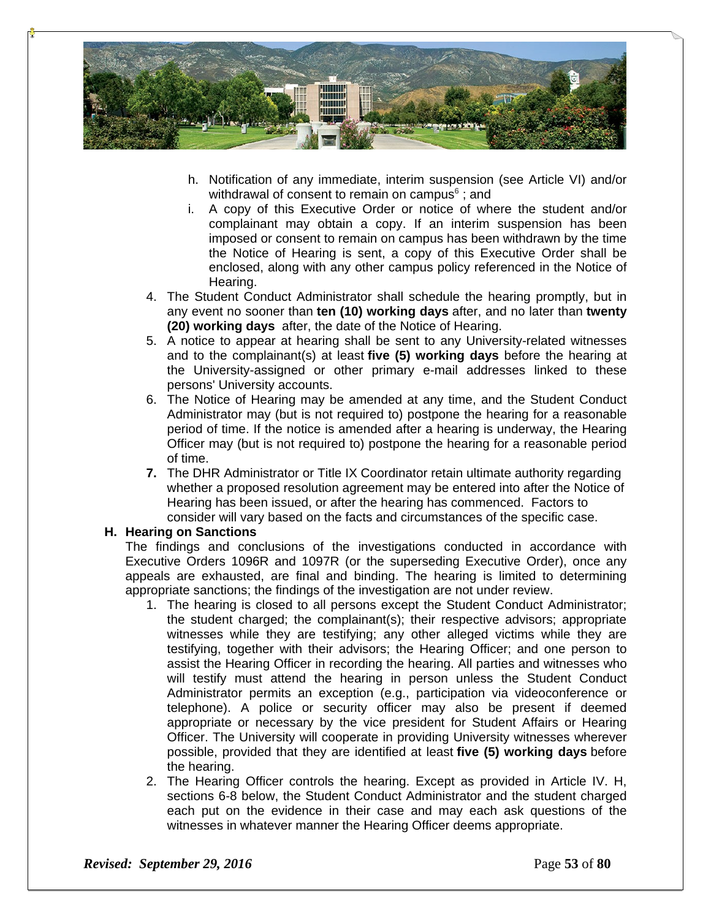h. Notification of any immediate, interim suspension (see Article VI) and/or withdrawal of consent to remain on campus[6] ; and

i. A copy of this Executive Order or notice of where the student and/or complainant may obtain a copy. If an interim suspension has been imposed or consent to remain on campus has been withdrawn by the time the Notice of Hearing is sent, a copy of this Executive Order shall be enclosed, along with any other campus policy referenced in the Notice of Hearing.

4. The Student Conduct Administrator shall schedule the hearing promptly, but in any event no sooner than **ten (10) working days** after, and no later than **twenty (20) working days** after, the date of the Notice of Hearing.
5. A notice to appear at hearing shall be sent to any University-related witnesses and to the complainant(s) at least **five (5) working days** before the hearing at the University-assigned or other primary e-mail addresses linked to these persons' University accounts.
6. The Notice of Hearing may be amended at any time, and the Student Conduct Administrator may (but is not required to) postpone the hearing for a reasonable period of time. If the notice is amended after a hearing is underway, the Hearing Officer may (but is not required to) postpone the hearing for a reasonable period of time.
7. The DHR Administrator or Title IX Coordinator retain ultimate authority regarding whether a proposed resolution agreement may be entered into after the Notice of Hearing has been issued, or after the hearing has commenced. Factors to consider will vary based on the facts and circumstances of the specific case.

**H. Hearing on Sanctions**

The findings and conclusions of the investigations conducted in accordance with Executive Orders 1096R and 1097R (or the superseding Executive Order), once any appeals are exhausted, are final and binding. The hearing is limited to determining appropriate sanctions; the findings of the investigation are not under review.

1. The hearing is closed to all persons except the Student Conduct Administrator; the student charged; the complainant(s); their respective advisors; appropriate witnesses while they are testifying; any other alleged victims while they are testifying, together with their advisors; the Hearing Officer; and one person to assist the Hearing Officer in recording the hearing. All parties and witnesses who will testify must attend the hearing in person unless the Student Conduct Administrator permits an exception (e.g., participation via videoconference or telephone). A police or security officer may also be present if deemed appropriate or necessary by the vice president for Student Affairs or Hearing Officer. The University will cooperate in providing University witnesses wherever possible, provided that they are identified at least **five (5) working days** before the hearing.
2. The Hearing Officer controls the hearing. Except as provided in Article IV. H, sections 6-8 below, the Student Conduct Administrator and the student charged each put on the evidence in their case and may each ask questions of the witnesses in whatever manner the Hearing Officer deems appropriate.

*Revised: September 29, 2016*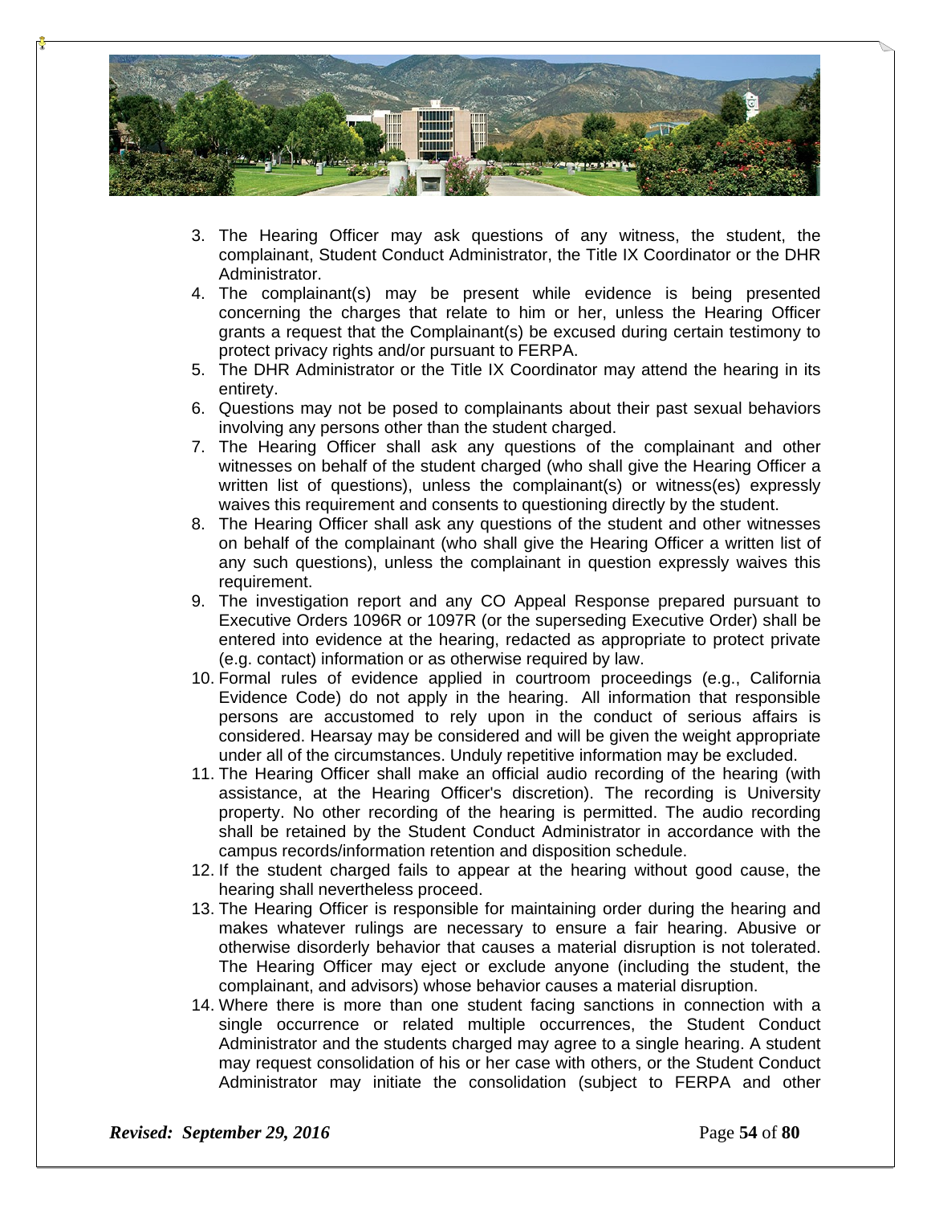3. The Hearing Officer may ask questions of any witness, the student, the complainant, Student Conduct Administrator, the Title IX Coordinator or the DHR Administrator.
4. The complainant(s) may be present while evidence is being presented concerning the charges that relate to him or her, unless the Hearing Officer grants a request that the Complainant(s) be excused during certain testimony to protect privacy rights and/or pursuant to FERPA.
5. The DHR Administrator or the Title IX Coordinator may attend the hearing in its entirety.
6. Questions may not be posed to complainants about their past sexual behaviors involving any persons other than the student charged.
7. The Hearing Officer shall ask any questions of the complainant and other witnesses on behalf of the student charged (who shall give the Hearing Officer a written list of questions), unless the complainant(s) or witness(es) expressly waives this requirement and consents to questioning directly by the student.
8. The Hearing Officer shall ask any questions of the student and other witnesses on behalf of the complainant (who shall give the Hearing Officer a written list of any such questions), unless the complainant in question expressly waives this requirement.
9. The investigation report and any CO Appeal Response prepared pursuant to Executive Orders 1096R or 1097R (or the superseding Executive Order) shall be entered into evidence at the hearing, redacted as appropriate to protect private (e.g. contact) information or as otherwise required by law.
10. Formal rules of evidence applied in courtroom proceedings (e.g., California Evidence Code) do not apply in the hearing. All information that responsible persons are accustomed to rely upon in the conduct of serious affairs is considered. Hearsay may be considered and will be given the weight appropriate under all of the circumstances. Unduly repetitive information may be excluded.
11. The Hearing Officer shall make an official audio recording of the hearing (with assistance, at the Hearing Officer's discretion). The recording is University property. No other recording of the hearing is permitted. The audio recording shall be retained by the Student Conduct Administrator in accordance with the campus records/information retention and disposition schedule.
12. If the student charged fails to appear at the hearing without good cause, the hearing shall nevertheless proceed.
13. The Hearing Officer is responsible for maintaining order during the hearing and makes whatever rulings are necessary to ensure a fair hearing. Abusive or otherwise disorderly behavior that causes a material disruption is not tolerated. The Hearing Officer may eject or exclude anyone (including the student, the complainant, and advisors) whose behavior causes a material disruption.
14. Where there is more than one student facing sanctions in connection with a single occurrence or related multiple occurrences, the Student Conduct Administrator and the students charged may agree to a single hearing. A student may request consolidation of his or her case with others, or the Student Conduct Administrator may initiate the consolidation (subject to FERPA and other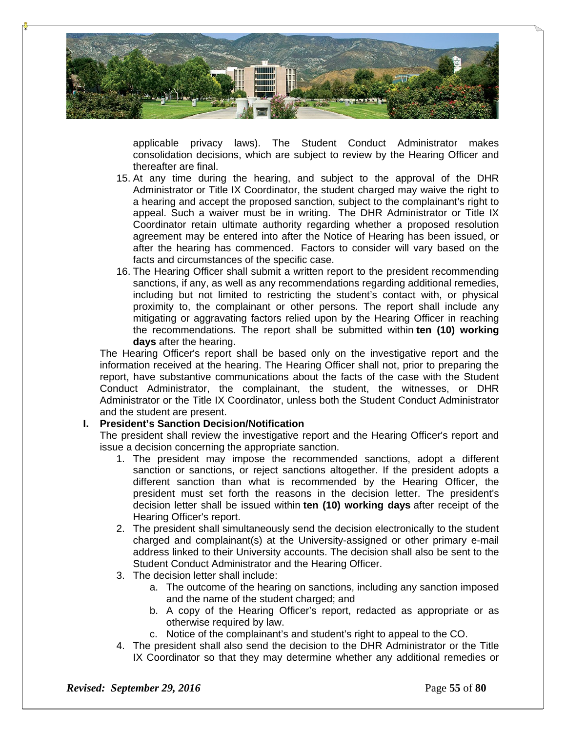applicable privacy laws). The Student Conduct Administrator makes consolidation decisions, which are subject to review by the Hearing Officer and thereafter are final.

15. At any time during the hearing, and subject to the approval of the DHR Administrator or Title IX Coordinator, the student charged may waive the right to a hearing and accept the proposed sanction, subject to the complainant's right to appeal. Such a waiver must be in writing. The DHR Administrator or Title IX Coordinator retain ultimate authority regarding whether a proposed resolution agreement may be entered into after the Notice of Hearing has been issued, or after the hearing has commenced. Factors to consider will vary based on the facts and circumstances of the specific case.
16. The Hearing Officer shall submit a written report to the president recommending sanctions, if any, as well as any recommendations regarding additional remedies, including but not limited to restricting the student's contact with, or physical proximity to, the complainant or other persons. The report shall include any mitigating or aggravating factors relied upon by the Hearing Officer in reaching the recommendations. The report shall be submitted within **ten (10) working days** after the hearing.

The Hearing Officer's report shall be based only on the investigative report and the information received at the hearing. The Hearing Officer shall not, prior to preparing the report, have substantive communications about the facts of the case with the Student Conduct Administrator, the complainant, the student, the witnesses, or DHR Administrator or the Title IX Coordinator, unless both the Student Conduct Administrator and the student are present.

**I. President's Sanction Decision/Notification**

The president shall review the investigative report and the Hearing Officer's report and issue a decision concerning the appropriate sanction.

1. The president may impose the recommended sanctions, adopt a different sanction or sanctions, or reject sanctions altogether. If the president adopts a different sanction than what is recommended by the Hearing Officer, the president must set forth the reasons in the decision letter. The president's decision letter shall be issued within **ten (10) working days** after receipt of the Hearing Officer's report.
2. The president shall simultaneously send the decision electronically to the student charged and complainant(s) at the University-assigned or other primary e-mail address linked to their University accounts. The decision shall also be sent to the Student Conduct Administrator and the Hearing Officer.
3. The decision letter shall include:
    a. The outcome of the hearing on sanctions, including any sanction imposed and the name of the student charged; and
    b. A copy of the Hearing Officer's report, redacted as appropriate or as otherwise required by law.
    c. Notice of the complainant's and student's right to appeal to the CO.
4. The president shall also send the decision to the DHR Administrator or the Title IX Coordinator so that they may determine whether any additional remedies or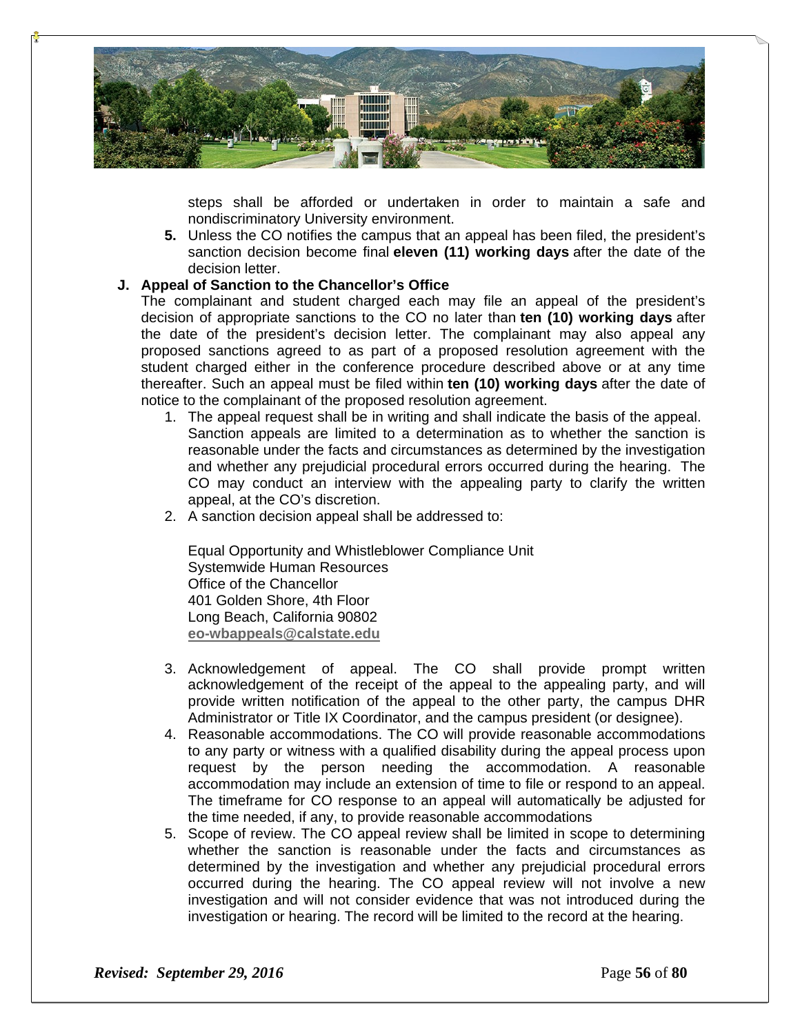steps shall be afforded or undertaken in order to maintain a safe and nondiscriminatory University environment.

5. Unless the CO notifies the campus that an appeal has been filed, the president's sanction decision become final **eleven (11) working days** after the date of the decision letter.

**J. Appeal of Sanction to the Chancellor's Office**

The complainant and student charged each may file an appeal of the president's decision of appropriate sanctions to the CO no later than **ten (10) working days** after the date of the president's decision letter. The complainant may also appeal any proposed sanctions agreed to as part of a proposed resolution agreement with the student charged either in the conference procedure described above or at any time thereafter. Such an appeal must be filed within **ten (10) working days** after the date of notice to the complainant of the proposed resolution agreement.

1. The appeal request shall be in writing and shall indicate the basis of the appeal. Sanction appeals are limited to a determination as to whether the sanction is reasonable under the facts and circumstances as determined by the investigation and whether any prejudicial procedural errors occurred during the hearing. The CO may conduct an interview with the appealing party to clarify the written appeal, at the CO's discretion.
2. A sanction decision appeal shall be addressed to:

   Equal Opportunity and Whistleblower Compliance Unit
   Systemwide Human Resources
   Office of the Chancellor
   401 Golden Shore, 4th Floor
   Long Beach, California 90802
   **eo-wbappeals@calstate.edu**

3. Acknowledgement of appeal. The CO shall provide prompt written acknowledgement of the receipt of the appeal to the appealing party, and will provide written notification of the appeal to the other party, the campus DHR Administrator or Title IX Coordinator, and the campus president (or designee).
4. Reasonable accommodations. The CO will provide reasonable accommodations to any party or witness with a qualified disability during the appeal process upon request by the person needing the accommodation. A reasonable accommodation may include an extension of time to file or respond to an appeal. The timeframe for CO response to an appeal will automatically be adjusted for the time needed, if any, to provide reasonable accommodations
5. Scope of review. The CO appeal review shall be limited in scope to determining whether the sanction is reasonable under the facts and circumstances as determined by the investigation and whether any prejudicial procedural errors occurred during the hearing. The CO appeal review will not involve a new investigation and will not consider evidence that was not introduced during the investigation or hearing. The record will be limited to the record at the hearing.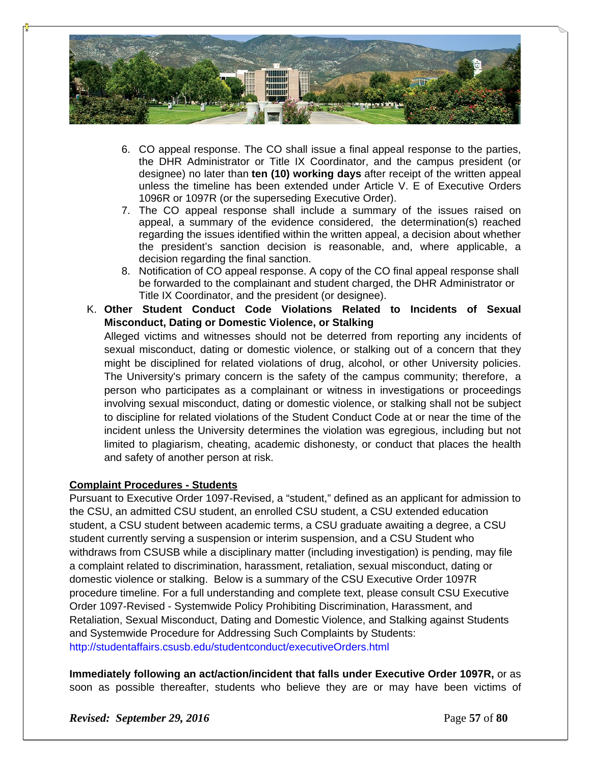6. CO appeal response. The CO shall issue a final appeal response to the parties, the DHR Administrator or Title IX Coordinator, and the campus president (or designee) no later than **ten (10) working days** after receipt of the written appeal unless the timeline has been extended under Article V. E of Executive Orders 1096R or 1097R (or the superseding Executive Order).
7. The CO appeal response shall include a summary of the issues raised on appeal, a summary of the evidence considered, the determination(s) reached regarding the issues identified within the written appeal, a decision about whether the president's sanction decision is reasonable, and, where applicable, a decision regarding the final sanction.
8. Notification of CO appeal response. A copy of the CO final appeal response shall be forwarded to the complainant and student charged, the DHR Administrator or Title IX Coordinator, and the president (or designee).

K. **Other Student Conduct Code Violations Related to Incidents of Sexual Misconduct, Dating or Domestic Violence, or Stalking**

Alleged victims and witnesses should not be deterred from reporting any incidents of sexual misconduct, dating or domestic violence, or stalking out of a concern that they might be disciplined for related violations of drug, alcohol, or other University policies. The University's primary concern is the safety of the campus community; therefore, a person who participates as a complainant or witness in investigations or proceedings involving sexual misconduct, dating or domestic violence, or stalking shall not be subject to discipline for related violations of the Student Conduct Code at or near the time of the incident unless the University determines the violation was egregious, including but not limited to plagiarism, cheating, academic dishonesty, or conduct that places the health and safety of another person at risk.

**<u>Complaint Procedures - Students</u>**

Pursuant to Executive Order 1097-Revised, a "student," defined as an applicant for admission to the CSU, an admitted CSU student, an enrolled CSU student, a CSU extended education student, a CSU student between academic terms, a CSU graduate awaiting a degree, a CSU student currently serving a suspension or interim suspension, and a CSU Student who withdraws from CSUSB while a disciplinary matter (including investigation) is pending, may file a complaint related to discrimination, harassment, retaliation, sexual misconduct, dating or domestic violence or stalking. Below is a summary of the CSU Executive Order 1097R procedure timeline. For a full understanding and complete text, please consult CSU Executive Order 1097-Revised - Systemwide Policy Prohibiting Discrimination, Harassment, and Retaliation, Sexual Misconduct, Dating and Domestic Violence, and Stalking against Students and Systemwide Procedure for Addressing Such Complaints by Students: http://studentaffairs.csusb.edu/studentconduct/executiveOrders.html

**Immediately following an act/action/incident that falls under Executive Order 1097R,** or as soon as possible thereafter, students who believe they are or may have been victims of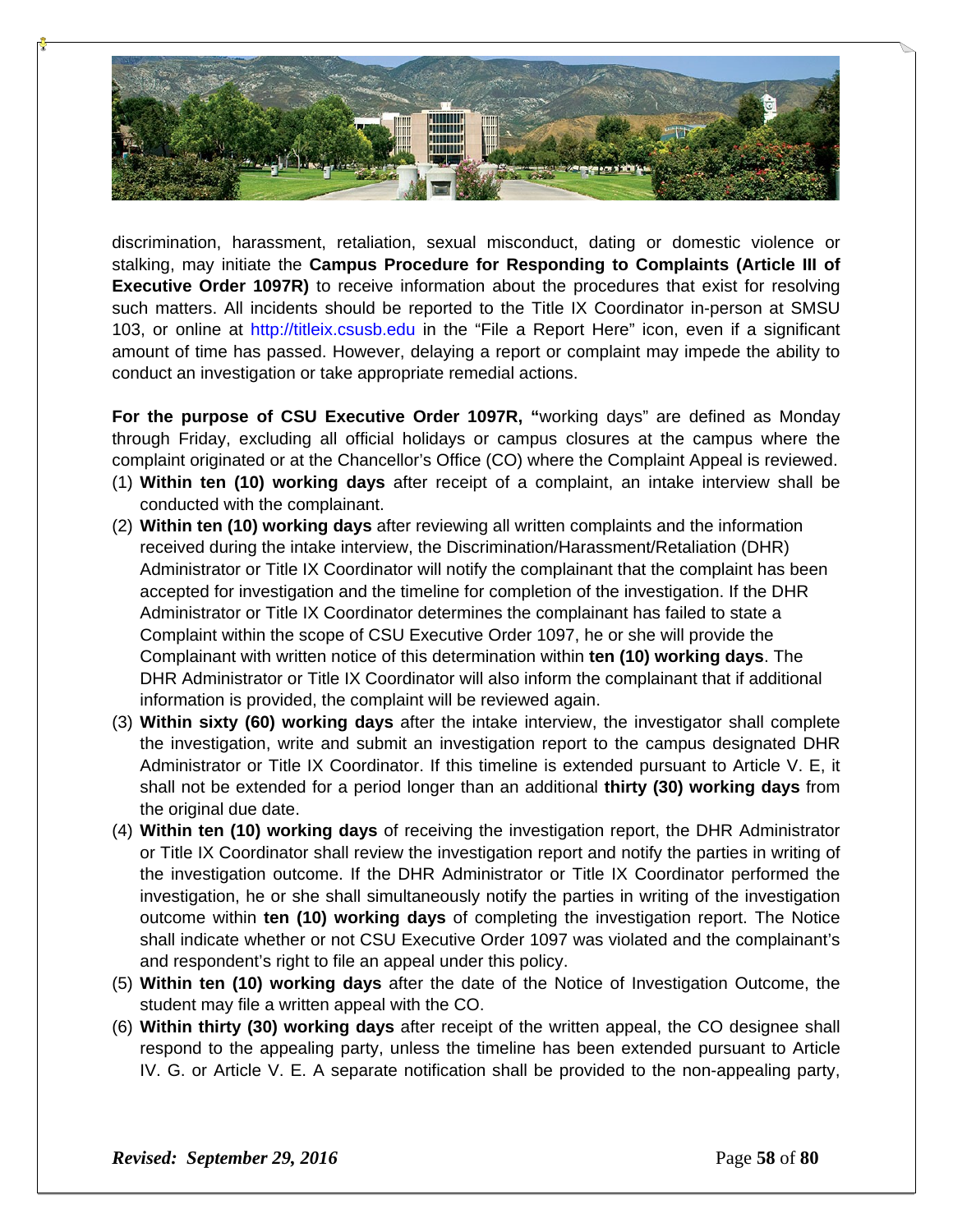discrimination, harassment, retaliation, sexual misconduct, dating or domestic violence or stalking, may initiate the **Campus Procedure for Responding to Complaints (Article III of Executive Order 1097R)** to receive information about the procedures that exist for resolving such matters. All incidents should be reported to the Title IX Coordinator in-person at SMSU 103, or online at http://titleix.csusb.edu in the "File a Report Here" icon, even if a significant amount of time has passed. However, delaying a report or complaint may impede the ability to conduct an investigation or take appropriate remedial actions.

**For the purpose of CSU Executive Order 1097R, "**working days" are defined as Monday through Friday, excluding all official holidays or campus closures at the campus where the complaint originated or at the Chancellor's Office (CO) where the Complaint Appeal is reviewed.

(1) **Within ten (10) working days** after receipt of a complaint, an intake interview shall be conducted with the complainant.

(2) **Within ten (10) working days** after reviewing all written complaints and the information received during the intake interview, the Discrimination/Harassment/Retaliation (DHR) Administrator or Title IX Coordinator will notify the complainant that the complaint has been accepted for investigation and the timeline for completion of the investigation. If the DHR Administrator or Title IX Coordinator determines the complainant has failed to state a Complaint within the scope of CSU Executive Order 1097, he or she will provide the Complainant with written notice of this determination within **ten (10) working days**. The DHR Administrator or Title IX Coordinator will also inform the complainant that if additional information is provided, the complaint will be reviewed again.

(3) **Within sixty (60) working days** after the intake interview, the investigator shall complete the investigation, write and submit an investigation report to the campus designated DHR Administrator or Title IX Coordinator. If this timeline is extended pursuant to Article V. E, it shall not be extended for a period longer than an additional **thirty (30) working days** from the original due date.

(4) **Within ten (10) working days** of receiving the investigation report, the DHR Administrator or Title IX Coordinator shall review the investigation report and notify the parties in writing of the investigation outcome. If the DHR Administrator or Title IX Coordinator performed the investigation, he or she shall simultaneously notify the parties in writing of the investigation outcome within **ten (10) working days** of completing the investigation report. The Notice shall indicate whether or not CSU Executive Order 1097 was violated and the complainant's and respondent's right to file an appeal under this policy.

(5) **Within ten (10) working days** after the date of the Notice of Investigation Outcome, the student may file a written appeal with the CO.

(6) **Within thirty (30) working days** after receipt of the written appeal, the CO designee shall respond to the appealing party, unless the timeline has been extended pursuant to Article IV. G. or Article V. E. A separate notification shall be provided to the non-appealing party,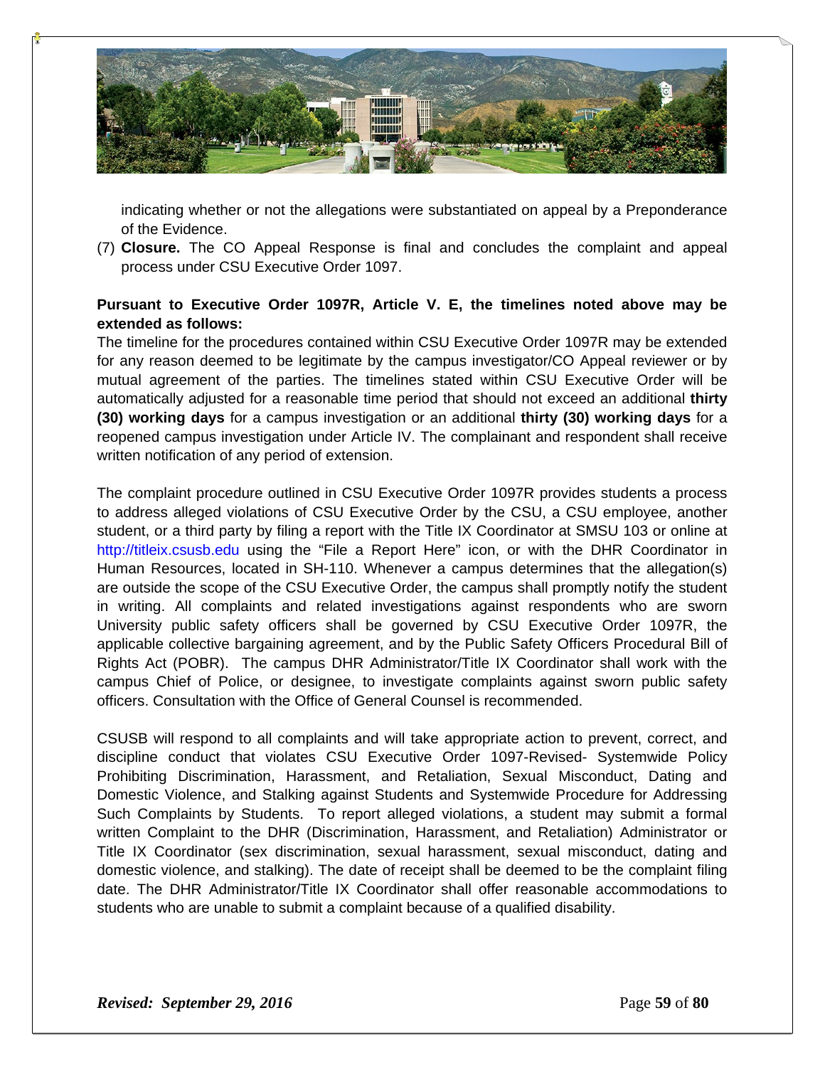indicating whether or not the allegations were substantiated on appeal by a Preponderance of the Evidence.

(7) **Closure.** The CO Appeal Response is final and concludes the complaint and appeal process under CSU Executive Order 1097.

**Pursuant to Executive Order 1097R, Article V. E, the timelines noted above may be extended as follows:**

The timeline for the procedures contained within CSU Executive Order 1097R may be extended for any reason deemed to be legitimate by the campus investigator/CO Appeal reviewer or by mutual agreement of the parties. The timelines stated within CSU Executive Order will be automatically adjusted for a reasonable time period that should not exceed an additional **thirty (30) working days** for a campus investigation or an additional **thirty (30) working days** for a reopened campus investigation under Article IV. The complainant and respondent shall receive written notification of any period of extension.

The complaint procedure outlined in CSU Executive Order 1097R provides students a process to address alleged violations of CSU Executive Order by the CSU, a CSU employee, another student, or a third party by filing a report with the Title IX Coordinator at SMSU 103 or online at http://titleix.csusb.edu using the "File a Report Here" icon, or with the DHR Coordinator in Human Resources, located in SH-110. Whenever a campus determines that the allegation(s) are outside the scope of the CSU Executive Order, the campus shall promptly notify the student in writing. All complaints and related investigations against respondents who are sworn University public safety officers shall be governed by CSU Executive Order 1097R, the applicable collective bargaining agreement, and by the Public Safety Officers Procedural Bill of Rights Act (POBR). The campus DHR Administrator/Title IX Coordinator shall work with the campus Chief of Police, or designee, to investigate complaints against sworn public safety officers. Consultation with the Office of General Counsel is recommended.

CSUSB will respond to all complaints and will take appropriate action to prevent, correct, and discipline conduct that violates CSU Executive Order 1097-Revised- Systemwide Policy Prohibiting Discrimination, Harassment, and Retaliation, Sexual Misconduct, Dating and Domestic Violence, and Stalking against Students and Systemwide Procedure for Addressing Such Complaints by Students. To report alleged violations, a student may submit a formal written Complaint to the DHR (Discrimination, Harassment, and Retaliation) Administrator or Title IX Coordinator (sex discrimination, sexual harassment, sexual misconduct, dating and domestic violence, and stalking). The date of receipt shall be deemed to be the complaint filing date. The DHR Administrator/Title IX Coordinator shall offer reasonable accommodations to students who are unable to submit a complaint because of a qualified disability.

***Revised: September 29, 2016***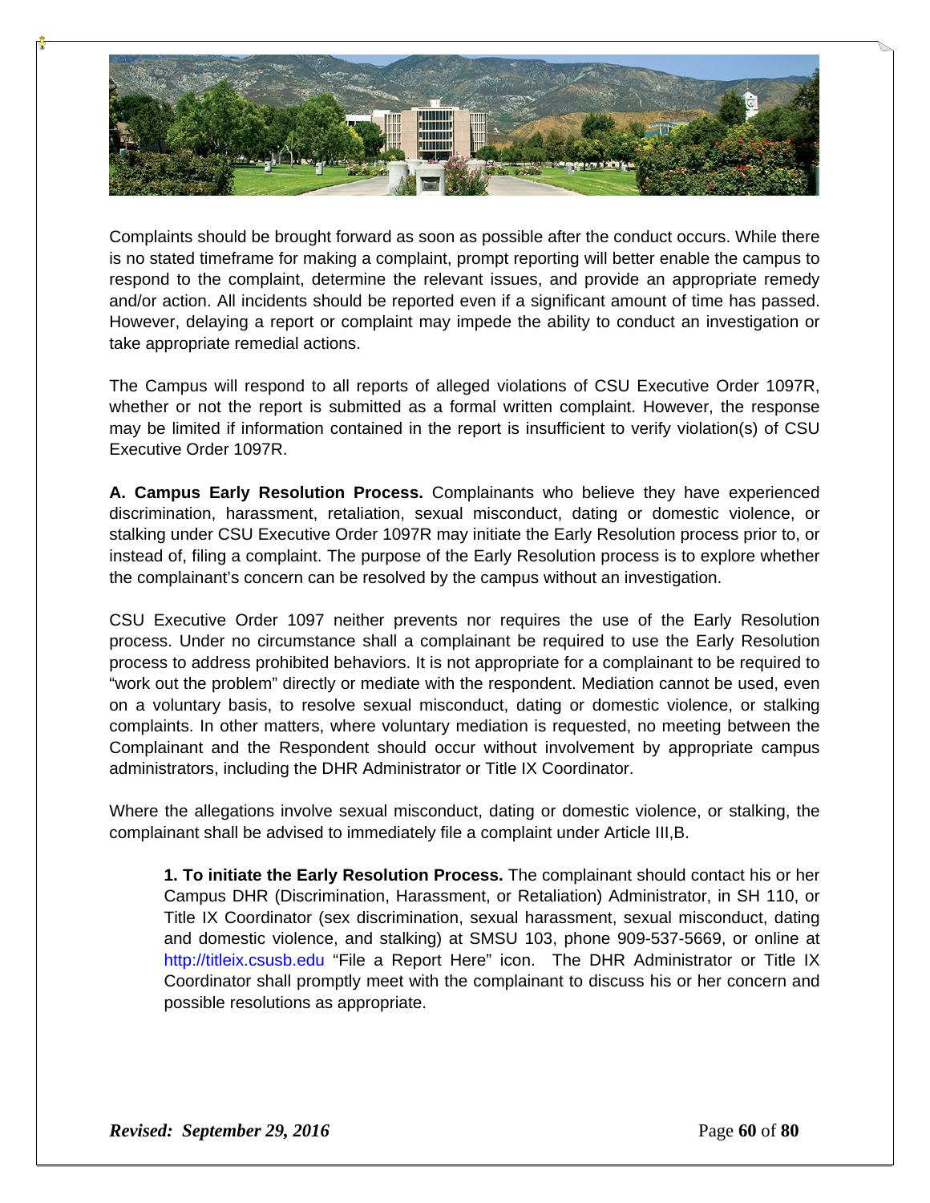Complaints should be brought forward as soon as possible after the conduct occurs. While there is no stated timeframe for making a complaint, prompt reporting will better enable the campus to respond to the complaint, determine the relevant issues, and provide an appropriate remedy and/or action. All incidents should be reported even if a significant amount of time has passed. However, delaying a report or complaint may impede the ability to conduct an investigation or take appropriate remedial actions.

The Campus will respond to all reports of alleged violations of CSU Executive Order 1097R, whether or not the report is submitted as a formal written complaint. However, the response may be limited if information contained in the report is insufficient to verify violation(s) of CSU Executive Order 1097R.

**A. Campus Early Resolution Process.** Complainants who believe they have experienced discrimination, harassment, retaliation, sexual misconduct, dating or domestic violence, or stalking under CSU Executive Order 1097R may initiate the Early Resolution process prior to, or instead of, filing a complaint. The purpose of the Early Resolution process is to explore whether the complainant's concern can be resolved by the campus without an investigation.

CSU Executive Order 1097 neither prevents nor requires the use of the Early Resolution process. Under no circumstance shall a complainant be required to use the Early Resolution process to address prohibited behaviors. It is not appropriate for a complainant to be required to "work out the problem" directly or mediate with the respondent. Mediation cannot be used, even on a voluntary basis, to resolve sexual misconduct, dating or domestic violence, or stalking complaints. In other matters, where voluntary mediation is requested, no meeting between the Complainant and the Respondent should occur without involvement by appropriate campus administrators, including the DHR Administrator or Title IX Coordinator.

Where the allegations involve sexual misconduct, dating or domestic violence, or stalking, the complainant shall be advised to immediately file a complaint under Article III,B.

**1. To initiate the Early Resolution Process.** The complainant should contact his or her Campus DHR (Discrimination, Harassment, or Retaliation) Administrator, in SH 110, or Title IX Coordinator (sex discrimination, sexual harassment, sexual misconduct, dating and domestic violence, and stalking) at SMSU 103, phone 909-537-5669, or online at http://titleix.csusb.edu "File a Report Here" icon. The DHR Administrator or Title IX Coordinator shall promptly meet with the complainant to discuss his or her concern and possible resolutions as appropriate.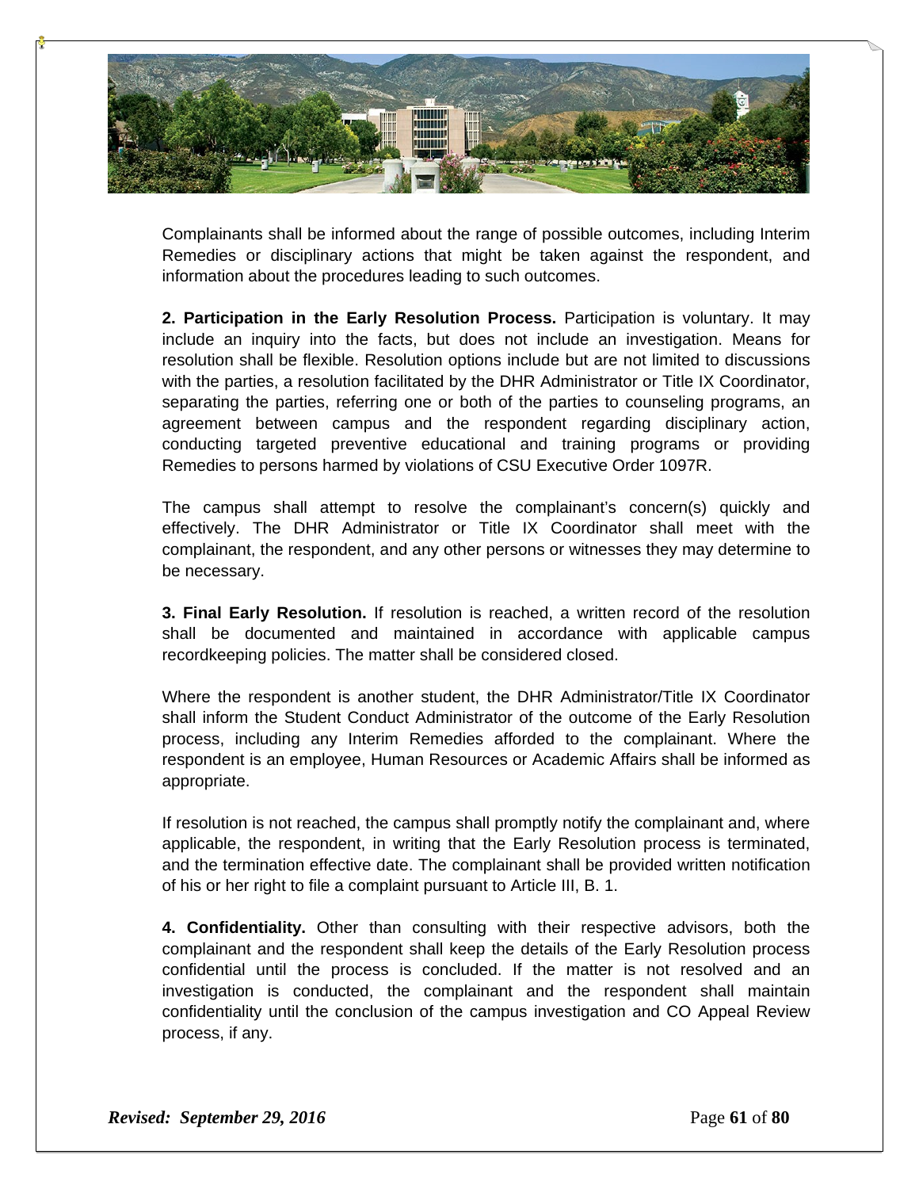Complainants shall be informed about the range of possible outcomes, including Interim Remedies or disciplinary actions that might be taken against the respondent, and information about the procedures leading to such outcomes.

**2. Participation in the Early Resolution Process.** Participation is voluntary. It may include an inquiry into the facts, but does not include an investigation. Means for resolution shall be flexible. Resolution options include but are not limited to discussions with the parties, a resolution facilitated by the DHR Administrator or Title IX Coordinator, separating the parties, referring one or both of the parties to counseling programs, an agreement between campus and the respondent regarding disciplinary action, conducting targeted preventive educational and training programs or providing Remedies to persons harmed by violations of CSU Executive Order 1097R.

The campus shall attempt to resolve the complainant's concern(s) quickly and effectively. The DHR Administrator or Title IX Coordinator shall meet with the complainant, the respondent, and any other persons or witnesses they may determine to be necessary.

**3. Final Early Resolution.** If resolution is reached, a written record of the resolution shall be documented and maintained in accordance with applicable campus recordkeeping policies. The matter shall be considered closed.

Where the respondent is another student, the DHR Administrator/Title IX Coordinator shall inform the Student Conduct Administrator of the outcome of the Early Resolution process, including any Interim Remedies afforded to the complainant. Where the respondent is an employee, Human Resources or Academic Affairs shall be informed as appropriate.

If resolution is not reached, the campus shall promptly notify the complainant and, where applicable, the respondent, in writing that the Early Resolution process is terminated, and the termination effective date. The complainant shall be provided written notification of his or her right to file a complaint pursuant to Article III, B. 1.

**4. Confidentiality.** Other than consulting with their respective advisors, both the complainant and the respondent shall keep the details of the Early Resolution process confidential until the process is concluded. If the matter is not resolved and an investigation is conducted, the complainant and the respondent shall maintain confidentiality until the conclusion of the campus investigation and CO Appeal Review process, if any.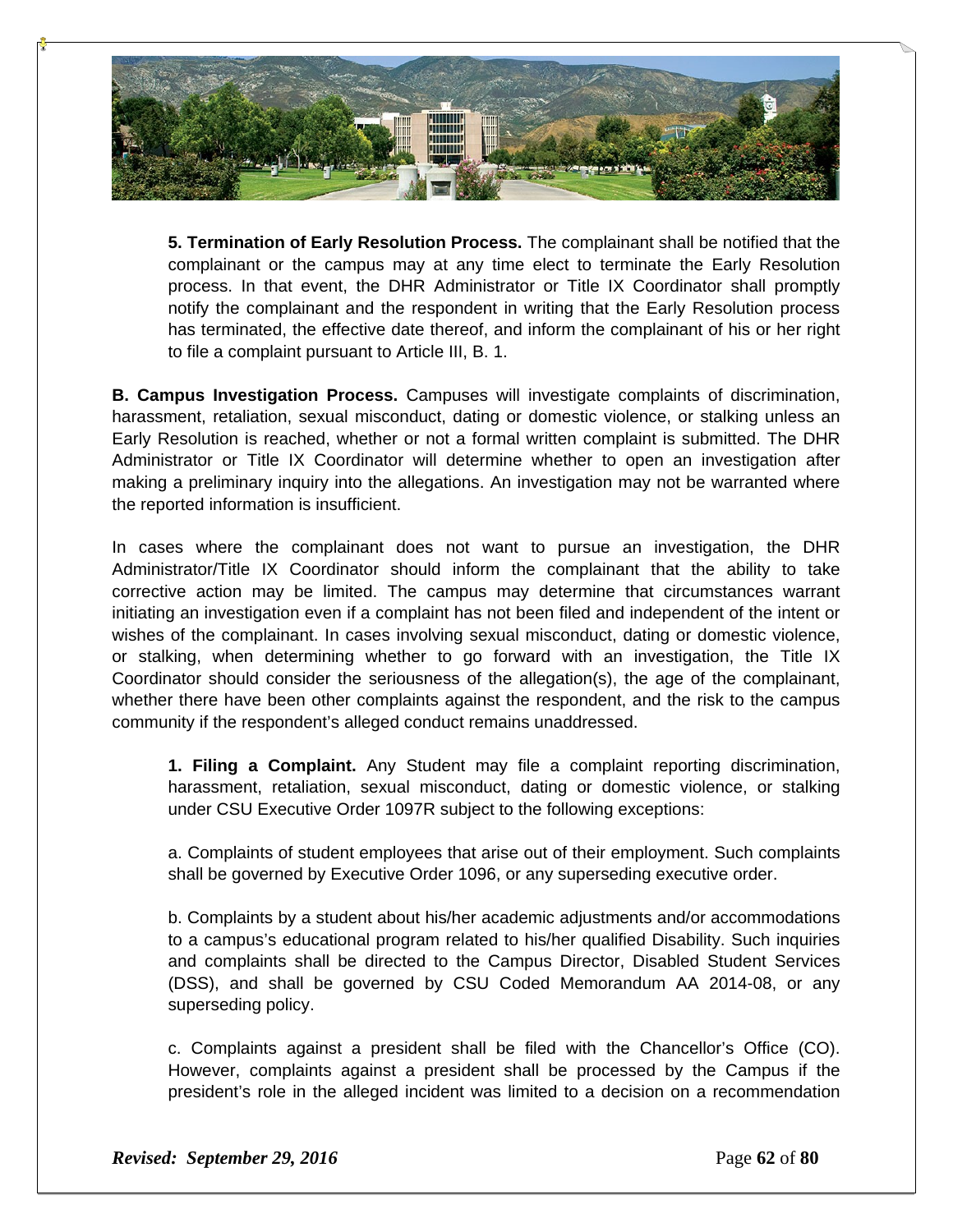**5. Termination of Early Resolution Process.** The complainant shall be notified that the complainant or the campus may at any time elect to terminate the Early Resolution process. In that event, the DHR Administrator or Title IX Coordinator shall promptly notify the complainant and the respondent in writing that the Early Resolution process has terminated, the effective date thereof, and inform the complainant of his or her right to file a complaint pursuant to Article III, B. 1.

**B. Campus Investigation Process.** Campuses will investigate complaints of discrimination, harassment, retaliation, sexual misconduct, dating or domestic violence, or stalking unless an Early Resolution is reached, whether or not a formal written complaint is submitted. The DHR Administrator or Title IX Coordinator will determine whether to open an investigation after making a preliminary inquiry into the allegations. An investigation may not be warranted where the reported information is insufficient.

In cases where the complainant does not want to pursue an investigation, the DHR Administrator/Title IX Coordinator should inform the complainant that the ability to take corrective action may be limited. The campus may determine that circumstances warrant initiating an investigation even if a complaint has not been filed and independent of the intent or wishes of the complainant. In cases involving sexual misconduct, dating or domestic violence, or stalking, when determining whether to go forward with an investigation, the Title IX Coordinator should consider the seriousness of the allegation(s), the age of the complainant, whether there have been other complaints against the respondent, and the risk to the campus community if the respondent's alleged conduct remains unaddressed.

**1. Filing a Complaint.** Any Student may file a complaint reporting discrimination, harassment, retaliation, sexual misconduct, dating or domestic violence, or stalking under CSU Executive Order 1097R subject to the following exceptions:

a. Complaints of student employees that arise out of their employment. Such complaints shall be governed by Executive Order 1096, or any superseding executive order.

b. Complaints by a student about his/her academic adjustments and/or accommodations to a campus's educational program related to his/her qualified Disability. Such inquiries and complaints shall be directed to the Campus Director, Disabled Student Services (DSS), and shall be governed by CSU Coded Memorandum AA 2014-08, or any superseding policy.

c. Complaints against a president shall be filed with the Chancellor's Office (CO). However, complaints against a president shall be processed by the Campus if the president's role in the alleged incident was limited to a decision on a recommendation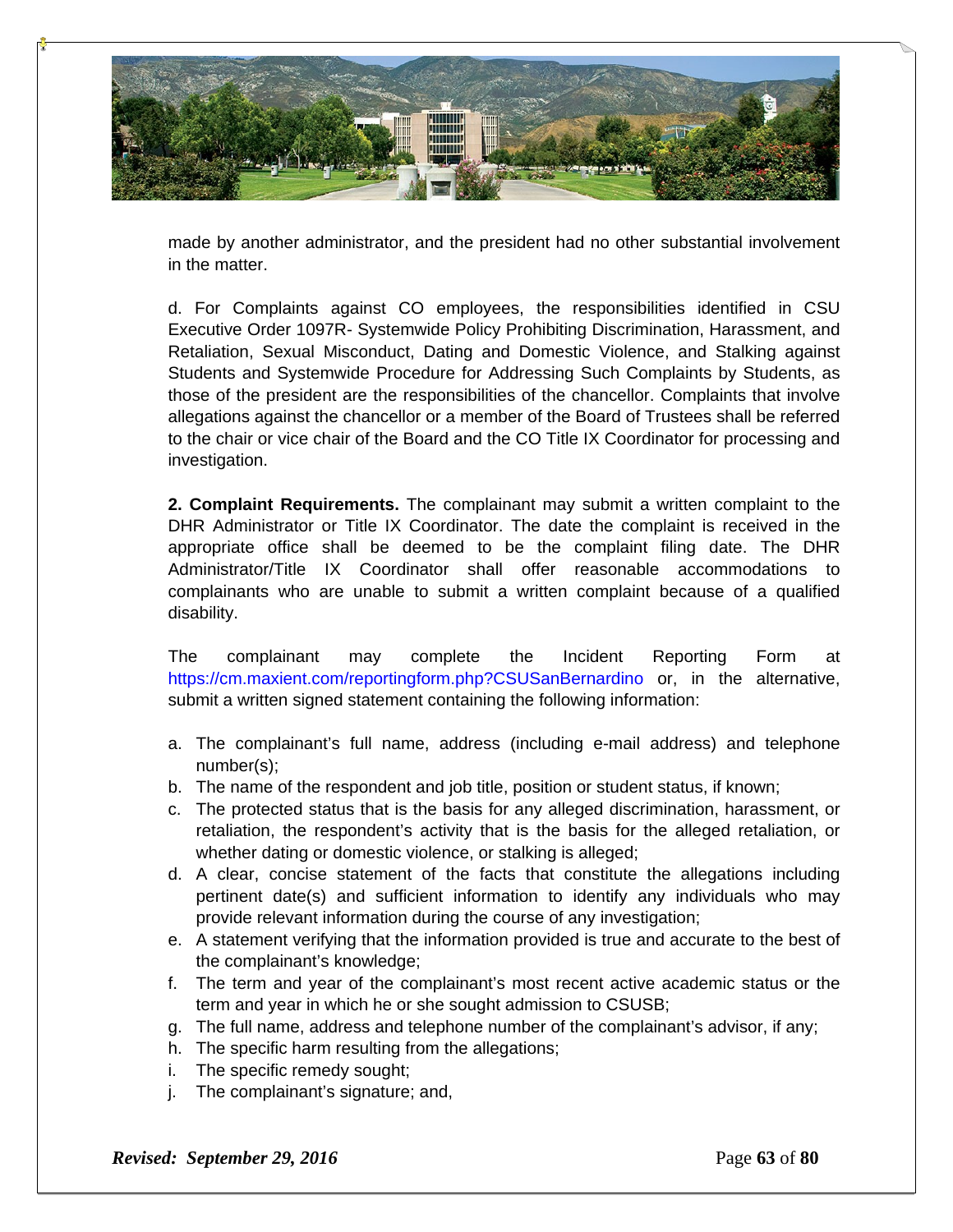made by another administrator, and the president had no other substantial involvement in the matter.

d. For Complaints against CO employees, the responsibilities identified in CSU Executive Order 1097R- Systemwide Policy Prohibiting Discrimination, Harassment, and Retaliation, Sexual Misconduct, Dating and Domestic Violence, and Stalking against Students and Systemwide Procedure for Addressing Such Complaints by Students, as those of the president are the responsibilities of the chancellor. Complaints that involve allegations against the chancellor or a member of the Board of Trustees shall be referred to the chair or vice chair of the Board and the CO Title IX Coordinator for processing and investigation.

**2. Complaint Requirements.** The complainant may submit a written complaint to the DHR Administrator or Title IX Coordinator. The date the complaint is received in the appropriate office shall be deemed to be the complaint filing date. The DHR Administrator/Title IX Coordinator shall offer reasonable accommodations to complainants who are unable to submit a written complaint because of a qualified disability.

The complainant may complete the Incident Reporting Form at https://cm.maxient.com/reportingform.php?CSUSanBernardino or, in the alternative, submit a written signed statement containing the following information:

a. The complainant's full name, address (including e-mail address) and telephone number(s);
b. The name of the respondent and job title, position or student status, if known;
c. The protected status that is the basis for any alleged discrimination, harassment, or retaliation, the respondent's activity that is the basis for the alleged retaliation, or whether dating or domestic violence, or stalking is alleged;
d. A clear, concise statement of the facts that constitute the allegations including pertinent date(s) and sufficient information to identify any individuals who may provide relevant information during the course of any investigation;
e. A statement verifying that the information provided is true and accurate to the best of the complainant's knowledge;
f. The term and year of the complainant's most recent active academic status or the term and year in which he or she sought admission to CSUSB;
g. The full name, address and telephone number of the complainant's advisor, if any;
h. The specific harm resulting from the allegations;
i. The specific remedy sought;
j. The complainant's signature; and,

*Revised: September 29, 2016*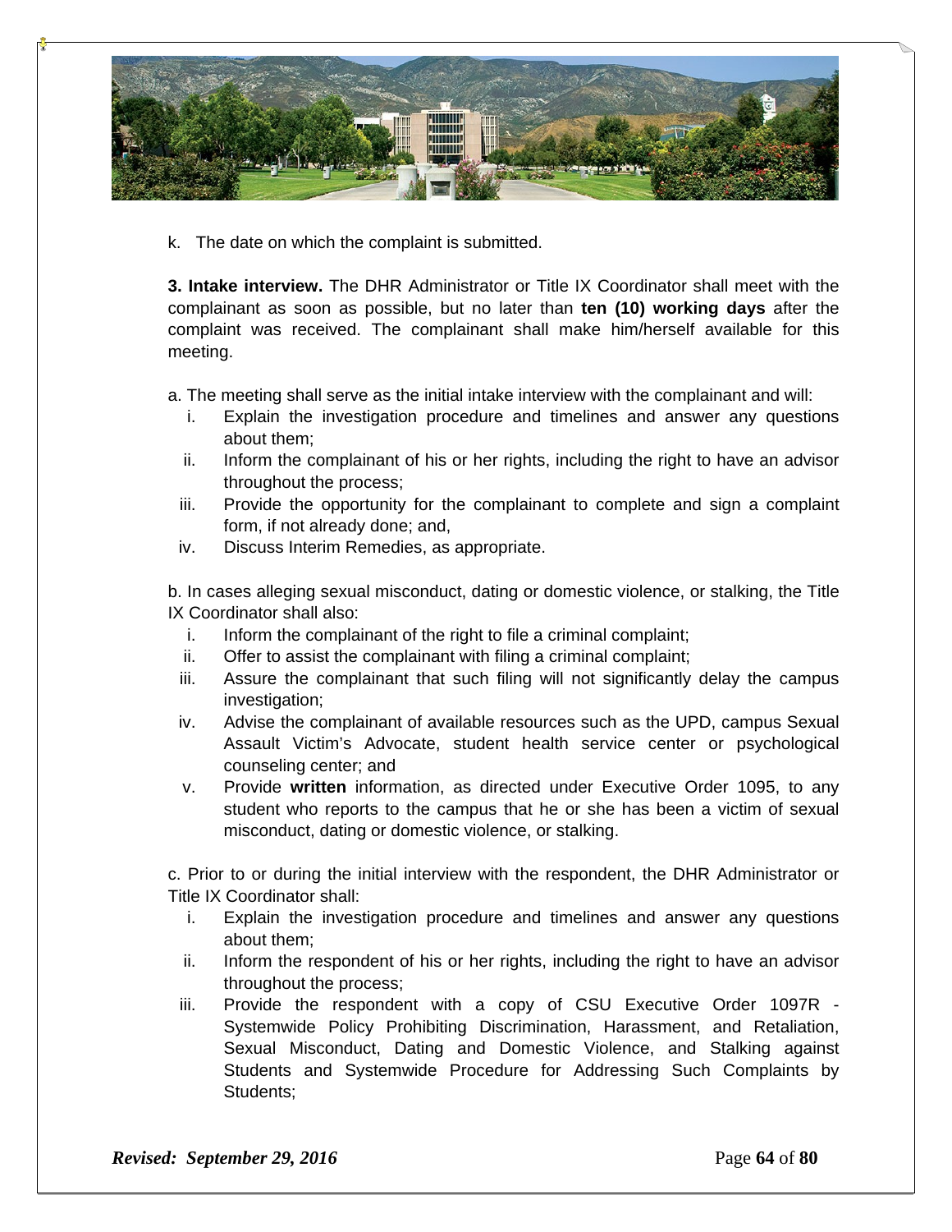k. The date on which the complaint is submitted.

**3. Intake interview.** The DHR Administrator or Title IX Coordinator shall meet with the complainant as soon as possible, but no later than **ten (10) working days** after the complaint was received. The complainant shall make him/herself available for this meeting.

a. The meeting shall serve as the initial intake interview with the complainant and will:

i. Explain the investigation procedure and timelines and answer any questions about them;
ii. Inform the complainant of his or her rights, including the right to have an advisor throughout the process;
iii. Provide the opportunity for the complainant to complete and sign a complaint form, if not already done; and,
iv. Discuss Interim Remedies, as appropriate.

b. In cases alleging sexual misconduct, dating or domestic violence, or stalking, the Title IX Coordinator shall also:

i. Inform the complainant of the right to file a criminal complaint;
ii. Offer to assist the complainant with filing a criminal complaint;
iii. Assure the complainant that such filing will not significantly delay the campus investigation;
iv. Advise the complainant of available resources such as the UPD, campus Sexual Assault Victim's Advocate, student health service center or psychological counseling center; and
v. Provide **written** information, as directed under Executive Order 1095, to any student who reports to the campus that he or she has been a victim of sexual misconduct, dating or domestic violence, or stalking.

c. Prior to or during the initial interview with the respondent, the DHR Administrator or Title IX Coordinator shall:

i. Explain the investigation procedure and timelines and answer any questions about them;
ii. Inform the respondent of his or her rights, including the right to have an advisor throughout the process;
iii. Provide the respondent with a copy of CSU Executive Order 1097R - Systemwide Policy Prohibiting Discrimination, Harassment, and Retaliation, Sexual Misconduct, Dating and Domestic Violence, and Stalking against Students and Systemwide Procedure for Addressing Such Complaints by Students;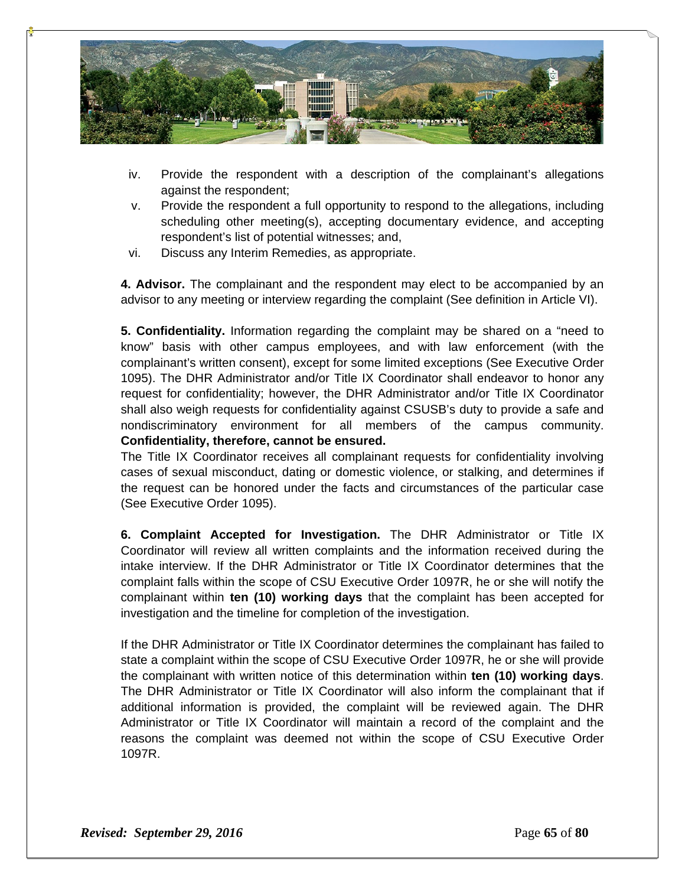iv. Provide the respondent with a description of the complainant's allegations against the respondent;

v. Provide the respondent a full opportunity to respond to the allegations, including scheduling other meeting(s), accepting documentary evidence, and accepting respondent's list of potential witnesses; and,

vi. Discuss any Interim Remedies, as appropriate.

**4. Advisor.** The complainant and the respondent may elect to be accompanied by an advisor to any meeting or interview regarding the complaint (See definition in Article VI).

**5. Confidentiality.** Information regarding the complaint may be shared on a "need to know" basis with other campus employees, and with law enforcement (with the complainant's written consent), except for some limited exceptions (See Executive Order 1095). The DHR Administrator and/or Title IX Coordinator shall endeavor to honor any request for confidentiality; however, the DHR Administrator and/or Title IX Coordinator shall also weigh requests for confidentiality against CSUSB's duty to provide a safe and nondiscriminatory environment for all members of the campus community. **Confidentiality, therefore, cannot be ensured.**

The Title IX Coordinator receives all complainant requests for confidentiality involving cases of sexual misconduct, dating or domestic violence, or stalking, and determines if the request can be honored under the facts and circumstances of the particular case (See Executive Order 1095).

**6. Complaint Accepted for Investigation.** The DHR Administrator or Title IX Coordinator will review all written complaints and the information received during the intake interview. If the DHR Administrator or Title IX Coordinator determines that the complaint falls within the scope of CSU Executive Order 1097R, he or she will notify the complainant within **ten (10) working days** that the complaint has been accepted for investigation and the timeline for completion of the investigation.

If the DHR Administrator or Title IX Coordinator determines the complainant has failed to state a complaint within the scope of CSU Executive Order 1097R, he or she will provide the complainant with written notice of this determination within **ten (10) working days**. The DHR Administrator or Title IX Coordinator will also inform the complainant that if additional information is provided, the complaint will be reviewed again. The DHR Administrator or Title IX Coordinator will maintain a record of the complaint and the reasons the complaint was deemed not within the scope of CSU Executive Order 1097R.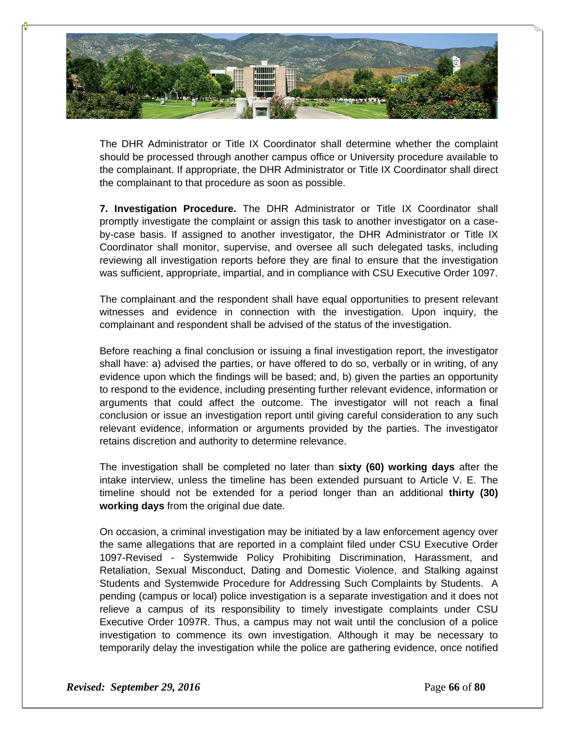The DHR Administrator or Title IX Coordinator shall determine whether the complaint should be processed through another campus office or University procedure available to the complainant. If appropriate, the DHR Administrator or Title IX Coordinator shall direct the complainant to that procedure as soon as possible.

**7. Investigation Procedure.** The DHR Administrator or Title IX Coordinator shall promptly investigate the complaint or assign this task to another investigator on a case-by-case basis. If assigned to another investigator, the DHR Administrator or Title IX Coordinator shall monitor, supervise, and oversee all such delegated tasks, including reviewing all investigation reports before they are final to ensure that the investigation was sufficient, appropriate, impartial, and in compliance with CSU Executive Order 1097.

The complainant and the respondent shall have equal opportunities to present relevant witnesses and evidence in connection with the investigation. Upon inquiry, the complainant and respondent shall be advised of the status of the investigation.

Before reaching a final conclusion or issuing a final investigation report, the investigator shall have: a) advised the parties, or have offered to do so, verbally or in writing, of any evidence upon which the findings will be based; and, b) given the parties an opportunity to respond to the evidence, including presenting further relevant evidence, information or arguments that could affect the outcome. The investigator will not reach a final conclusion or issue an investigation report until giving careful consideration to any such relevant evidence, information or arguments provided by the parties. The investigator retains discretion and authority to determine relevance.

The investigation shall be completed no later than **sixty (60) working days** after the intake interview, unless the timeline has been extended pursuant to Article V. E. The timeline should not be extended for a period longer than an additional **thirty (30) working days** from the original due date.

On occasion, a criminal investigation may be initiated by a law enforcement agency over the same allegations that are reported in a complaint filed under CSU Executive Order 1097-Revised - Systemwide Policy Prohibiting Discrimination, Harassment, and Retaliation, Sexual Misconduct, Dating and Domestic Violence, and Stalking against Students and Systemwide Procedure for Addressing Such Complaints by Students. A pending (campus or local) police investigation is a separate investigation and it does not relieve a campus of its responsibility to timely investigate complaints under CSU Executive Order 1097R. Thus, a campus may not wait until the conclusion of a police investigation to commence its own investigation. Although it may be necessary to temporarily delay the investigation while the police are gathering evidence, once notified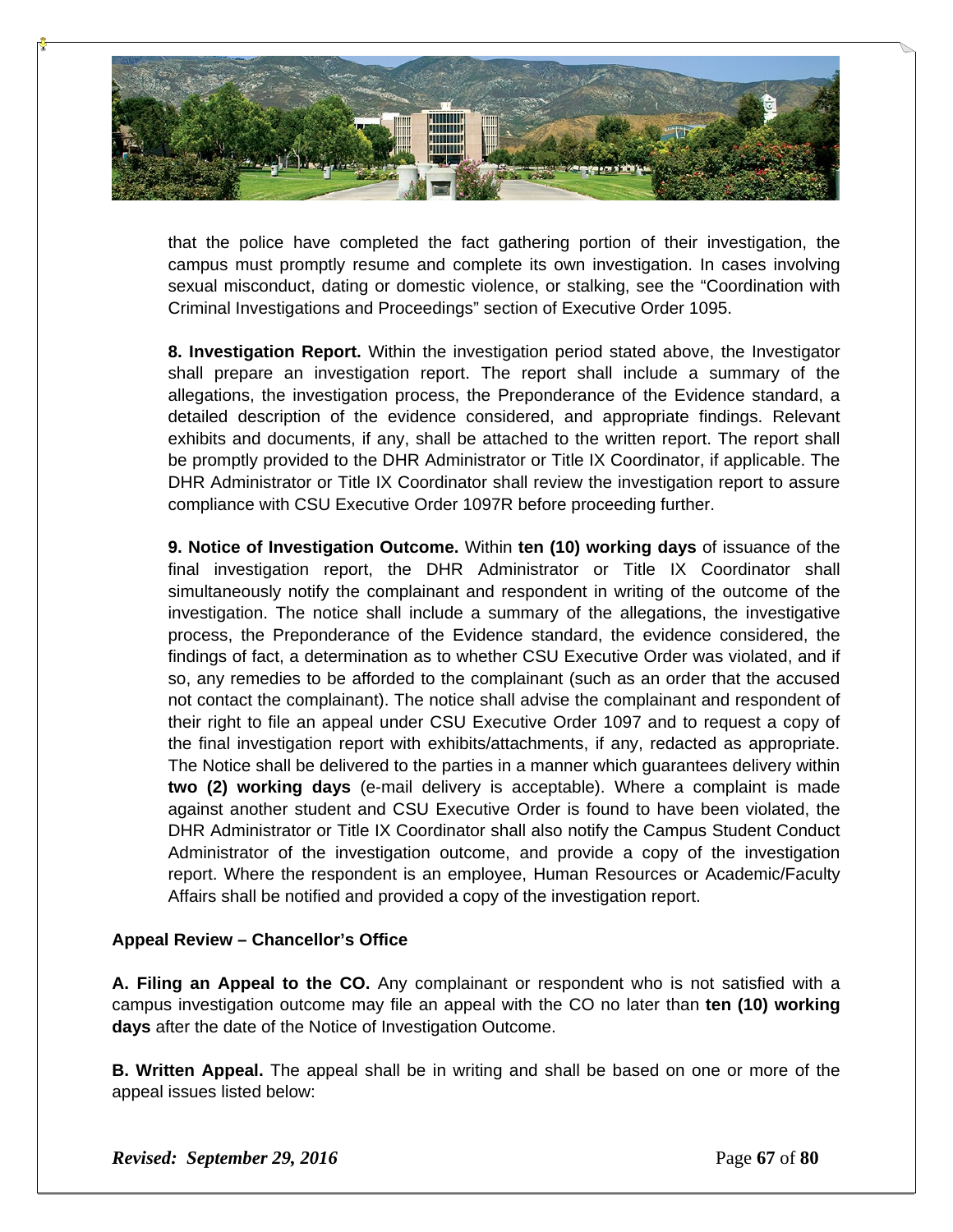that the police have completed the fact gathering portion of their investigation, the campus must promptly resume and complete its own investigation. In cases involving sexual misconduct, dating or domestic violence, or stalking, see the "Coordination with Criminal Investigations and Proceedings" section of Executive Order 1095.

**8. Investigation Report.** Within the investigation period stated above, the Investigator shall prepare an investigation report. The report shall include a summary of the allegations, the investigation process, the Preponderance of the Evidence standard, a detailed description of the evidence considered, and appropriate findings. Relevant exhibits and documents, if any, shall be attached to the written report. The report shall be promptly provided to the DHR Administrator or Title IX Coordinator, if applicable. The DHR Administrator or Title IX Coordinator shall review the investigation report to assure compliance with CSU Executive Order 1097R before proceeding further.

**9. Notice of Investigation Outcome.** Within **ten (10) working days** of issuance of the final investigation report, the DHR Administrator or Title IX Coordinator shall simultaneously notify the complainant and respondent in writing of the outcome of the investigation. The notice shall include a summary of the allegations, the investigative process, the Preponderance of the Evidence standard, the evidence considered, the findings of fact, a determination as to whether CSU Executive Order was violated, and if so, any remedies to be afforded to the complainant (such as an order that the accused not contact the complainant). The notice shall advise the complainant and respondent of their right to file an appeal under CSU Executive Order 1097 and to request a copy of the final investigation report with exhibits/attachments, if any, redacted as appropriate. The Notice shall be delivered to the parties in a manner which guarantees delivery within **two (2) working days** (e-mail delivery is acceptable). Where a complaint is made against another student and CSU Executive Order is found to have been violated, the DHR Administrator or Title IX Coordinator shall also notify the Campus Student Conduct Administrator of the investigation outcome, and provide a copy of the investigation report. Where the respondent is an employee, Human Resources or Academic/Faculty Affairs shall be notified and provided a copy of the investigation report.

**Appeal Review – Chancellor's Office**

**A. Filing an Appeal to the CO.** Any complainant or respondent who is not satisfied with a campus investigation outcome may file an appeal with the CO no later than **ten (10) working days** after the date of the Notice of Investigation Outcome.

**B. Written Appeal.** The appeal shall be in writing and shall be based on one or more of the appeal issues listed below: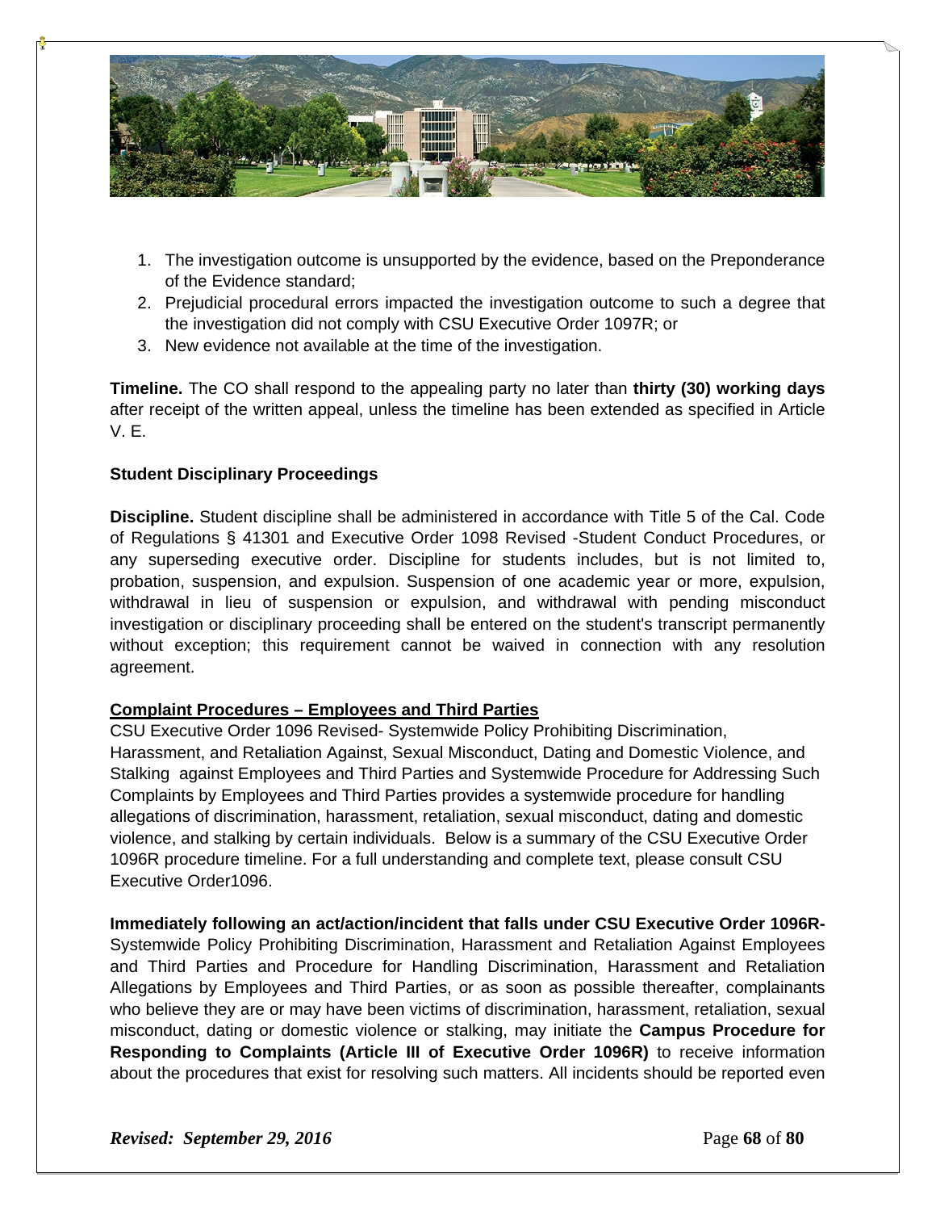1. The investigation outcome is unsupported by the evidence, based on the Preponderance of the Evidence standard;
2. Prejudicial procedural errors impacted the investigation outcome to such a degree that the investigation did not comply with CSU Executive Order 1097R; or
3. New evidence not available at the time of the investigation.

**Timeline.** The CO shall respond to the appealing party no later than **thirty (30) working days** after receipt of the written appeal, unless the timeline has been extended as specified in Article V. E.

**Student Disciplinary Proceedings**

**Discipline.** Student discipline shall be administered in accordance with Title 5 of the Cal. Code of Regulations § 41301 and Executive Order 1098 Revised -Student Conduct Procedures, or any superseding executive order. Discipline for students includes, but is not limited to, probation, suspension, and expulsion. Suspension of one academic year or more, expulsion, withdrawal in lieu of suspension or expulsion, and withdrawal with pending misconduct investigation or disciplinary proceeding shall be entered on the student's transcript permanently without exception; this requirement cannot be waived in connection with any resolution agreement.

**<u>Complaint Procedures – Employees and Third Parties</u>**

CSU Executive Order 1096 Revised- Systemwide Policy Prohibiting Discrimination, Harassment, and Retaliation Against, Sexual Misconduct, Dating and Domestic Violence, and Stalking against Employees and Third Parties and Systemwide Procedure for Addressing Such Complaints by Employees and Third Parties provides a systemwide procedure for handling allegations of discrimination, harassment, retaliation, sexual misconduct, dating and domestic violence, and stalking by certain individuals. Below is a summary of the CSU Executive Order 1096R procedure timeline. For a full understanding and complete text, please consult CSU Executive Order1096.

**Immediately following an act/action/incident that falls under CSU Executive Order 1096R-** Systemwide Policy Prohibiting Discrimination, Harassment and Retaliation Against Employees and Third Parties and Procedure for Handling Discrimination, Harassment and Retaliation Allegations by Employees and Third Parties, or as soon as possible thereafter, complainants who believe they are or may have been victims of discrimination, harassment, retaliation, sexual misconduct, dating or domestic violence or stalking, may initiate the **Campus Procedure for Responding to Complaints (Article III of Executive Order 1096R)** to receive information about the procedures that exist for resolving such matters. All incidents should be reported even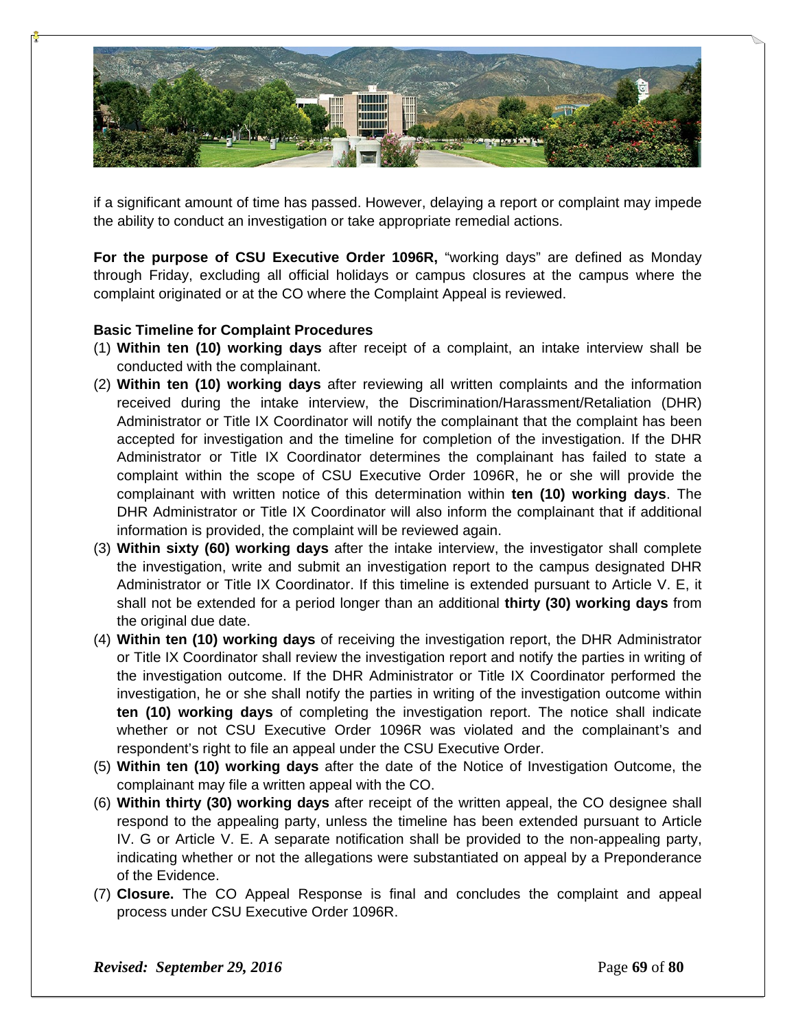if a significant amount of time has passed. However, delaying a report or complaint may impede the ability to conduct an investigation or take appropriate remedial actions.

**For the purpose of CSU Executive Order 1096R,** "working days" are defined as Monday through Friday, excluding all official holidays or campus closures at the campus where the complaint originated or at the CO where the Complaint Appeal is reviewed.

**Basic Timeline for Complaint Procedures**

(1) **Within ten (10) working days** after receipt of a complaint, an intake interview shall be conducted with the complainant.

(2) **Within ten (10) working days** after reviewing all written complaints and the information received during the intake interview, the Discrimination/Harassment/Retaliation (DHR) Administrator or Title IX Coordinator will notify the complainant that the complaint has been accepted for investigation and the timeline for completion of the investigation. If the DHR Administrator or Title IX Coordinator determines the complainant has failed to state a complaint within the scope of CSU Executive Order 1096R, he or she will provide the complainant with written notice of this determination within **ten (10) working days**. The DHR Administrator or Title IX Coordinator will also inform the complainant that if additional information is provided, the complaint will be reviewed again.

(3) **Within sixty (60) working days** after the intake interview, the investigator shall complete the investigation, write and submit an investigation report to the campus designated DHR Administrator or Title IX Coordinator. If this timeline is extended pursuant to Article V. E, it shall not be extended for a period longer than an additional **thirty (30) working days** from the original due date.

(4) **Within ten (10) working days** of receiving the investigation report, the DHR Administrator or Title IX Coordinator shall review the investigation report and notify the parties in writing of the investigation outcome. If the DHR Administrator or Title IX Coordinator performed the investigation, he or she shall notify the parties in writing of the investigation outcome within **ten (10) working days** of completing the investigation report. The notice shall indicate whether or not CSU Executive Order 1096R was violated and the complainant's and respondent's right to file an appeal under the CSU Executive Order.

(5) **Within ten (10) working days** after the date of the Notice of Investigation Outcome, the complainant may file a written appeal with the CO.

(6) **Within thirty (30) working days** after receipt of the written appeal, the CO designee shall respond to the appealing party, unless the timeline has been extended pursuant to Article IV. G or Article V. E. A separate notification shall be provided to the non-appealing party, indicating whether or not the allegations were substantiated on appeal by a Preponderance of the Evidence.

(7) **Closure.** The CO Appeal Response is final and concludes the complaint and appeal process under CSU Executive Order 1096R.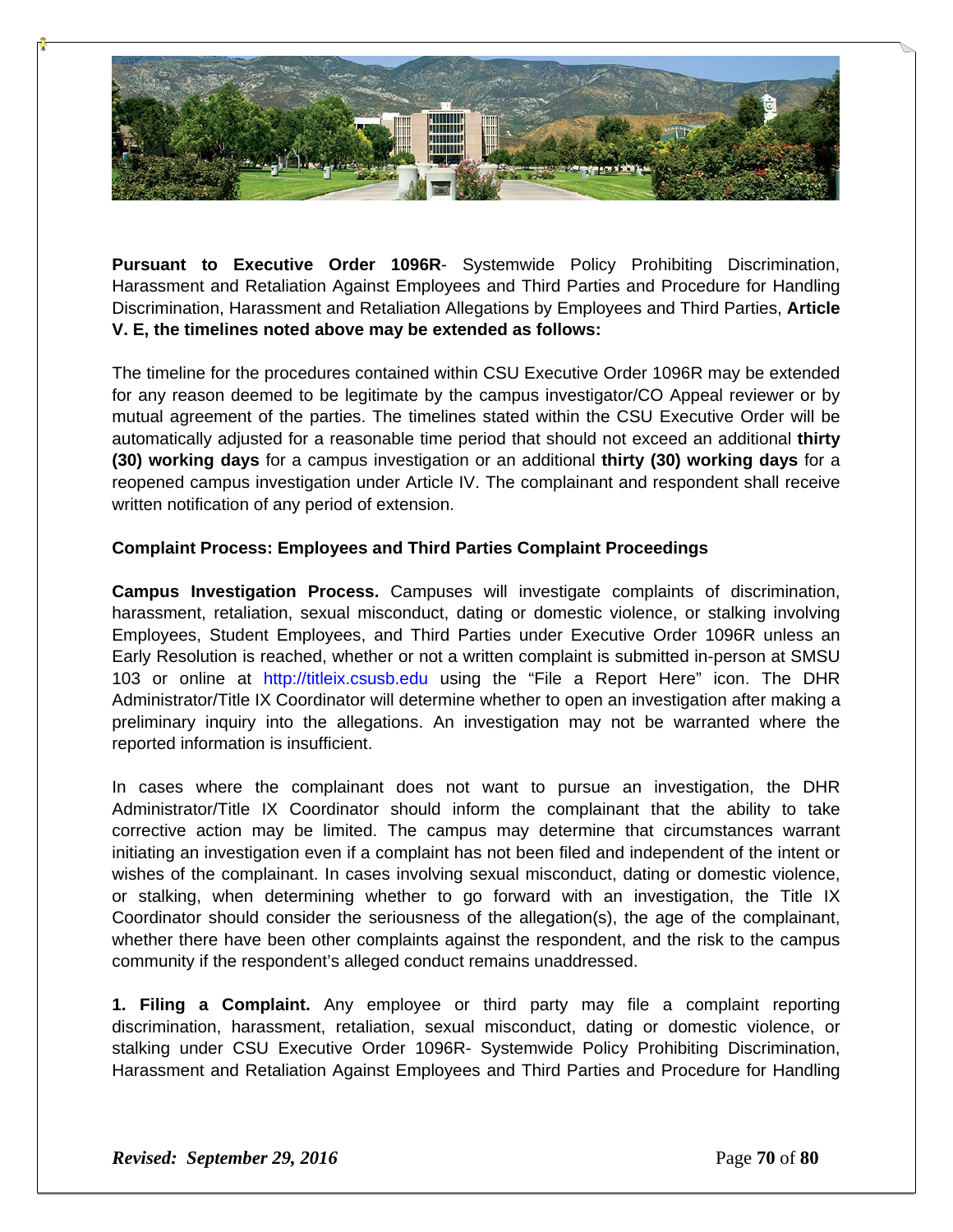**Pursuant to Executive Order 1096R**- Systemwide Policy Prohibiting Discrimination, Harassment and Retaliation Against Employees and Third Parties and Procedure for Handling Discrimination, Harassment and Retaliation Allegations by Employees and Third Parties, **Article V. E, the timelines noted above may be extended as follows:**

The timeline for the procedures contained within CSU Executive Order 1096R may be extended for any reason deemed to be legitimate by the campus investigator/CO Appeal reviewer or by mutual agreement of the parties. The timelines stated within the CSU Executive Order will be automatically adjusted for a reasonable time period that should not exceed an additional **thirty (30) working days** for a campus investigation or an additional **thirty (30) working days** for a reopened campus investigation under Article IV. The complainant and respondent shall receive written notification of any period of extension.

**Complaint Process: Employees and Third Parties Complaint Proceedings**

**Campus Investigation Process.** Campuses will investigate complaints of discrimination, harassment, retaliation, sexual misconduct, dating or domestic violence, or stalking involving Employees, Student Employees, and Third Parties under Executive Order 1096R unless an Early Resolution is reached, whether or not a written complaint is submitted in-person at SMSU 103 or online at http://titleix.csusb.edu using the "File a Report Here" icon. The DHR Administrator/Title IX Coordinator will determine whether to open an investigation after making a preliminary inquiry into the allegations. An investigation may not be warranted where the reported information is insufficient.

In cases where the complainant does not want to pursue an investigation, the DHR Administrator/Title IX Coordinator should inform the complainant that the ability to take corrective action may be limited. The campus may determine that circumstances warrant initiating an investigation even if a complaint has not been filed and independent of the intent or wishes of the complainant. In cases involving sexual misconduct, dating or domestic violence, or stalking, when determining whether to go forward with an investigation, the Title IX Coordinator should consider the seriousness of the allegation(s), the age of the complainant, whether there have been other complaints against the respondent, and the risk to the campus community if the respondent's alleged conduct remains unaddressed.

**1. Filing a Complaint.** Any employee or third party may file a complaint reporting discrimination, harassment, retaliation, sexual misconduct, dating or domestic violence, or stalking under CSU Executive Order 1096R- Systemwide Policy Prohibiting Discrimination, Harassment and Retaliation Against Employees and Third Parties and Procedure for Handling

*Revised: September 29, 2016*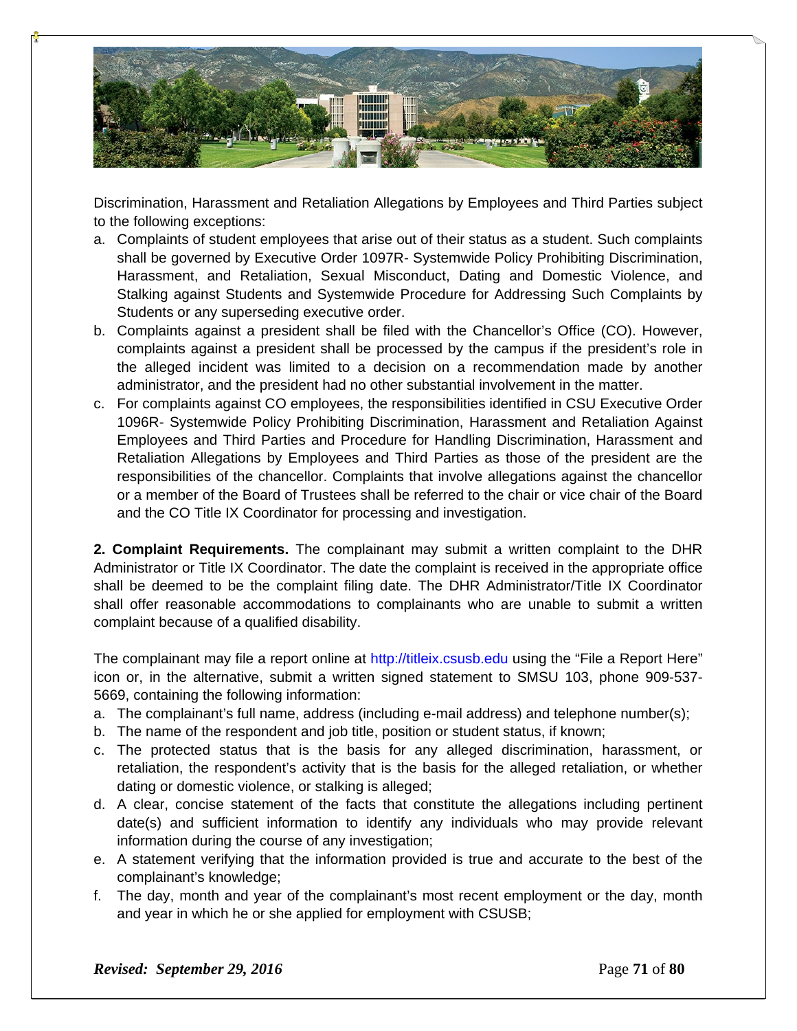Discrimination, Harassment and Retaliation Allegations by Employees and Third Parties subject to the following exceptions:

a. Complaints of student employees that arise out of their status as a student. Such complaints shall be governed by Executive Order 1097R- Systemwide Policy Prohibiting Discrimination, Harassment, and Retaliation, Sexual Misconduct, Dating and Domestic Violence, and Stalking against Students and Systemwide Procedure for Addressing Such Complaints by Students or any superseding executive order.
b. Complaints against a president shall be filed with the Chancellor's Office (CO). However, complaints against a president shall be processed by the campus if the president's role in the alleged incident was limited to a decision on a recommendation made by another administrator, and the president had no other substantial involvement in the matter.
c. For complaints against CO employees, the responsibilities identified in CSU Executive Order 1096R- Systemwide Policy Prohibiting Discrimination, Harassment and Retaliation Against Employees and Third Parties and Procedure for Handling Discrimination, Harassment and Retaliation Allegations by Employees and Third Parties as those of the president are the responsibilities of the chancellor. Complaints that involve allegations against the chancellor or a member of the Board of Trustees shall be referred to the chair or vice chair of the Board and the CO Title IX Coordinator for processing and investigation.

**2. Complaint Requirements.** The complainant may submit a written complaint to the DHR Administrator or Title IX Coordinator. The date the complaint is received in the appropriate office shall be deemed to be the complaint filing date. The DHR Administrator/Title IX Coordinator shall offer reasonable accommodations to complainants who are unable to submit a written complaint because of a qualified disability.

The complainant may file a report online at http://titleix.csusb.edu using the "File a Report Here" icon or, in the alternative, submit a written signed statement to SMSU 103, phone 909-537-5669, containing the following information:

a. The complainant's full name, address (including e-mail address) and telephone number(s);
b. The name of the respondent and job title, position or student status, if known;
c. The protected status that is the basis for any alleged discrimination, harassment, or retaliation, the respondent's activity that is the basis for the alleged retaliation, or whether dating or domestic violence, or stalking is alleged;
d. A clear, concise statement of the facts that constitute the allegations including pertinent date(s) and sufficient information to identify any individuals who may provide relevant information during the course of any investigation;
e. A statement verifying that the information provided is true and accurate to the best of the complainant's knowledge;
f. The day, month and year of the complainant's most recent employment or the day, month and year in which he or she applied for employment with CSUSB;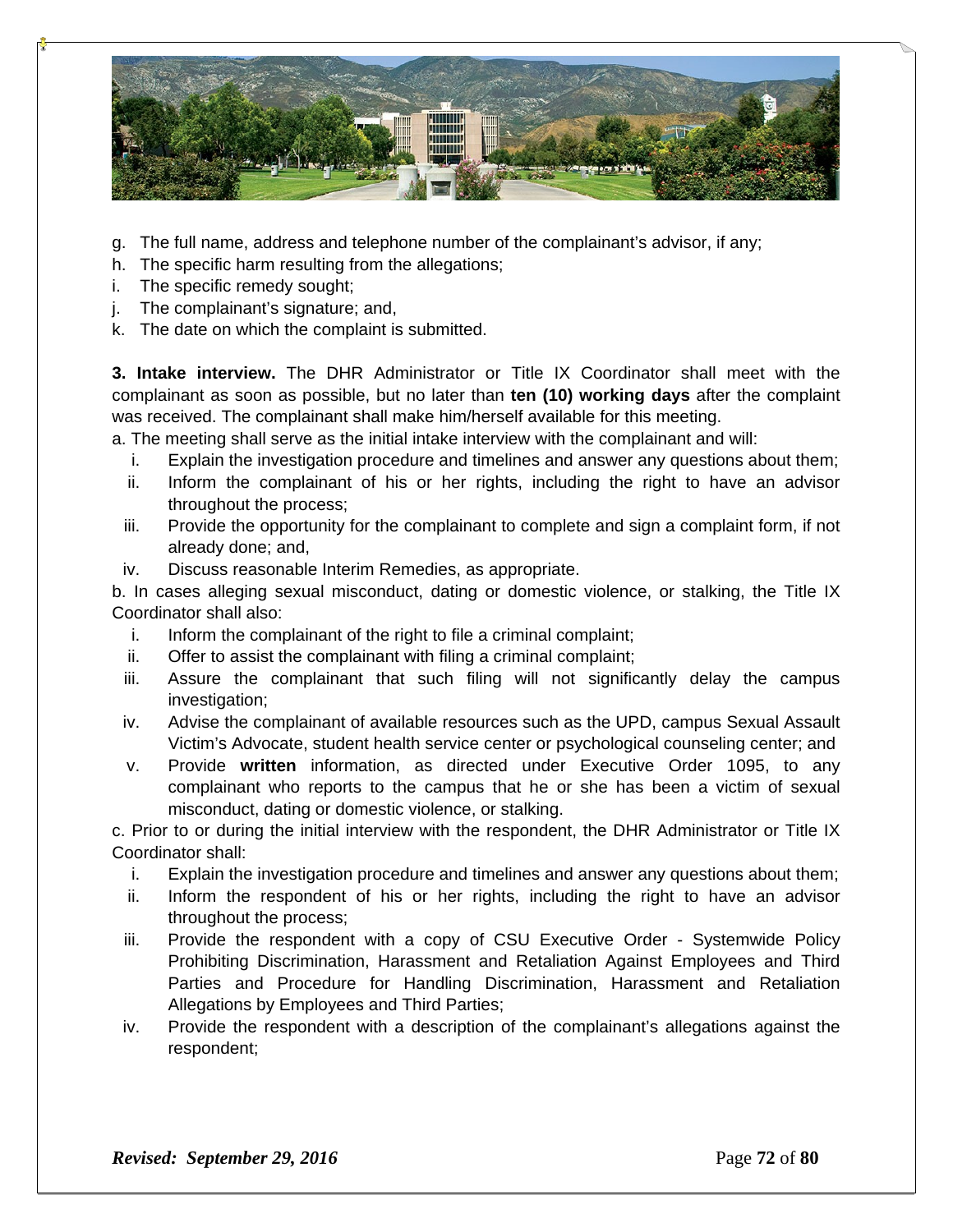g. The full name, address and telephone number of the complainant's advisor, if any;
h. The specific harm resulting from the allegations;
i. The specific remedy sought;
j. The complainant's signature; and,
k. The date on which the complaint is submitted.

**3. Intake interview.** The DHR Administrator or Title IX Coordinator shall meet with the complainant as soon as possible, but no later than **ten (10) working days** after the complaint was received. The complainant shall make him/herself available for this meeting.

a. The meeting shall serve as the initial intake interview with the complainant and will:

- i. Explain the investigation procedure and timelines and answer any questions about them;
- ii. Inform the complainant of his or her rights, including the right to have an advisor throughout the process;
- iii. Provide the opportunity for the complainant to complete and sign a complaint form, if not already done; and,
- iv. Discuss reasonable Interim Remedies, as appropriate.

b. In cases alleging sexual misconduct, dating or domestic violence, or stalking, the Title IX Coordinator shall also:

- i. Inform the complainant of the right to file a criminal complaint;
- ii. Offer to assist the complainant with filing a criminal complaint;
- iii. Assure the complainant that such filing will not significantly delay the campus investigation;
- iv. Advise the complainant of available resources such as the UPD, campus Sexual Assault Victim's Advocate, student health service center or psychological counseling center; and
- v. Provide **written** information, as directed under Executive Order 1095, to any complainant who reports to the campus that he or she has been a victim of sexual misconduct, dating or domestic violence, or stalking.

c. Prior to or during the initial interview with the respondent, the DHR Administrator or Title IX Coordinator shall:

- i. Explain the investigation procedure and timelines and answer any questions about them;
- ii. Inform the respondent of his or her rights, including the right to have an advisor throughout the process;
- iii. Provide the respondent with a copy of CSU Executive Order - Systemwide Policy Prohibiting Discrimination, Harassment and Retaliation Against Employees and Third Parties and Procedure for Handling Discrimination, Harassment and Retaliation Allegations by Employees and Third Parties;
- iv. Provide the respondent with a description of the complainant's allegations against the respondent;

***Revised: September 29, 2016***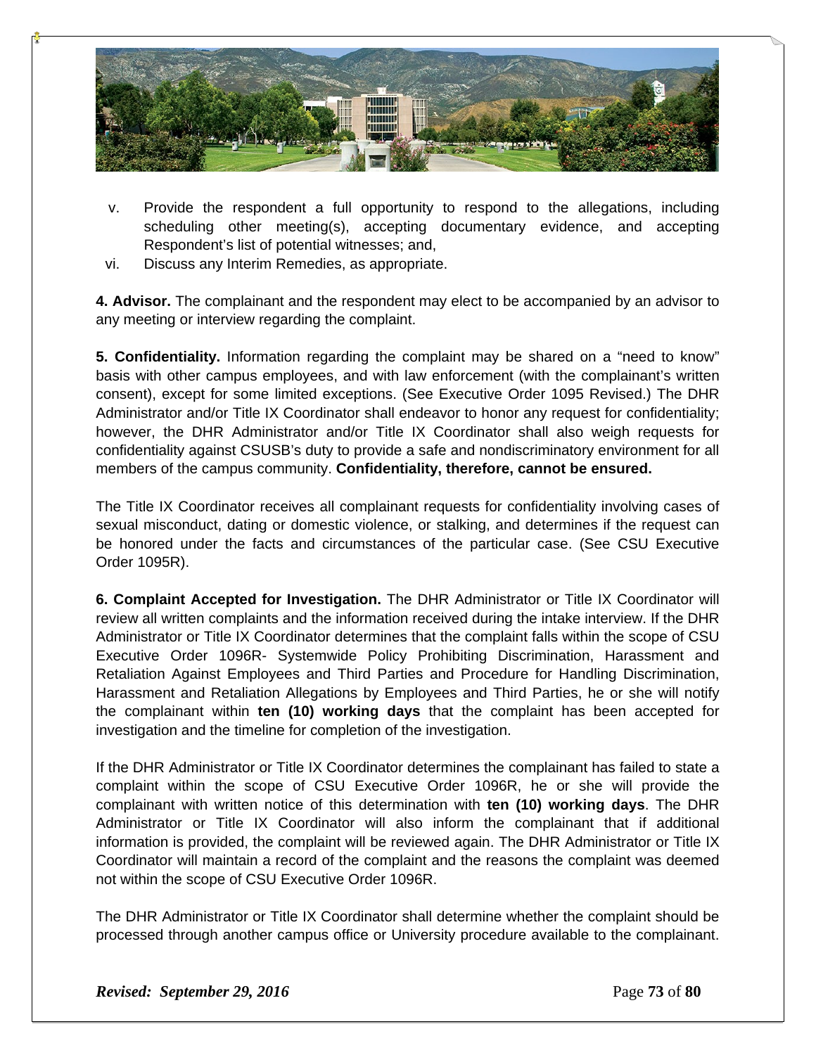v. Provide the respondent a full opportunity to respond to the allegations, including scheduling other meeting(s), accepting documentary evidence, and accepting Respondent's list of potential witnesses; and,

vi. Discuss any Interim Remedies, as appropriate.

**4. Advisor.** The complainant and the respondent may elect to be accompanied by an advisor to any meeting or interview regarding the complaint.

**5. Confidentiality.** Information regarding the complaint may be shared on a "need to know" basis with other campus employees, and with law enforcement (with the complainant's written consent), except for some limited exceptions. (See Executive Order 1095 Revised.) The DHR Administrator and/or Title IX Coordinator shall endeavor to honor any request for confidentiality; however, the DHR Administrator and/or Title IX Coordinator shall also weigh requests for confidentiality against CSUSB's duty to provide a safe and nondiscriminatory environment for all members of the campus community. **Confidentiality, therefore, cannot be ensured.**

The Title IX Coordinator receives all complainant requests for confidentiality involving cases of sexual misconduct, dating or domestic violence, or stalking, and determines if the request can be honored under the facts and circumstances of the particular case. (See CSU Executive Order 1095R).

**6. Complaint Accepted for Investigation.** The DHR Administrator or Title IX Coordinator will review all written complaints and the information received during the intake interview. If the DHR Administrator or Title IX Coordinator determines that the complaint falls within the scope of CSU Executive Order 1096R- Systemwide Policy Prohibiting Discrimination, Harassment and Retaliation Against Employees and Third Parties and Procedure for Handling Discrimination, Harassment and Retaliation Allegations by Employees and Third Parties, he or she will notify the complainant within **ten (10) working days** that the complaint has been accepted for investigation and the timeline for completion of the investigation.

If the DHR Administrator or Title IX Coordinator determines the complainant has failed to state a complaint within the scope of CSU Executive Order 1096R, he or she will provide the complainant with written notice of this determination with **ten (10) working days**. The DHR Administrator or Title IX Coordinator will also inform the complainant that if additional information is provided, the complaint will be reviewed again. The DHR Administrator or Title IX Coordinator will maintain a record of the complaint and the reasons the complaint was deemed not within the scope of CSU Executive Order 1096R.

The DHR Administrator or Title IX Coordinator shall determine whether the complaint should be processed through another campus office or University procedure available to the complainant.

***Revised: September 29, 2016***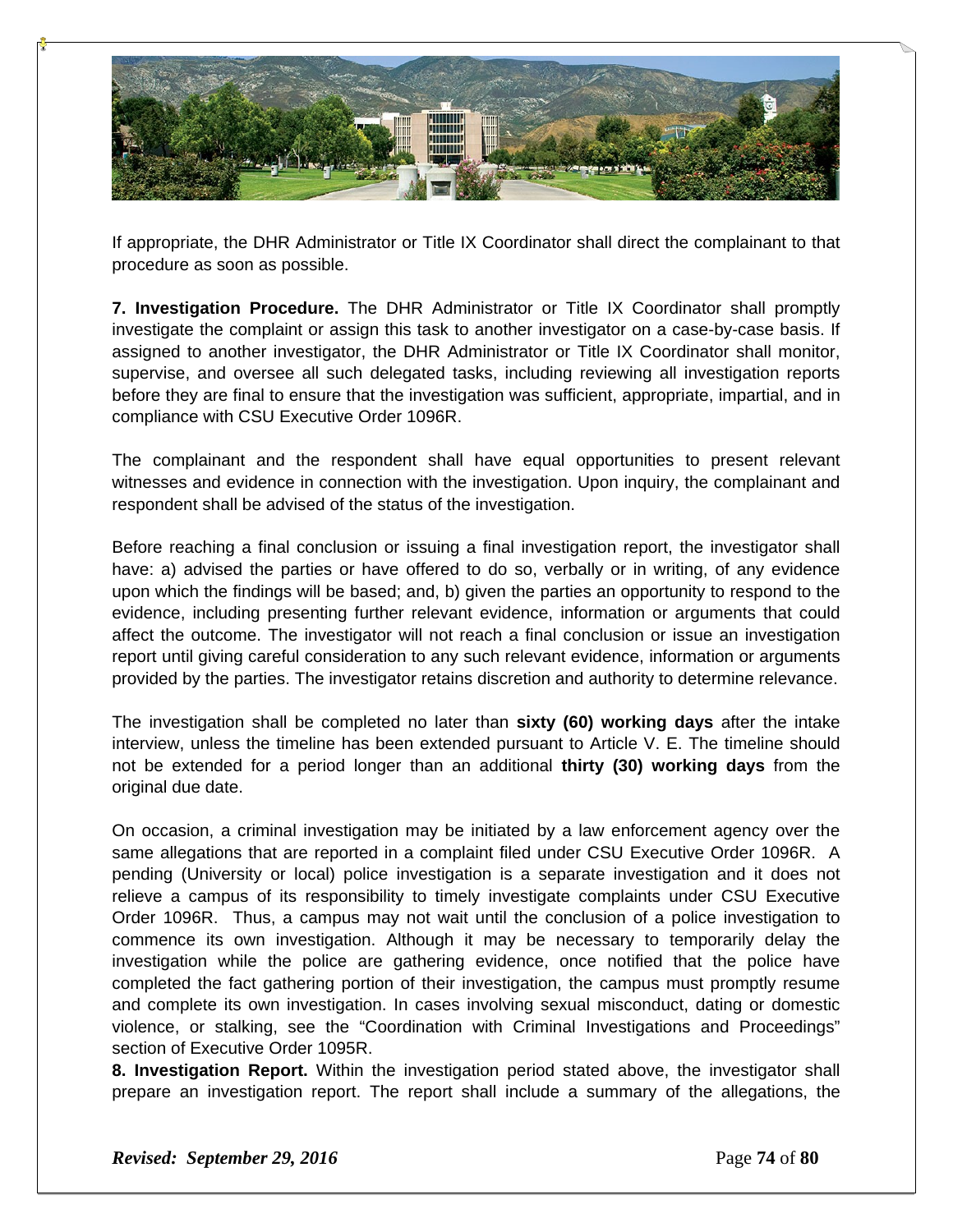If appropriate, the DHR Administrator or Title IX Coordinator shall direct the complainant to that procedure as soon as possible.

**7. Investigation Procedure.** The DHR Administrator or Title IX Coordinator shall promptly investigate the complaint or assign this task to another investigator on a case-by-case basis. If assigned to another investigator, the DHR Administrator or Title IX Coordinator shall monitor, supervise, and oversee all such delegated tasks, including reviewing all investigation reports before they are final to ensure that the investigation was sufficient, appropriate, impartial, and in compliance with CSU Executive Order 1096R.

The complainant and the respondent shall have equal opportunities to present relevant witnesses and evidence in connection with the investigation. Upon inquiry, the complainant and respondent shall be advised of the status of the investigation.

Before reaching a final conclusion or issuing a final investigation report, the investigator shall have: a) advised the parties or have offered to do so, verbally or in writing, of any evidence upon which the findings will be based; and, b) given the parties an opportunity to respond to the evidence, including presenting further relevant evidence, information or arguments that could affect the outcome. The investigator will not reach a final conclusion or issue an investigation report until giving careful consideration to any such relevant evidence, information or arguments provided by the parties. The investigator retains discretion and authority to determine relevance.

The investigation shall be completed no later than **sixty (60) working days** after the intake interview, unless the timeline has been extended pursuant to Article V. E. The timeline should not be extended for a period longer than an additional **thirty (30) working days** from the original due date.

On occasion, a criminal investigation may be initiated by a law enforcement agency over the same allegations that are reported in a complaint filed under CSU Executive Order 1096R. A pending (University or local) police investigation is a separate investigation and it does not relieve a campus of its responsibility to timely investigate complaints under CSU Executive Order 1096R. Thus, a campus may not wait until the conclusion of a police investigation to commence its own investigation. Although it may be necessary to temporarily delay the investigation while the police are gathering evidence, once notified that the police have completed the fact gathering portion of their investigation, the campus must promptly resume and complete its own investigation. In cases involving sexual misconduct, dating or domestic violence, or stalking, see the "Coordination with Criminal Investigations and Proceedings" section of Executive Order 1095R.

**8. Investigation Report.** Within the investigation period stated above, the investigator shall prepare an investigation report. The report shall include a summary of the allegations, the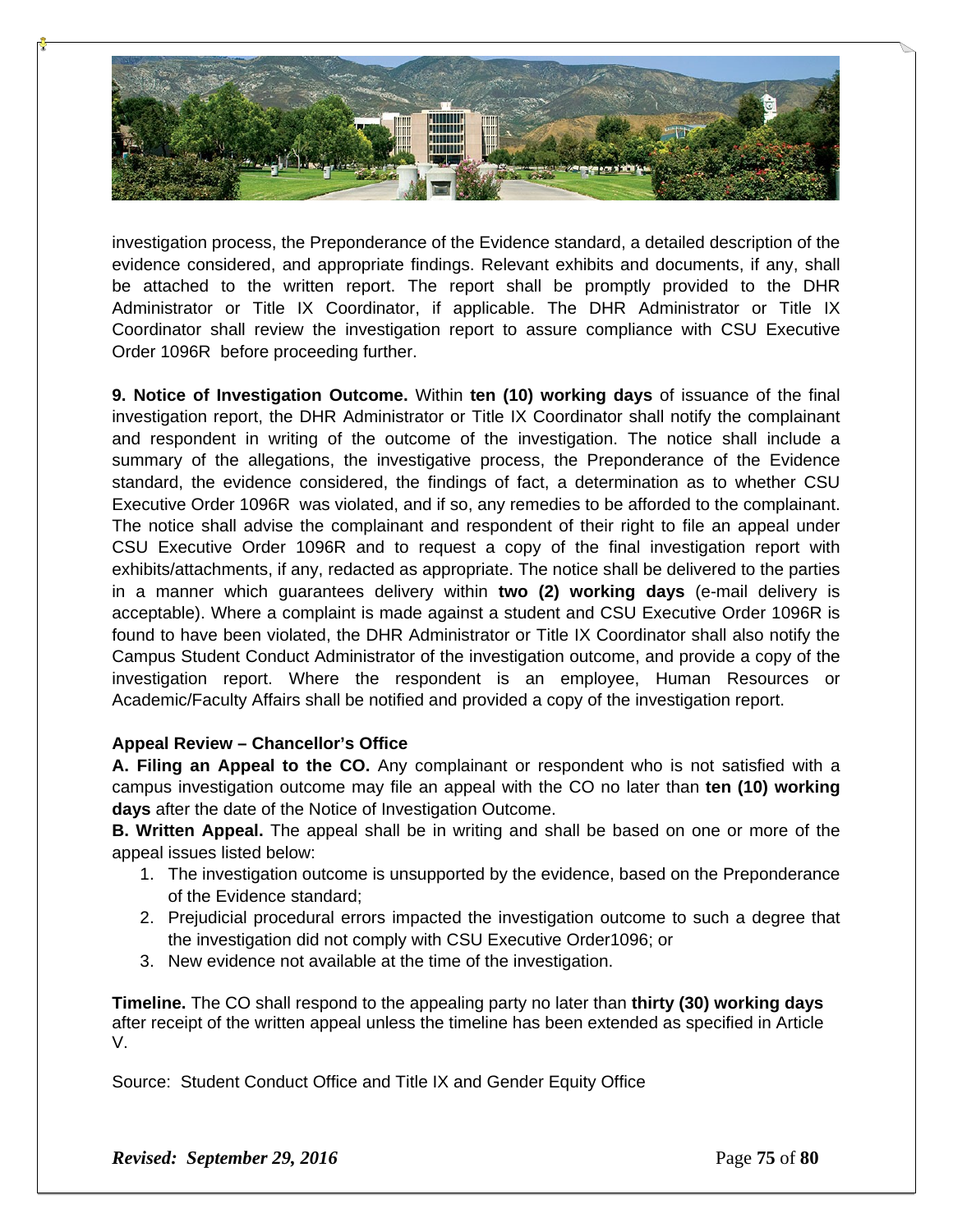investigation process, the Preponderance of the Evidence standard, a detailed description of the evidence considered, and appropriate findings. Relevant exhibits and documents, if any, shall be attached to the written report. The report shall be promptly provided to the DHR Administrator or Title IX Coordinator, if applicable. The DHR Administrator or Title IX Coordinator shall review the investigation report to assure compliance with CSU Executive Order 1096R before proceeding further.

**9. Notice of Investigation Outcome.** Within **ten (10) working days** of issuance of the final investigation report, the DHR Administrator or Title IX Coordinator shall notify the complainant and respondent in writing of the outcome of the investigation. The notice shall include a summary of the allegations, the investigative process, the Preponderance of the Evidence standard, the evidence considered, the findings of fact, a determination as to whether CSU Executive Order 1096R was violated, and if so, any remedies to be afforded to the complainant. The notice shall advise the complainant and respondent of their right to file an appeal under CSU Executive Order 1096R and to request a copy of the final investigation report with exhibits/attachments, if any, redacted as appropriate. The notice shall be delivered to the parties in a manner which guarantees delivery within **two (2) working days** (e-mail delivery is acceptable). Where a complaint is made against a student and CSU Executive Order 1096R is found to have been violated, the DHR Administrator or Title IX Coordinator shall also notify the Campus Student Conduct Administrator of the investigation outcome, and provide a copy of the investigation report. Where the respondent is an employee, Human Resources or Academic/Faculty Affairs shall be notified and provided a copy of the investigation report.

**Appeal Review – Chancellor's Office**

**A. Filing an Appeal to the CO.** Any complainant or respondent who is not satisfied with a campus investigation outcome may file an appeal with the CO no later than **ten (10) working days** after the date of the Notice of Investigation Outcome.

**B. Written Appeal.** The appeal shall be in writing and shall be based on one or more of the appeal issues listed below:

1. The investigation outcome is unsupported by the evidence, based on the Preponderance of the Evidence standard;
2. Prejudicial procedural errors impacted the investigation outcome to such a degree that the investigation did not comply with CSU Executive Order1096; or
3. New evidence not available at the time of the investigation.

**Timeline.** The CO shall respond to the appealing party no later than **thirty (30) working days** after receipt of the written appeal unless the timeline has been extended as specified in Article V.

Source: Student Conduct Office and Title IX and Gender Equity Office

***Revised: September 29, 2016***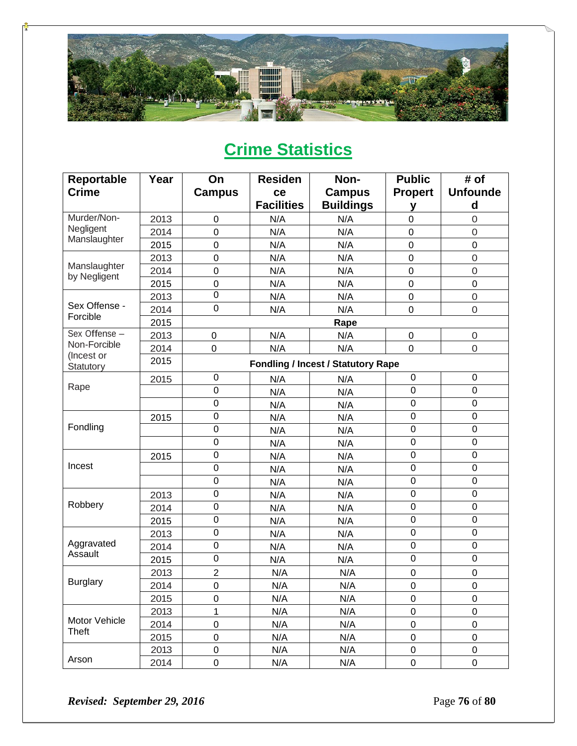## Crime Statistics

| Reportable Crime | Year | On Campus | Residence Facilities | Non-Campus Buildings | Public Property | # of Unfounded |
|---|---|---|---|---|---|---|
| Murder/Non-Negligent Manslaughter | 2013 | 0 | N/A | N/A | 0 | 0 |
| | 2014 | 0 | N/A | N/A | 0 | 0 |
| | 2015 | 0 | N/A | N/A | 0 | 0 |
| Manslaughter by Negligent | 2013 | 0 | N/A | N/A | 0 | 0 |
| | 2014 | 0 | N/A | N/A | 0 | 0 |
| | 2015 | 0 | N/A | N/A | 0 | 0 |
| Sex Offense - Forcible | 2013 | 0 | N/A | N/A | 0 | 0 |
| | 2014 | 0 | N/A | N/A | 0 | 0 |
| | 2015 | **Rape** | | | | |
| Sex Offense – Non-Forcible (Incest or Statutory | 2013 | 0 | N/A | N/A | 0 | 0 |
| | 2014 | 0 | N/A | N/A | 0 | 0 |
| | 2015 | **Fondling / Incest / Statutory Rape** | | | | |
| Rape | 2015 | 0 | N/A | N/A | 0 | 0 |
| | | 0 | N/A | N/A | 0 | 0 |
| | | 0 | N/A | N/A | 0 | 0 |
| Fondling | 2015 | 0 | N/A | N/A | 0 | 0 |
| | | 0 | N/A | N/A | 0 | 0 |
| | | 0 | N/A | N/A | 0 | 0 |
| Incest | 2015 | 0 | N/A | N/A | 0 | 0 |
| | | 0 | N/A | N/A | 0 | 0 |
| | | 0 | N/A | N/A | 0 | 0 |
| Robbery | 2013 | 0 | N/A | N/A | 0 | 0 |
| | 2014 | 0 | N/A | N/A | 0 | 0 |
| | 2015 | 0 | N/A | N/A | 0 | 0 |
| Aggravated Assault | 2013 | 0 | N/A | N/A | 0 | 0 |
| | 2014 | 0 | N/A | N/A | 0 | 0 |
| | 2015 | 0 | N/A | N/A | 0 | 0 |
| Burglary | 2013 | 2 | N/A | N/A | 0 | 0 |
| | 2014 | 0 | N/A | N/A | 0 | 0 |
| | 2015 | 0 | N/A | N/A | 0 | 0 |
| Motor Vehicle Theft | 2013 | 1 | N/A | N/A | 0 | 0 |
| | 2014 | 0 | N/A | N/A | 0 | 0 |
| | 2015 | 0 | N/A | N/A | 0 | 0 |
| Arson | 2013 | 0 | N/A | N/A | 0 | 0 |
| | 2014 | 0 | N/A | N/A | 0 | 0 |

***Revised: September 29, 2016***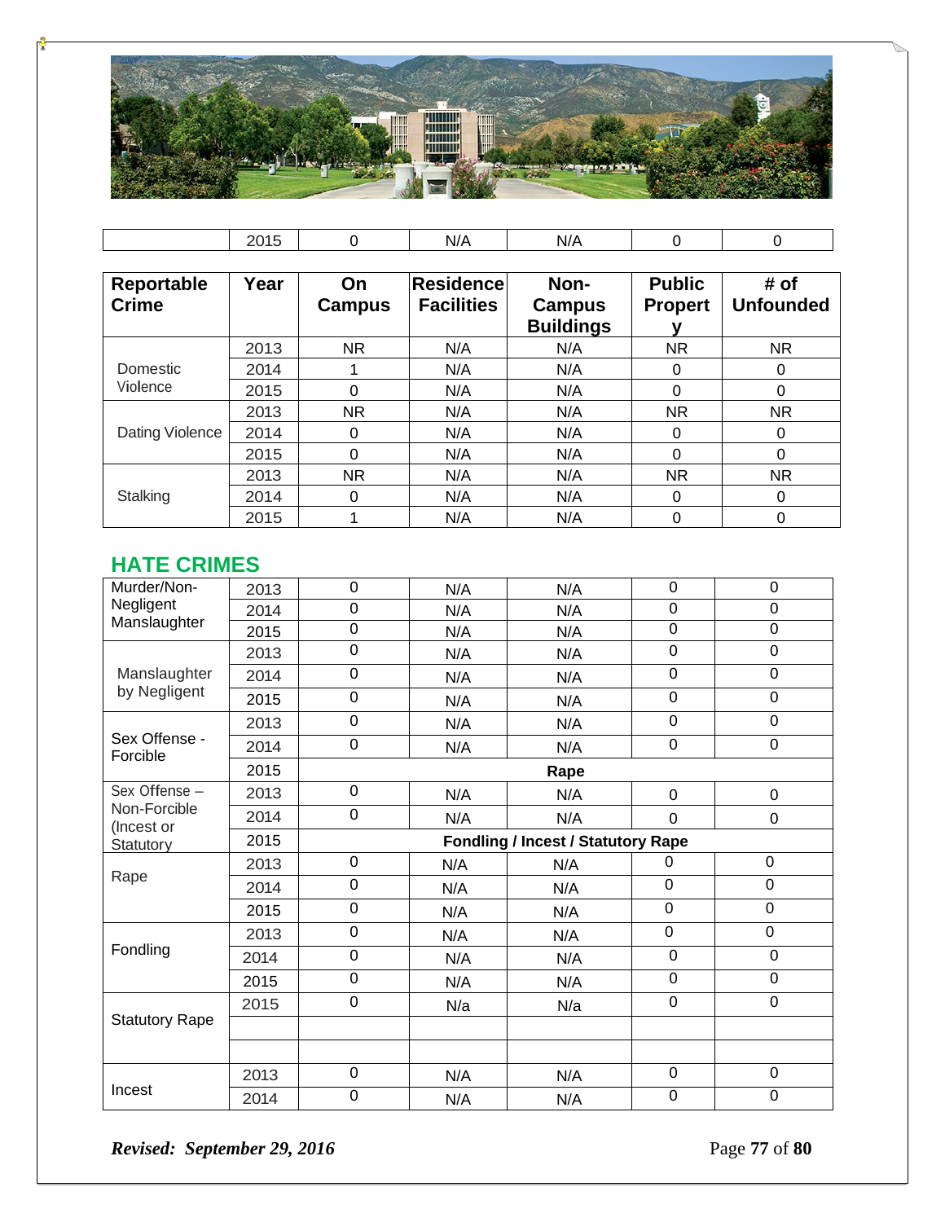|  | 2015 | 0 | N/A | N/A | 0 | 0 |
|---|---|---|---|---|---|---|

| Reportable Crime | Year | On Campus | Residence Facilities | Non-Campus Buildings | Public Property | # of Unfounded |
|---|---|---|---|---|---|---|
| Domestic Violence | 2013 | NR | N/A | N/A | NR | NR |
|  | 2014 | 1 | N/A | N/A | 0 | 0 |
|  | 2015 | 0 | N/A | N/A | 0 | 0 |
| Dating Violence | 2013 | NR | N/A | N/A | NR | NR |
|  | 2014 | 0 | N/A | N/A | 0 | 0 |
|  | 2015 | 0 | N/A | N/A | 0 | 0 |
| Stalking | 2013 | NR | N/A | N/A | NR | NR |
|  | 2014 | 0 | N/A | N/A | 0 | 0 |
|  | 2015 | 1 | N/A | N/A | 0 | 0 |

## HATE CRIMES

| | | | | | | |
|---|---|---|---|---|---|---|
| Murder/Non-Negligent Manslaughter | 2013 | 0 | N/A | N/A | 0 | 0 |
|  | 2014 | 0 | N/A | N/A | 0 | 0 |
|  | 2015 | 0 | N/A | N/A | 0 | 0 |
| Manslaughter by Negligent | 2013 | 0 | N/A | N/A | 0 | 0 |
|  | 2014 | 0 | N/A | N/A | 0 | 0 |
|  | 2015 | 0 | N/A | N/A | 0 | 0 |
| Sex Offense - Forcible | 2013 | 0 | N/A | N/A | 0 | 0 |
|  | 2014 | 0 | N/A | N/A | 0 | 0 |
|  | 2015 | **Rape** | | | | |
| Sex Offense – Non-Forcible (Incest or Statutory | 2013 | 0 | N/A | N/A | 0 | 0 |
|  | 2014 | 0 | N/A | N/A | 0 | 0 |
|  | 2015 | **Fondling / Incest / Statutory Rape** | | | | |
| Rape | 2013 | 0 | N/A | N/A | 0 | 0 |
|  | 2014 | 0 | N/A | N/A | 0 | 0 |
|  | 2015 | 0 | N/A | N/A | 0 | 0 |
| Fondling | 2013 | 0 | N/A | N/A | 0 | 0 |
|  | 2014 | 0 | N/A | N/A | 0 | 0 |
|  | 2015 | 0 | N/A | N/A | 0 | 0 |
| Statutory Rape | 2015 | 0 | N/a | N/a | 0 | 0 |
|  |  |  |  |  |  |  |
|  |  |  |  |  |  |  |
| Incest | 2013 | 0 | N/A | N/A | 0 | 0 |
|  | 2014 | 0 | N/A | N/A | 0 | 0 |

***Revised: September 29, 2016***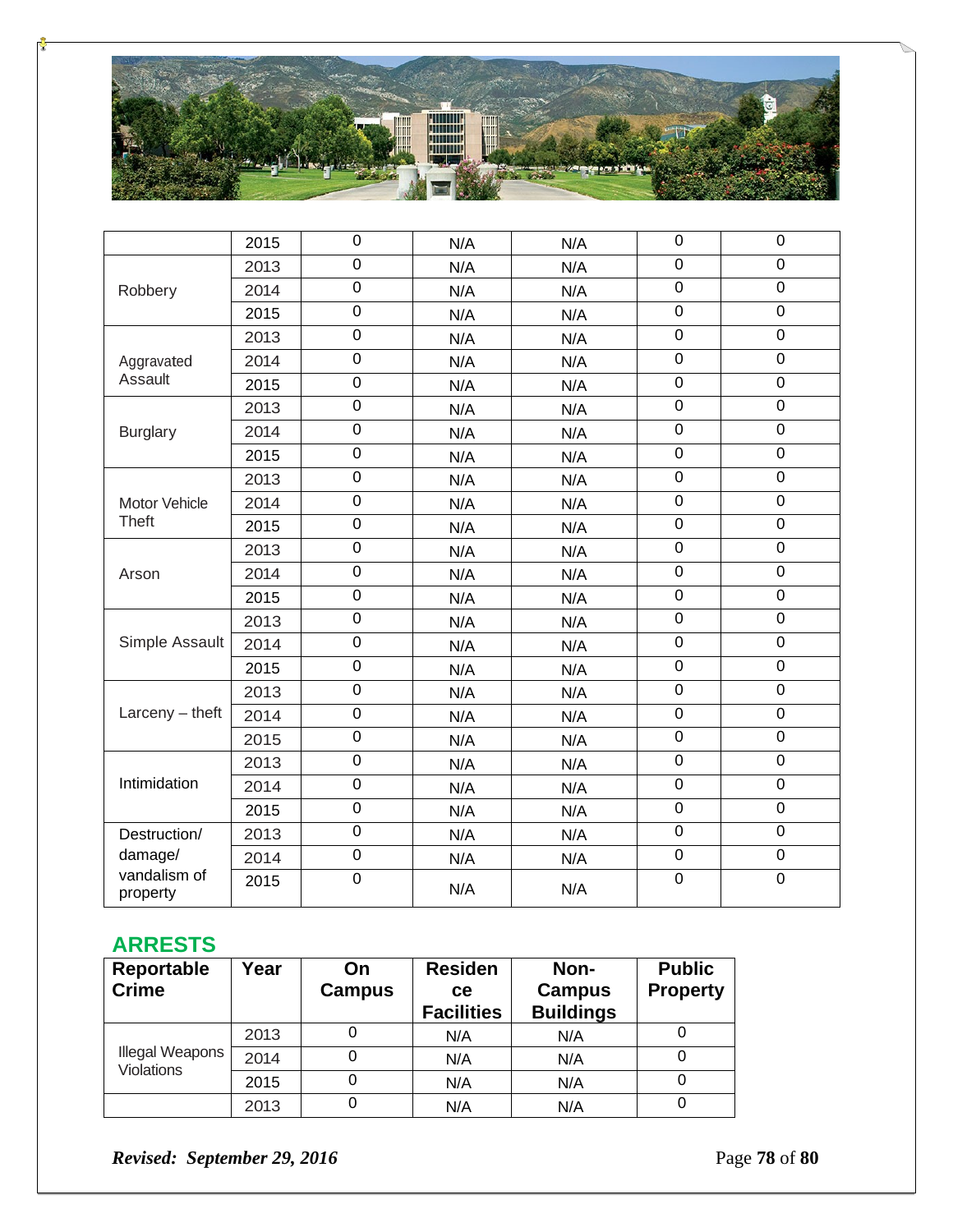| | | | | | | |
|---|---|---|---|---|---|---|
| | 2015 | 0 | N/A | N/A | 0 | 0 |
| Robbery | 2013 | 0 | N/A | N/A | 0 | 0 |
| | 2014 | 0 | N/A | N/A | 0 | 0 |
| | 2015 | 0 | N/A | N/A | 0 | 0 |
| Aggravated Assault | 2013 | 0 | N/A | N/A | 0 | 0 |
| | 2014 | 0 | N/A | N/A | 0 | 0 |
| | 2015 | 0 | N/A | N/A | 0 | 0 |
| Burglary | 2013 | 0 | N/A | N/A | 0 | 0 |
| | 2014 | 0 | N/A | N/A | 0 | 0 |
| | 2015 | 0 | N/A | N/A | 0 | 0 |
| Motor Vehicle Theft | 2013 | 0 | N/A | N/A | 0 | 0 |
| | 2014 | 0 | N/A | N/A | 0 | 0 |
| | 2015 | 0 | N/A | N/A | 0 | 0 |
| Arson | 2013 | 0 | N/A | N/A | 0 | 0 |
| | 2014 | 0 | N/A | N/A | 0 | 0 |
| | 2015 | 0 | N/A | N/A | 0 | 0 |
| Simple Assault | 2013 | 0 | N/A | N/A | 0 | 0 |
| | 2014 | 0 | N/A | N/A | 0 | 0 |
| | 2015 | 0 | N/A | N/A | 0 | 0 |
| Larceny – theft | 2013 | 0 | N/A | N/A | 0 | 0 |
| | 2014 | 0 | N/A | N/A | 0 | 0 |
| | 2015 | 0 | N/A | N/A | 0 | 0 |
| Intimidation | 2013 | 0 | N/A | N/A | 0 | 0 |
| | 2014 | 0 | N/A | N/A | 0 | 0 |
| | 2015 | 0 | N/A | N/A | 0 | 0 |
| Destruction/ damage/ vandalism of property | 2013 | 0 | N/A | N/A | 0 | 0 |
| | 2014 | 0 | N/A | N/A | 0 | 0 |
| | 2015 | 0 | N/A | N/A | 0 | 0 |

## ARRESTS

| Reportable Crime | Year | On Campus | Residence Facilities | Non-Campus Buildings | Public Property |
|---|---|---|---|---|---|
| Illegal Weapons Violations | 2013 | 0 | N/A | N/A | 0 |
| | 2014 | 0 | N/A | N/A | 0 |
| | 2015 | 0 | N/A | N/A | 0 |
| | 2013 | 0 | N/A | N/A | 0 |

***Revised: September 29, 2016***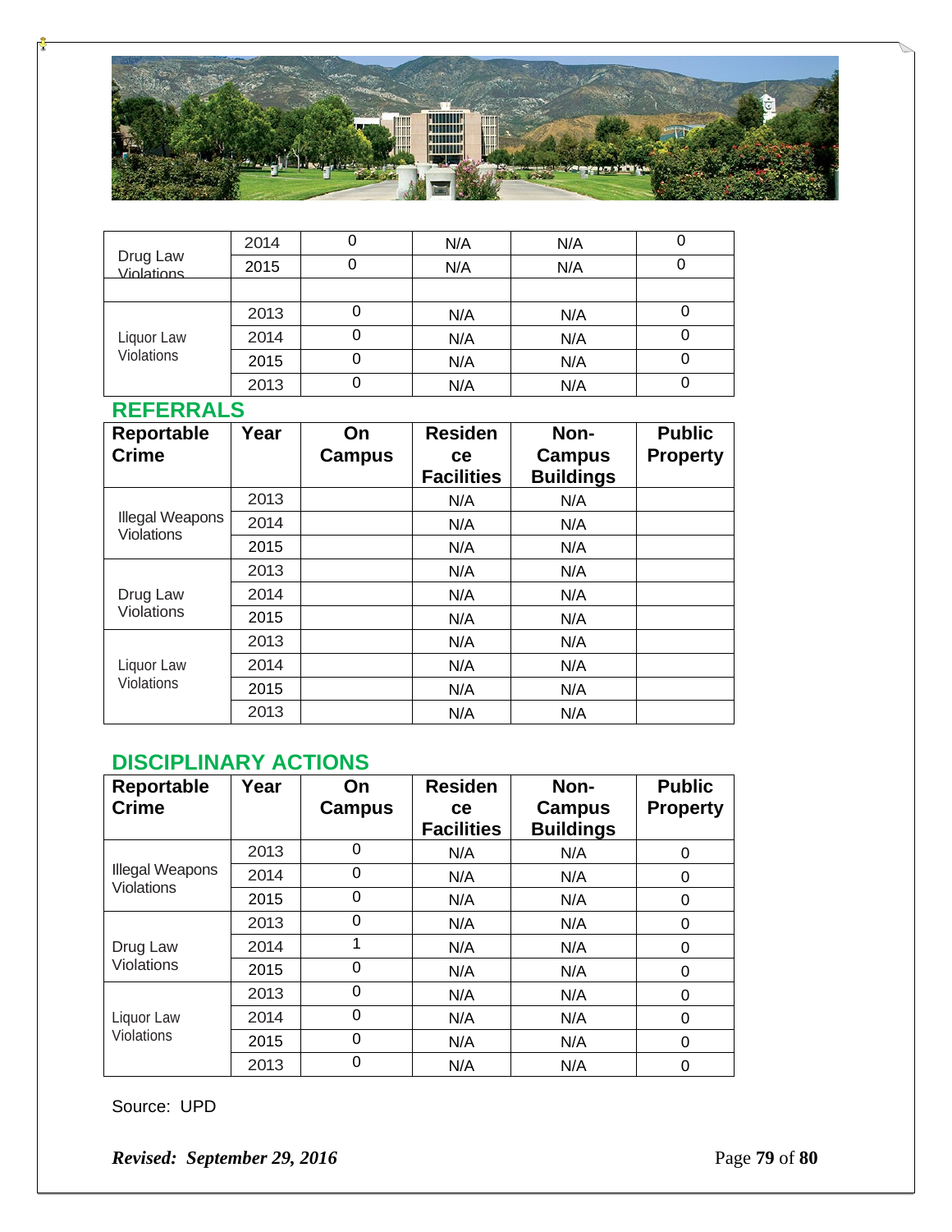| | | | | | |
|---|---|---|---|---|---|
| Drug Law Violations | 2014 | 0 | N/A | N/A | 0 |
| | 2015 | 0 | N/A | N/A | 0 |
| | | | | | |
| Liquor Law Violations | 2013 | 0 | N/A | N/A | 0 |
| | 2014 | 0 | N/A | N/A | 0 |
| | 2015 | 0 | N/A | N/A | 0 |
| | 2013 | 0 | N/A | N/A | 0 |

## REFERRALS

| Reportable Crime | Year | On Campus | Residence Facilities | Non-Campus Buildings | Public Property |
|---|---|---|---|---|---|
| Illegal Weapons Violations | 2013 | | N/A | N/A | |
| | 2014 | | N/A | N/A | |
| | 2015 | | N/A | N/A | |
| Drug Law Violations | 2013 | | N/A | N/A | |
| | 2014 | | N/A | N/A | |
| | 2015 | | N/A | N/A | |
| Liquor Law Violations | 2013 | | N/A | N/A | |
| | 2014 | | N/A | N/A | |
| | 2015 | | N/A | N/A | |
| | 2013 | | N/A | N/A | |

## DISCIPLINARY ACTIONS

| Reportable Crime | Year | On Campus | Residence Facilities | Non-Campus Buildings | Public Property |
|---|---|---|---|---|---|
| Illegal Weapons Violations | 2013 | 0 | N/A | N/A | 0 |
| | 2014 | 0 | N/A | N/A | 0 |
| | 2015 | 0 | N/A | N/A | 0 |
| Drug Law Violations | 2013 | 0 | N/A | N/A | 0 |
| | 2014 | 1 | N/A | N/A | 0 |
| | 2015 | 0 | N/A | N/A | 0 |
| Liquor Law Violations | 2013 | 0 | N/A | N/A | 0 |
| | 2014 | 0 | N/A | N/A | 0 |
| | 2015 | 0 | N/A | N/A | 0 |
| | 2013 | 0 | N/A | N/A | 0 |

Source: UPD

***Revised: September 29, 2016***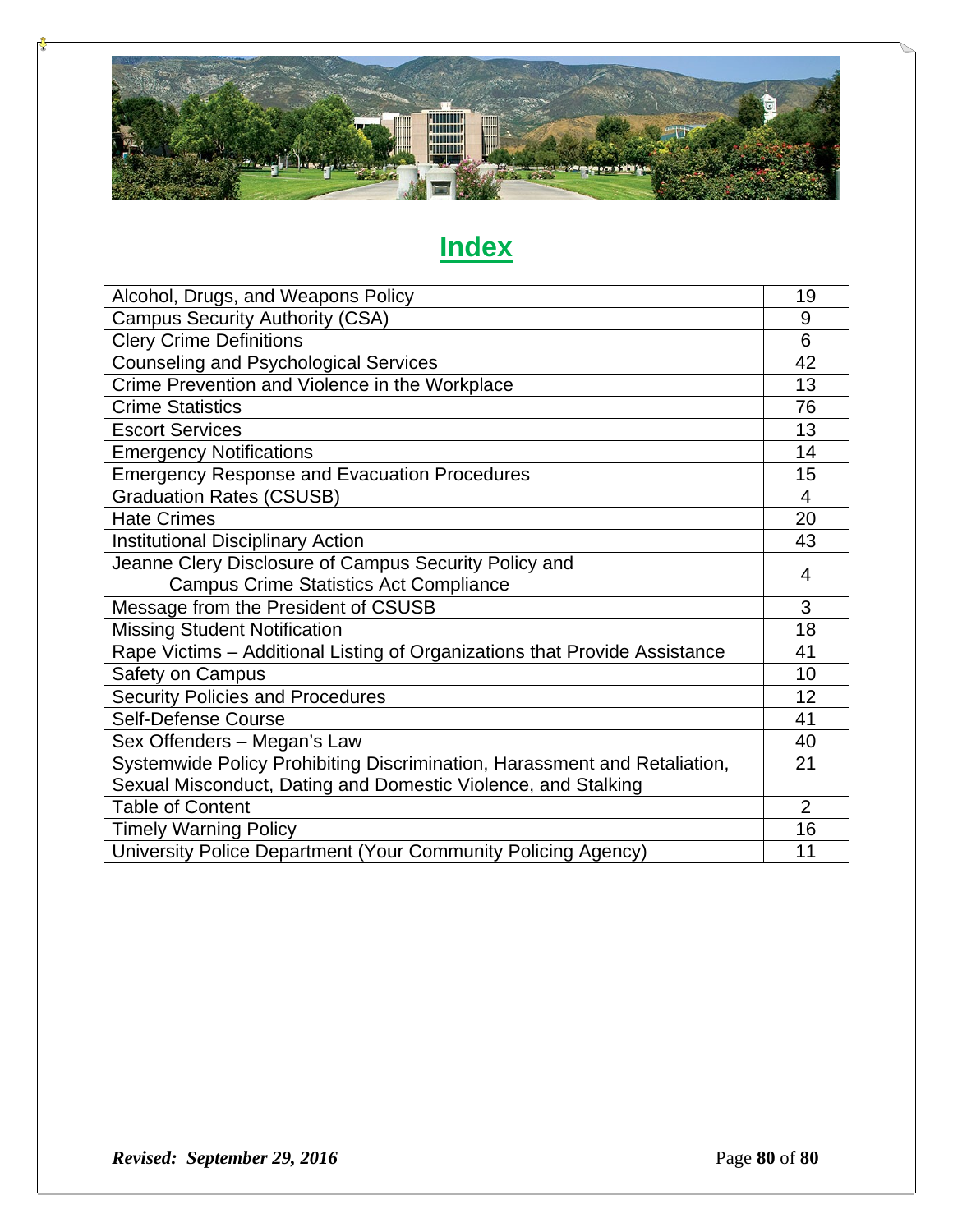# Index

| | |
|---|---|
| Alcohol, Drugs, and Weapons Policy | 19 |
| Campus Security Authority (CSA) | 9 |
| Clery Crime Definitions | 6 |
| Counseling and Psychological Services | 42 |
| Crime Prevention and Violence in the Workplace | 13 |
| Crime Statistics | 76 |
| Escort Services | 13 |
| Emergency Notifications | 14 |
| Emergency Response and Evacuation Procedures | 15 |
| Graduation Rates (CSUSB) | 4 |
| Hate Crimes | 20 |
| Institutional Disciplinary Action | 43 |
| Jeanne Clery Disclosure of Campus Security Policy and Campus Crime Statistics Act Compliance | 4 |
| Message from the President of CSUSB | 3 |
| Missing Student Notification | 18 |
| Rape Victims – Additional Listing of Organizations that Provide Assistance | 41 |
| Safety on Campus | 10 |
| Security Policies and Procedures | 12 |
| Self-Defense Course | 41 |
| Sex Offenders – Megan's Law | 40 |
| Systemwide Policy Prohibiting Discrimination, Harassment and Retaliation, Sexual Misconduct, Dating and Domestic Violence, and Stalking | 21 |
| Table of Content | 2 |
| Timely Warning Policy | 16 |
| University Police Department (Your Community Policing Agency) | 11 |

***Revised: September 29, 2016***